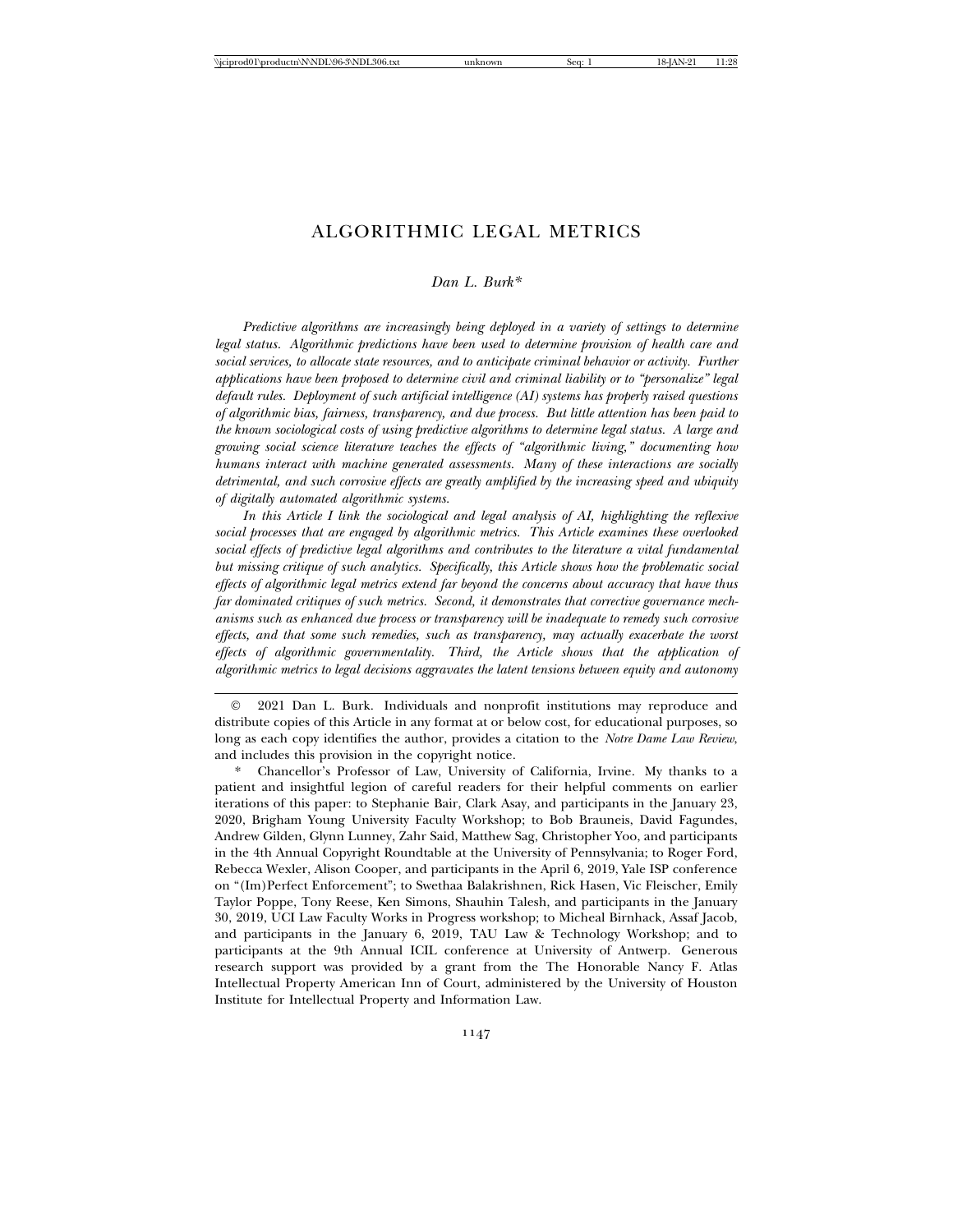# ALGORITHMIC LEGAL METRICS

*Dan L. Burk\**

*Predictive algorithms are increasingly being deployed in a variety of settings to determine legal status. Algorithmic predictions have been used to determine provision of health care and social services, to allocate state resources, and to anticipate criminal behavior or activity. Further applications have been proposed to determine civil and criminal liability or to "personalize" legal default rules. Deployment of such artificial intelligence (AI) systems has properly raised questions of algorithmic bias, fairness, transparency, and due process. But little attention has been paid to the known sociological costs of using predictive algorithms to determine legal status. A large and growing social science literature teaches the effects of "algorithmic living," documenting how humans interact with machine generated assessments. Many of these interactions are socially detrimental, and such corrosive effects are greatly amplified by the increasing speed and ubiquity of digitally automated algorithmic systems.*

*In this Article I link the sociological and legal analysis of AI, highlighting the reflexive social processes that are engaged by algorithmic metrics. This Article examines these overlooked social effects of predictive legal algorithms and contributes to the literature a vital fundamental but missing critique of such analytics. Specifically, this Article shows how the problematic social effects of algorithmic legal metrics extend far beyond the concerns about accuracy that have thus far dominated critiques of such metrics. Second, it demonstrates that corrective governance mechanisms such as enhanced due process or transparency will be inadequate to remedy such corrosive effects, and that some such remedies, such as transparency, may actually exacerbate the worst effects of algorithmic governmentality. Third, the Article shows that the application of algorithmic metrics to legal decisions aggravates the latent tensions between equity and autonomy*

---

© 2021 Dan L. Burk. Individuals and nonprofit institutions may reproduce and distribute copies of this Article in any format at or below cost, for educational purposes, so long as each copy identifies the author, provides a citation to the *Notre Dame Law Review*, and includes this provision in the copyright notice.

\* Chancellor's Professor of Law, University of California, Irvine. My thanks to a patient and insightful legion of careful readers for their helpful comments on earlier iterations of this paper: to Stephanie Bair, Clark Asay, and participants in the January 23, 2020, Brigham Young University Faculty Workshop; to Bob Brauneis, David Fagundes, Andrew Gilden, Glynn Lunney, Zahr Said, Matthew Sag, Christopher Yoo, and participants in the 4th Annual Copyright Roundtable at the University of Pennsylvania; to Roger Ford, Rebecca Wexler, Alison Cooper, and participants in the April 6, 2019, Yale ISP conference on "(Im)Perfect Enforcement"; to Swethaa Balakrishnen, Rick Hasen, Vic Fleischer, Emily Taylor Poppe, Tony Reese, Ken Simons, Shauhin Talesh, and participants in the January 30, 2019, UCI Law Faculty Works in Progress workshop; to Micheal Birnhack, Assaf Jacob, and participants in the January 6, 2019, TAU Law & Technology Workshop; and to participants at the 9th Annual ICIL conference at University of Antwerp. Generous research support was provided by a grant from the The Honorable Nancy F. Atlas Intellectual Property American Inn of Court, administered by the University of Houston Institute for Intellectual Property and Information Law.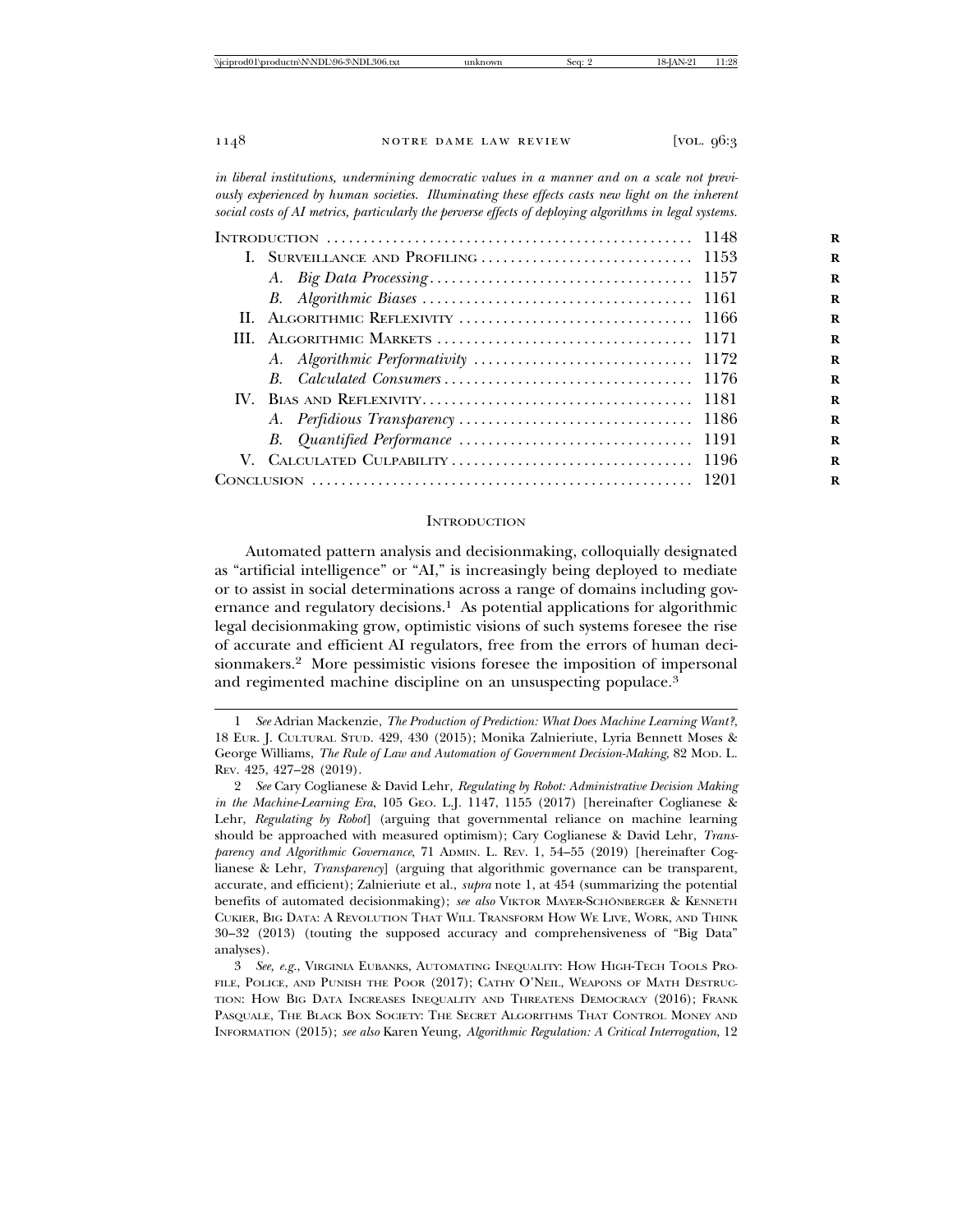*in liberal institutions, undermining democratic values in a manner and on a scale not previously experienced by human societies. Illuminating these effects casts new light on the inherent social costs of AI metrics, particularly the perverse effects of deploying algorithms in legal systems.*

| | |
|---|---|
| Introduction | 1148 |
| I. Surveillance and Profiling | 1153 |
| A. *Big Data Processing* | 1157 |
| B. *Algorithmic Biases* | 1161 |
| II. Algorithmic Reflexivity | 1166 |
| III. Algorithmic Markets | 1171 |
| A. *Algorithmic Performativity* | 1172 |
| B. *Calculated Consumers* | 1176 |
| IV. Bias and Reflexivity | 1181 |
| A. *Perfidious Transparency* | 1186 |
| B. *Quantified Performance* | 1191 |
| V. Calculated Culpability | 1196 |
| Conclusion | 1201 |

## Introduction

Automated pattern analysis and decisionmaking, colloquially designated as "artificial intelligence" or "AI," is increasingly being deployed to mediate or to assist in social determinations across a range of domains including governance and regulatory decisions.[1] As potential applications for algorithmic legal decisionmaking grow, optimistic visions of such systems foresee the rise of accurate and efficient AI regulators, free from the errors of human decisionmakers.[2] More pessimistic visions foresee the imposition of impersonal and regimented machine discipline on an unsuspecting populace.[3]

---

1 *See* Adrian Mackenzie, *The Production of Prediction: What Does Machine Learning Want?*, 18 Eur. J. Cultural Stud. 429, 430 (2015); Monika Zalnieriute, Lyria Bennett Moses & George Williams, *The Rule of Law and Automation of Government Decision-Making*, 82 Mod. L. Rev. 425, 427–28 (2019).

2 *See* Cary Coglianese & David Lehr, *Regulating by Robot: Administrative Decision Making in the Machine-Learning Era*, 105 Geo. L.J. 1147, 1155 (2017) [hereinafter Coglianese & Lehr, *Regulating by Robot*] (arguing that governmental reliance on machine learning should be approached with measured optimism); Cary Coglianese & David Lehr, *Transparency and Algorithmic Governance*, 71 Admin. L. Rev. 1, 54–55 (2019) [hereinafter Coglianese & Lehr, *Transparency*] (arguing that algorithmic governance can be transparent, accurate, and efficient); Zalnieriute et al., *supra* note 1, at 454 (summarizing the potential benefits of automated decisionmaking); *see also* Viktor Mayer-Schönberger & Kenneth Cukier, Big Data: A Revolution That Will Transform How We Live, Work, and Think 30–32 (2013) (touting the supposed accuracy and comprehensiveness of "Big Data" analyses).

3 *See, e.g.*, Virginia Eubanks, Automating Inequality: How High-Tech Tools Profile, Police, and Punish the Poor (2017); Cathy O'Neil, Weapons of Math Destruction: How Big Data Increases Inequality and Threatens Democracy (2016); Frank Pasquale, The Black Box Society: The Secret Algorithms That Control Money and Information (2015); *see also* Karen Yeung, *Algorithmic Regulation: A Critical Interrogation*, 12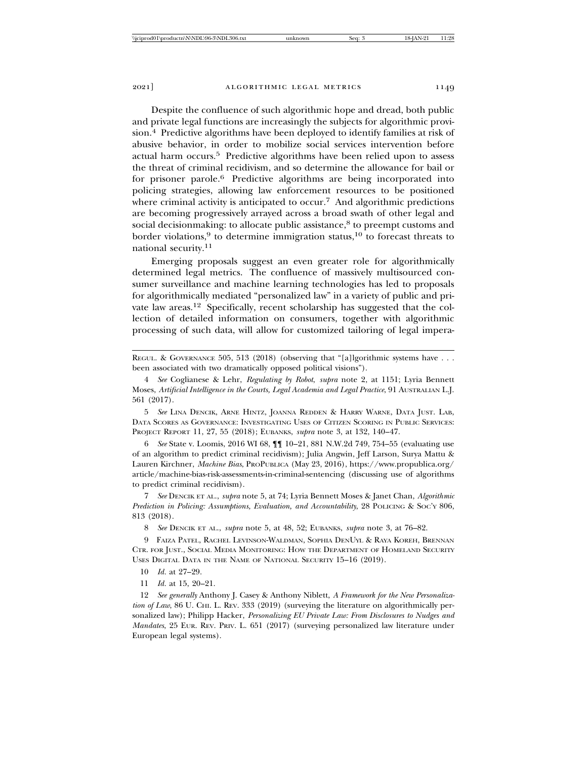Despite the confluence of such algorithmic hope and dread, both public and private legal functions are increasingly the subjects for algorithmic provision.[4] Predictive algorithms have been deployed to identify families at risk of abusive behavior, in order to mobilize social services intervention before actual harm occurs.[5] Predictive algorithms have been relied upon to assess the threat of criminal recidivism, and so determine the allowance for bail or for prisoner parole.[6] Predictive algorithms are being incorporated into policing strategies, allowing law enforcement resources to be positioned where criminal activity is anticipated to occur.[7] And algorithmic predictions are becoming progressively arrayed across a broad swath of other legal and social decisionmaking: to allocate public assistance,[8] to preempt customs and border violations,[9] to determine immigration status,[10] to forecast threats to national security.[11]

Emerging proposals suggest an even greater role for algorithmically determined legal metrics. The confluence of massively multisourced consumer surveillance and machine learning technologies has led to proposals for algorithmically mediated "personalized law" in a variety of public and private law areas.[12] Specifically, recent scholarship has suggested that the collection of detailed information on consumers, together with algorithmic processing of such data, will allow for customized tailoring of legal impera-

---

REGUL. & GOVERNANCE 505, 513 (2018) (observing that "[a]lgorithmic systems have . . . been associated with two dramatically opposed political visions").

4 *See* Coglianese & Lehr, *Regulating by Robot*, *supra* note 2, at 1151; Lyria Bennett Moses, *Artificial Intelligence in the Courts, Legal Academia and Legal Practice*, 91 AUSTRALIAN L.J. 561 (2017).

5 *See* LINA DENCIK, ARNE HINTZ, JOANNA REDDEN & HARRY WARNE, DATA JUST. LAB, DATA SCORES AS GOVERNANCE: INVESTIGATING USES OF CITIZEN SCORING IN PUBLIC SERVICES: PROJECT REPORT 11, 27, 55 (2018); EUBANKS, *supra* note 3, at 132, 140–47.

6 *See* State v. Loomis, 2016 WI 68, ¶¶ 10–21, 881 N.W.2d 749, 754–55 (evaluating use of an algorithm to predict criminal recidivism); Julia Angwin, Jeff Larson, Surya Mattu & Lauren Kirchner, *Machine Bias*, PROPUBLICA (May 23, 2016), https://www.propublica.org/article/machine-bias-risk-assessments-in-criminal-sentencing (discussing use of algorithms to predict criminal recidivism).

7 *See* DENCIK ET AL., *supra* note 5, at 74; Lyria Bennett Moses & Janet Chan, *Algorithmic Prediction in Policing: Assumptions, Evaluation, and Accountability*, 28 POLICING & SOC'Y 806, 813 (2018).

8 *See* DENCIK ET AL., *supra* note 5, at 48, 52; EUBANKS, *supra* note 3, at 76–82.

9 FAIZA PATEL, RACHEL LEVINSON-WALDMAN, SOPHIA DENUYL & RAYA KOREH, BRENNAN CTR. FOR JUST., SOCIAL MEDIA MONITORING: HOW THE DEPARTMENT OF HOMELAND SECURITY USES DIGITAL DATA IN THE NAME OF NATIONAL SECURITY 15–16 (2019).

10 *Id.* at 27–29.

11 *Id.* at 15, 20–21.

12 *See generally* Anthony J. Casey & Anthony Niblett, *A Framework for the New Personalization of Law*, 86 U. CHI. L. REV. 333 (2019) (surveying the literature on algorithmically personalized law); Philipp Hacker, *Personalizing EU Private Law: From Disclosures to Nudges and Mandates*, 25 EUR. REV. PRIV. L. 651 (2017) (surveying personalized law literature under European legal systems).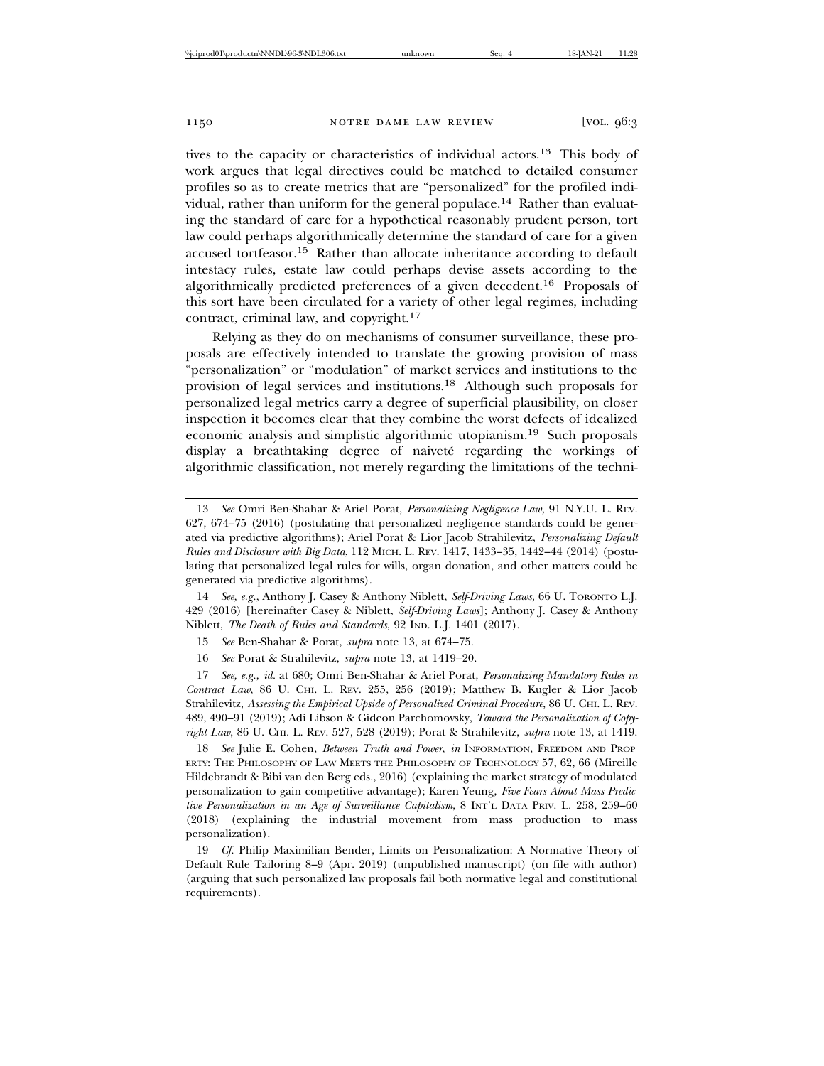tives to the capacity or characteristics of individual actors.[13] This body of work argues that legal directives could be matched to detailed consumer profiles so as to create metrics that are "personalized" for the profiled individual, rather than uniform for the general populace.[14] Rather than evaluating the standard of care for a hypothetical reasonably prudent person, tort law could perhaps algorithmically determine the standard of care for a given accused tortfeasor.[15] Rather than allocate inheritance according to default intestacy rules, estate law could perhaps devise assets according to the algorithmically predicted preferences of a given decedent.[16] Proposals of this sort have been circulated for a variety of other legal regimes, including contract, criminal law, and copyright.[17]

Relying as they do on mechanisms of consumer surveillance, these proposals are effectively intended to translate the growing provision of mass "personalization" or "modulation" of market services and institutions to the provision of legal services and institutions.[18] Although such proposals for personalized legal metrics carry a degree of superficial plausibility, on closer inspection it becomes clear that they combine the worst defects of idealized economic analysis and simplistic algorithmic utopianism.[19] Such proposals display a breathtaking degree of naiveté regarding the workings of algorithmic classification, not merely regarding the limitations of the techni-

---

13 *See* Omri Ben-Shahar & Ariel Porat, *Personalizing Negligence Law*, 91 N.Y.U. L. Rev. 627, 674–75 (2016) (postulating that personalized negligence standards could be generated via predictive algorithms); Ariel Porat & Lior Jacob Strahilevitz, *Personalizing Default Rules and Disclosure with Big Data*, 112 Mich. L. Rev. 1417, 1433–35, 1442–44 (2014) (postulating that personalized legal rules for wills, organ donation, and other matters could be generated via predictive algorithms).

14 *See, e.g.*, Anthony J. Casey & Anthony Niblett, *Self-Driving Laws*, 66 U. Toronto L.J. 429 (2016) [hereinafter Casey & Niblett, *Self-Driving Laws*]; Anthony J. Casey & Anthony Niblett, *The Death of Rules and Standards*, 92 Ind. L.J. 1401 (2017).

15 *See* Ben-Shahar & Porat, *supra* note 13, at 674–75.

16 *See* Porat & Strahilevitz, *supra* note 13, at 1419–20.

17 *See, e.g.*, *id.* at 680; Omri Ben-Shahar & Ariel Porat, *Personalizing Mandatory Rules in Contract Law*, 86 U. Chi. L. Rev. 255, 256 (2019); Matthew B. Kugler & Lior Jacob Strahilevitz, *Assessing the Empirical Upside of Personalized Criminal Procedure*, 86 U. Chi. L. Rev. 489, 490–91 (2019); Adi Libson & Gideon Parchomovsky, *Toward the Personalization of Copyright Law*, 86 U. Chi. L. Rev. 527, 528 (2019); Porat & Strahilevitz, *supra* note 13, at 1419.

18 *See* Julie E. Cohen, *Between Truth and Power*, *in* Information, Freedom and Property: The Philosophy of Law Meets the Philosophy of Technology 57, 62, 66 (Mireille Hildebrandt & Bibi van den Berg eds., 2016) (explaining the market strategy of modulated personalization to gain competitive advantage); Karen Yeung, *Five Fears About Mass Predictive Personalization in an Age of Surveillance Capitalism*, 8 Int'l Data Priv. L. 258, 259–60 (2018) (explaining the industrial movement from mass production to mass personalization).

19 *Cf.* Philip Maximilian Bender, Limits on Personalization: A Normative Theory of Default Rule Tailoring 8–9 (Apr. 2019) (unpublished manuscript) (on file with author) (arguing that such personalized law proposals fail both normative legal and constitutional requirements).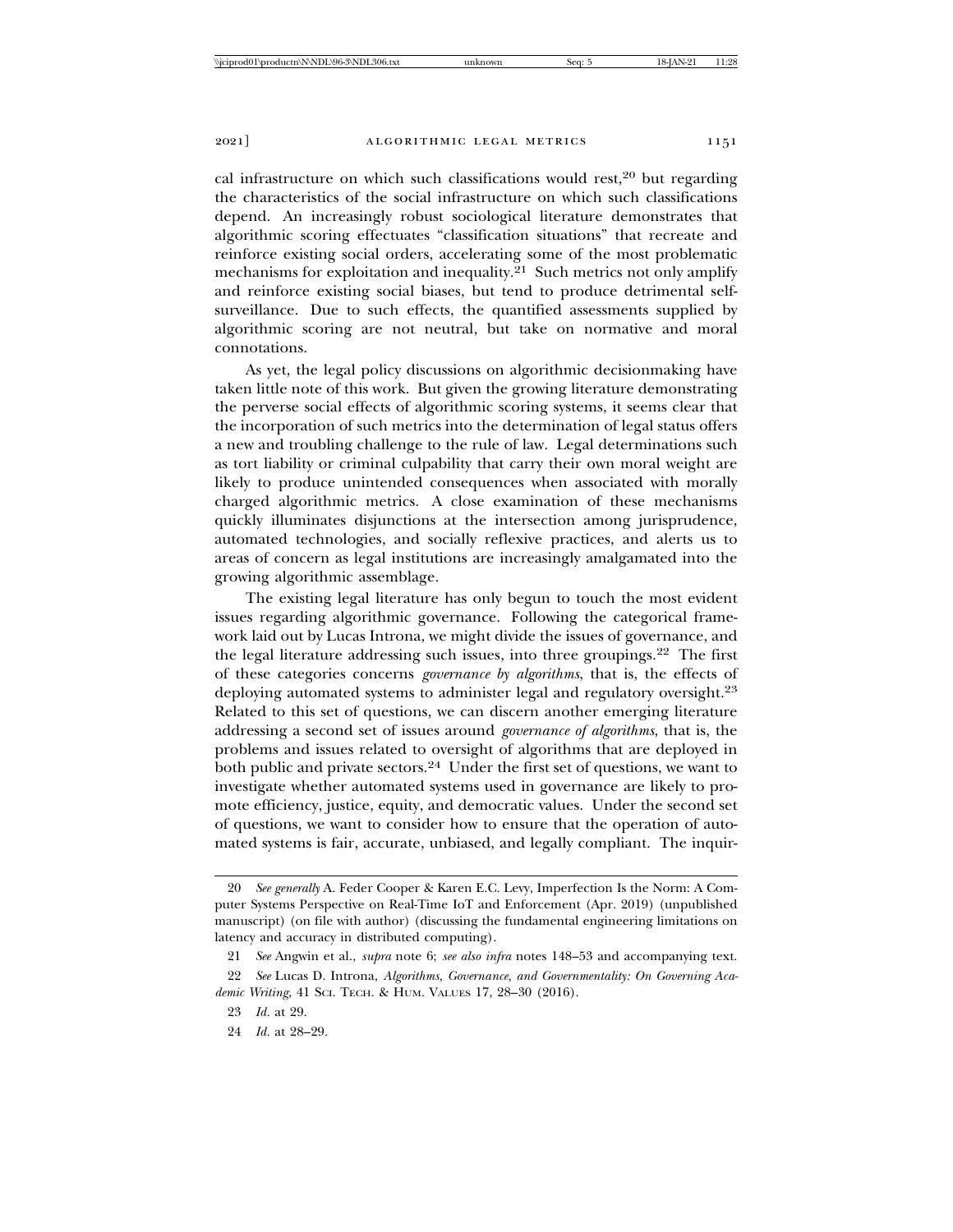cal infrastructure on which such classifications would rest,[20] but regarding the characteristics of the social infrastructure on which such classifications depend. An increasingly robust sociological literature demonstrates that algorithmic scoring effectuates "classification situations" that recreate and reinforce existing social orders, accelerating some of the most problematic mechanisms for exploitation and inequality.[21] Such metrics not only amplify and reinforce existing social biases, but tend to produce detrimental self-surveillance. Due to such effects, the quantified assessments supplied by algorithmic scoring are not neutral, but take on normative and moral connotations.

As yet, the legal policy discussions on algorithmic decisionmaking have taken little note of this work. But given the growing literature demonstrating the perverse social effects of algorithmic scoring systems, it seems clear that the incorporation of such metrics into the determination of legal status offers a new and troubling challenge to the rule of law. Legal determinations such as tort liability or criminal culpability that carry their own moral weight are likely to produce unintended consequences when associated with morally charged algorithmic metrics. A close examination of these mechanisms quickly illuminates disjunctions at the intersection among jurisprudence, automated technologies, and socially reflexive practices, and alerts us to areas of concern as legal institutions are increasingly amalgamated into the growing algorithmic assemblage.

The existing legal literature has only begun to touch the most evident issues regarding algorithmic governance. Following the categorical framework laid out by Lucas Introna, we might divide the issues of governance, and the legal literature addressing such issues, into three groupings.[22] The first of these categories concerns *governance by algorithms*, that is, the effects of deploying automated systems to administer legal and regulatory oversight.[23] Related to this set of questions, we can discern another emerging literature addressing a second set of issues around *governance of algorithms*, that is, the problems and issues related to oversight of algorithms that are deployed in both public and private sectors.[24] Under the first set of questions, we want to investigate whether automated systems used in governance are likely to promote efficiency, justice, equity, and democratic values. Under the second set of questions, we want to consider how to ensure that the operation of automated systems is fair, accurate, unbiased, and legally compliant. The inquir-

---

20 *See generally* A. Feder Cooper & Karen E.C. Levy, Imperfection Is the Norm: A Computer Systems Perspective on Real-Time IoT and Enforcement (Apr. 2019) (unpublished manuscript) (on file with author) (discussing the fundamental engineering limitations on latency and accuracy in distributed computing).

21 *See* Angwin et al., *supra* note 6; *see also infra* notes 148–53 and accompanying text.

22 *See* Lucas D. Introna, *Algorithms, Governance, and Governmentality: On Governing Academic Writing*, 41 SCI. TECH. & HUM. VALUES 17, 28–30 (2016).

23 *Id.* at 29.

24 *Id.* at 28–29.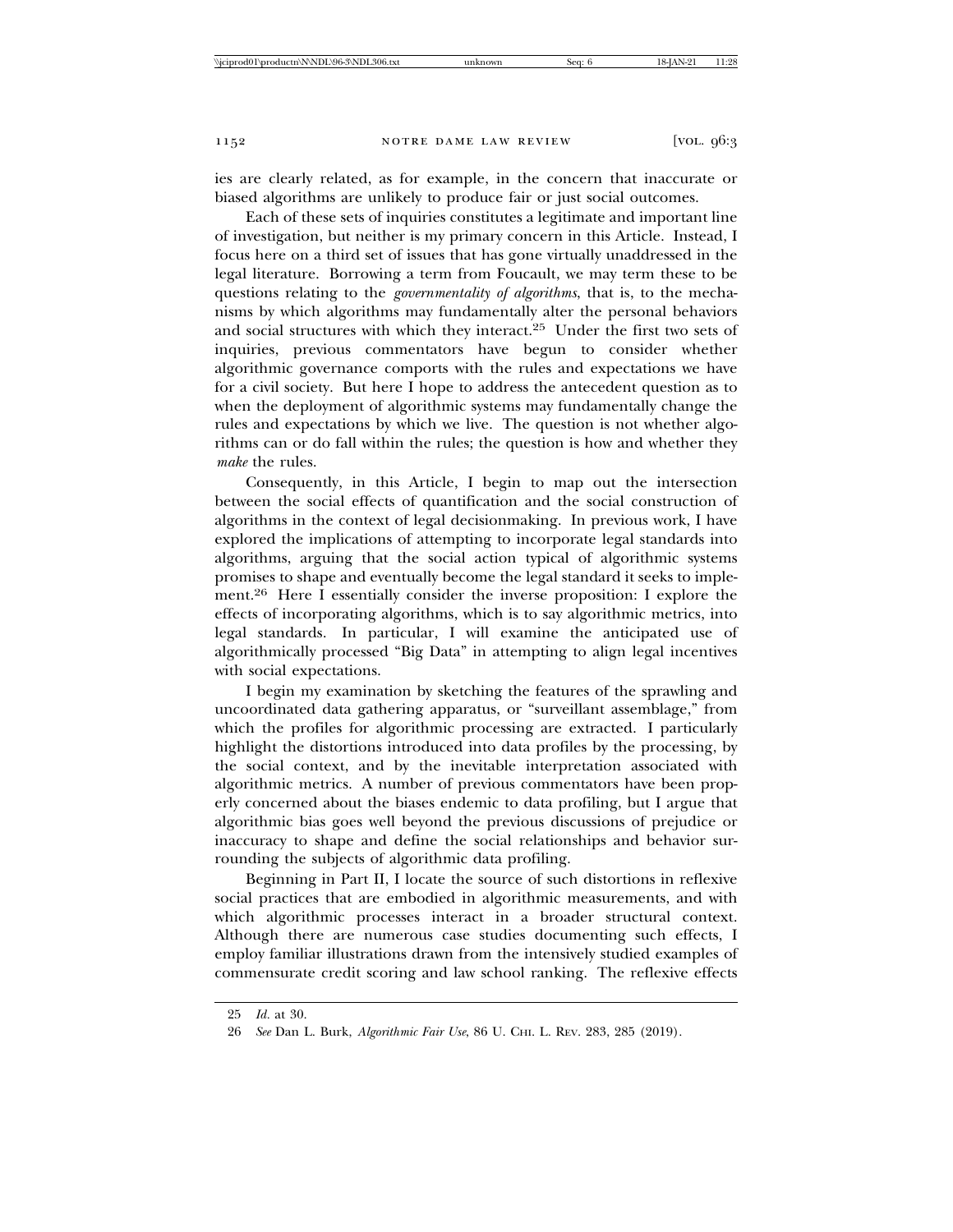ies are clearly related, as for example, in the concern that inaccurate or biased algorithms are unlikely to produce fair or just social outcomes.

Each of these sets of inquiries constitutes a legitimate and important line of investigation, but neither is my primary concern in this Article. Instead, I focus here on a third set of issues that has gone virtually unaddressed in the legal literature. Borrowing a term from Foucault, we may term these to be questions relating to the *governmentality of algorithms*, that is, to the mechanisms by which algorithms may fundamentally alter the personal behaviors and social structures with which they interact.[25] Under the first two sets of inquiries, previous commentators have begun to consider whether algorithmic governance comports with the rules and expectations we have for a civil society. But here I hope to address the antecedent question as to when the deployment of algorithmic systems may fundamentally change the rules and expectations by which we live. The question is not whether algorithms can or do fall within the rules; the question is how and whether they *make* the rules.

Consequently, in this Article, I begin to map out the intersection between the social effects of quantification and the social construction of algorithms in the context of legal decisionmaking. In previous work, I have explored the implications of attempting to incorporate legal standards into algorithms, arguing that the social action typical of algorithmic systems promises to shape and eventually become the legal standard it seeks to implement.[26] Here I essentially consider the inverse proposition: I explore the effects of incorporating algorithms, which is to say algorithmic metrics, into legal standards. In particular, I will examine the anticipated use of algorithmically processed "Big Data" in attempting to align legal incentives with social expectations.

I begin my examination by sketching the features of the sprawling and uncoordinated data gathering apparatus, or "surveillant assemblage," from which the profiles for algorithmic processing are extracted. I particularly highlight the distortions introduced into data profiles by the processing, by the social context, and by the inevitable interpretation associated with algorithmic metrics. A number of previous commentators have been properly concerned about the biases endemic to data profiling, but I argue that algorithmic bias goes well beyond the previous discussions of prejudice or inaccuracy to shape and define the social relationships and behavior surrounding the subjects of algorithmic data profiling.

Beginning in Part II, I locate the source of such distortions in reflexive social practices that are embodied in algorithmic measurements, and with which algorithmic processes interact in a broader structural context. Although there are numerous case studies documenting such effects, I employ familiar illustrations drawn from the intensively studied examples of commensurate credit scoring and law school ranking. The reflexive effects

---

25 *Id.* at 30.

26 *See* Dan L. Burk, *Algorithmic Fair Use*, 86 U. CHI. L. REV. 283, 285 (2019).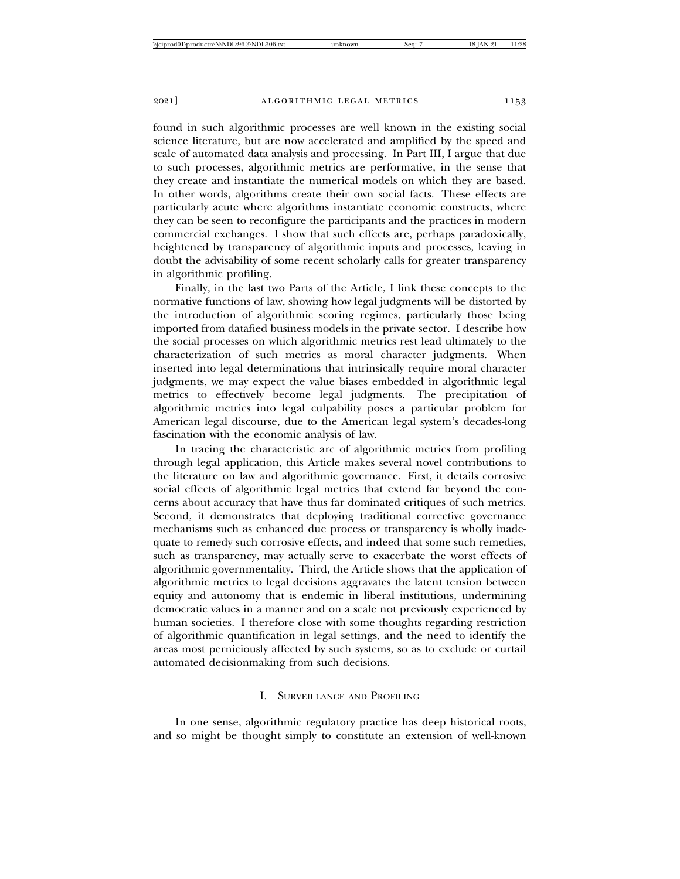found in such algorithmic processes are well known in the existing social science literature, but are now accelerated and amplified by the speed and scale of automated data analysis and processing. In Part III, I argue that due to such processes, algorithmic metrics are performative, in the sense that they create and instantiate the numerical models on which they are based. In other words, algorithms create their own social facts. These effects are particularly acute where algorithms instantiate economic constructs, where they can be seen to reconfigure the participants and the practices in modern commercial exchanges. I show that such effects are, perhaps paradoxically, heightened by transparency of algorithmic inputs and processes, leaving in doubt the advisability of some recent scholarly calls for greater transparency in algorithmic profiling.

Finally, in the last two Parts of the Article, I link these concepts to the normative functions of law, showing how legal judgments will be distorted by the introduction of algorithmic scoring regimes, particularly those being imported from datafied business models in the private sector. I describe how the social processes on which algorithmic metrics rest lead ultimately to the characterization of such metrics as moral character judgments. When inserted into legal determinations that intrinsically require moral character judgments, we may expect the value biases embedded in algorithmic legal metrics to effectively become legal judgments. The precipitation of algorithmic metrics into legal culpability poses a particular problem for American legal discourse, due to the American legal system's decades-long fascination with the economic analysis of law.

In tracing the characteristic arc of algorithmic metrics from profiling through legal application, this Article makes several novel contributions to the literature on law and algorithmic governance. First, it details corrosive social effects of algorithmic legal metrics that extend far beyond the concerns about accuracy that have thus far dominated critiques of such metrics. Second, it demonstrates that deploying traditional corrective governance mechanisms such as enhanced due process or transparency is wholly inadequate to remedy such corrosive effects, and indeed that some such remedies, such as transparency, may actually serve to exacerbate the worst effects of algorithmic governmentality. Third, the Article shows that the application of algorithmic metrics to legal decisions aggravates the latent tension between equity and autonomy that is endemic in liberal institutions, undermining democratic values in a manner and on a scale not previously experienced by human societies. I therefore close with some thoughts regarding restriction of algorithmic quantification in legal settings, and the need to identify the areas most perniciously affected by such systems, so as to exclude or curtail automated decisionmaking from such decisions.

## I. Surveillance and Profiling

In one sense, algorithmic regulatory practice has deep historical roots, and so might be thought simply to constitute an extension of well-known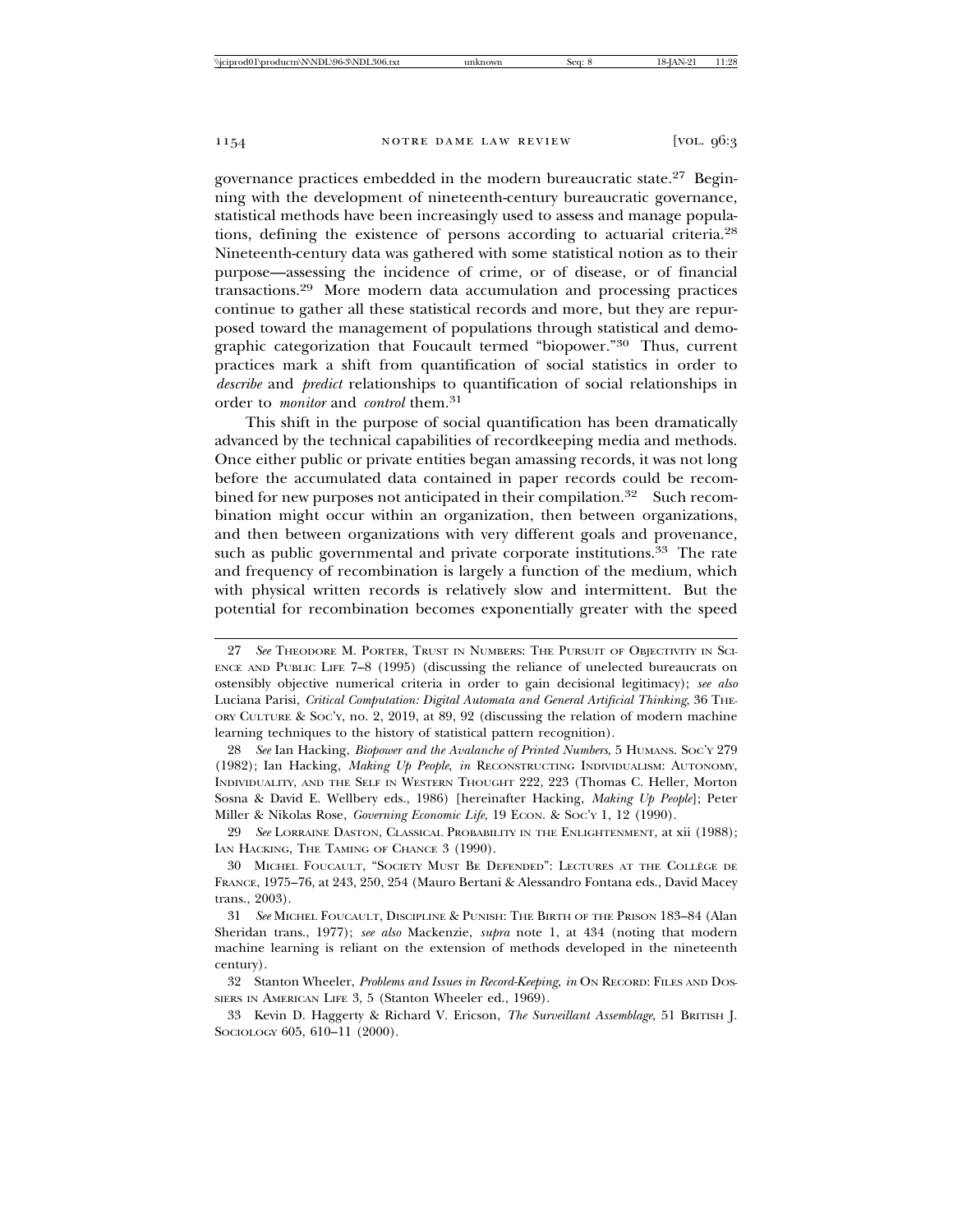governance practices embedded in the modern bureaucratic state.[27] Beginning with the development of nineteenth-century bureaucratic governance, statistical methods have been increasingly used to assess and manage populations, defining the existence of persons according to actuarial criteria.[28] Nineteenth-century data was gathered with some statistical notion as to their purpose—assessing the incidence of crime, or of disease, or of financial transactions.[29] More modern data accumulation and processing practices continue to gather all these statistical records and more, but they are repurposed toward the management of populations through statistical and demographic categorization that Foucault termed "biopower."[30] Thus, current practices mark a shift from quantification of social statistics in order to *describe* and *predict* relationships to quantification of social relationships in order to *monitor* and *control* them.[31]

This shift in the purpose of social quantification has been dramatically advanced by the technical capabilities of recordkeeping media and methods. Once either public or private entities began amassing records, it was not long before the accumulated data contained in paper records could be recombined for new purposes not anticipated in their compilation.[32] Such recombination might occur within an organization, then between organizations, and then between organizations with very different goals and provenance, such as public governmental and private corporate institutions.[33] The rate and frequency of recombination is largely a function of the medium, which with physical written records is relatively slow and intermittent. But the potential for recombination becomes exponentially greater with the speed

---

27 *See* THEODORE M. PORTER, TRUST IN NUMBERS: THE PURSUIT OF OBJECTIVITY IN SCIENCE AND PUBLIC LIFE 7–8 (1995) (discussing the reliance of unelected bureaucrats on ostensibly objective numerical criteria in order to gain decisional legitimacy); *see also* Luciana Parisi, *Critical Computation: Digital Automata and General Artificial Thinking*, 36 THEORY CULTURE & SOC'Y, no. 2, 2019, at 89, 92 (discussing the relation of modern machine learning techniques to the history of statistical pattern recognition).

28 *See* Ian Hacking, *Biopower and the Avalanche of Printed Numbers*, 5 HUMANS. SOC'Y 279 (1982); Ian Hacking, *Making Up People*, *in* RECONSTRUCTING INDIVIDUALISM: AUTONOMY, INDIVIDUALITY, AND THE SELF IN WESTERN THOUGHT 222, 223 (Thomas C. Heller, Morton Sosna & David E. Wellbery eds., 1986) [hereinafter Hacking, *Making Up People*]; Peter Miller & Nikolas Rose, *Governing Economic Life*, 19 ECON. & SOC'Y 1, 12 (1990).

29 *See* LORRAINE DASTON, CLASSICAL PROBABILITY IN THE ENLIGHTENMENT, at xii (1988); IAN HACKING, THE TAMING OF CHANCE 3 (1990).

30 MICHEL FOUCAULT, "SOCIETY MUST BE DEFENDED": LECTURES AT THE COLLÈGE DE FRANCE, 1975–76, at 243, 250, 254 (Mauro Bertani & Alessandro Fontana eds., David Macey trans., 2003).

31 *See* MICHEL FOUCAULT, DISCIPLINE & PUNISH: THE BIRTH OF THE PRISON 183–84 (Alan Sheridan trans., 1977); *see also* Mackenzie, *supra* note 1, at 434 (noting that modern machine learning is reliant on the extension of methods developed in the nineteenth century).

32 Stanton Wheeler, *Problems and Issues in Record-Keeping*, *in* ON RECORD: FILES AND DOSSIERS IN AMERICAN LIFE 3, 5 (Stanton Wheeler ed., 1969).

33 Kevin D. Haggerty & Richard V. Ericson, *The Surveillant Assemblage*, 51 BRITISH J. SOCIOLOGY 605, 610–11 (2000).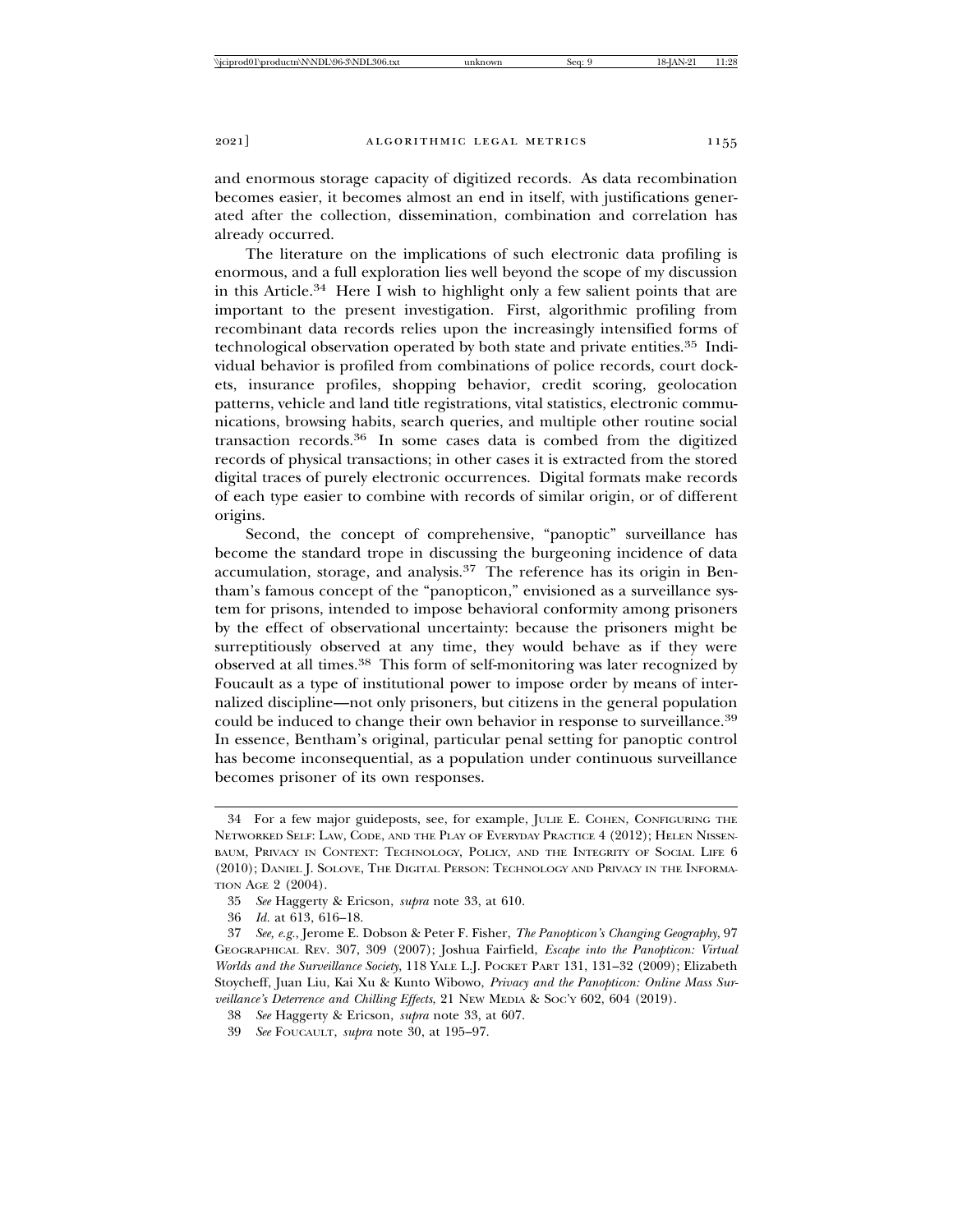and enormous storage capacity of digitized records. As data recombination becomes easier, it becomes almost an end in itself, with justifications generated after the collection, dissemination, combination and correlation has already occurred.

The literature on the implications of such electronic data profiling is enormous, and a full exploration lies well beyond the scope of my discussion in this Article.[34] Here I wish to highlight only a few salient points that are important to the present investigation. First, algorithmic profiling from recombinant data records relies upon the increasingly intensified forms of technological observation operated by both state and private entities.[35] Individual behavior is profiled from combinations of police records, court dockets, insurance profiles, shopping behavior, credit scoring, geolocation patterns, vehicle and land title registrations, vital statistics, electronic communications, browsing habits, search queries, and multiple other routine social transaction records.[36] In some cases data is combed from the digitized records of physical transactions; in other cases it is extracted from the stored digital traces of purely electronic occurrences. Digital formats make records of each type easier to combine with records of similar origin, or of different origins.

Second, the concept of comprehensive, "panoptic" surveillance has become the standard trope in discussing the burgeoning incidence of data accumulation, storage, and analysis.[37] The reference has its origin in Bentham's famous concept of the "panopticon," envisioned as a surveillance system for prisons, intended to impose behavioral conformity among prisoners by the effect of observational uncertainty: because the prisoners might be surreptitiously observed at any time, they would behave as if they were observed at all times.[38] This form of self-monitoring was later recognized by Foucault as a type of institutional power to impose order by means of internalized discipline—not only prisoners, but citizens in the general population could be induced to change their own behavior in response to surveillance.[39] In essence, Bentham's original, particular penal setting for panoptic control has become inconsequential, as a population under continuous surveillance becomes prisoner of its own responses.

---

34 For a few major guideposts, see, for example, JULIE E. COHEN, CONFIGURING THE NETWORKED SELF: LAW, CODE, AND THE PLAY OF EVERYDAY PRACTICE 4 (2012); HELEN NISSENBAUM, PRIVACY IN CONTEXT: TECHNOLOGY, POLICY, AND THE INTEGRITY OF SOCIAL LIFE 6 (2010); DANIEL J. SOLOVE, THE DIGITAL PERSON: TECHNOLOGY AND PRIVACY IN THE INFORMATION AGE 2 (2004).

35 *See* Haggerty & Ericson, *supra* note 33, at 610.

36 *Id.* at 613, 616–18.

37 *See, e.g.*, Jerome E. Dobson & Peter F. Fisher, *The Panopticon's Changing Geography*, 97 GEOGRAPHICAL REV. 307, 309 (2007); Joshua Fairfield, *Escape into the Panopticon: Virtual Worlds and the Surveillance Society*, 118 YALE L.J. POCKET PART 131, 131–32 (2009); Elizabeth Stoycheff, Juan Liu, Kai Xu & Kunto Wibowo, *Privacy and the Panopticon: Online Mass Surveillance's Deterrence and Chilling Effects*, 21 NEW MEDIA & SOC'Y 602, 604 (2019).

38 *See* Haggerty & Ericson, *supra* note 33, at 607.

39 *See* FOUCAULT, *supra* note 30, at 195–97.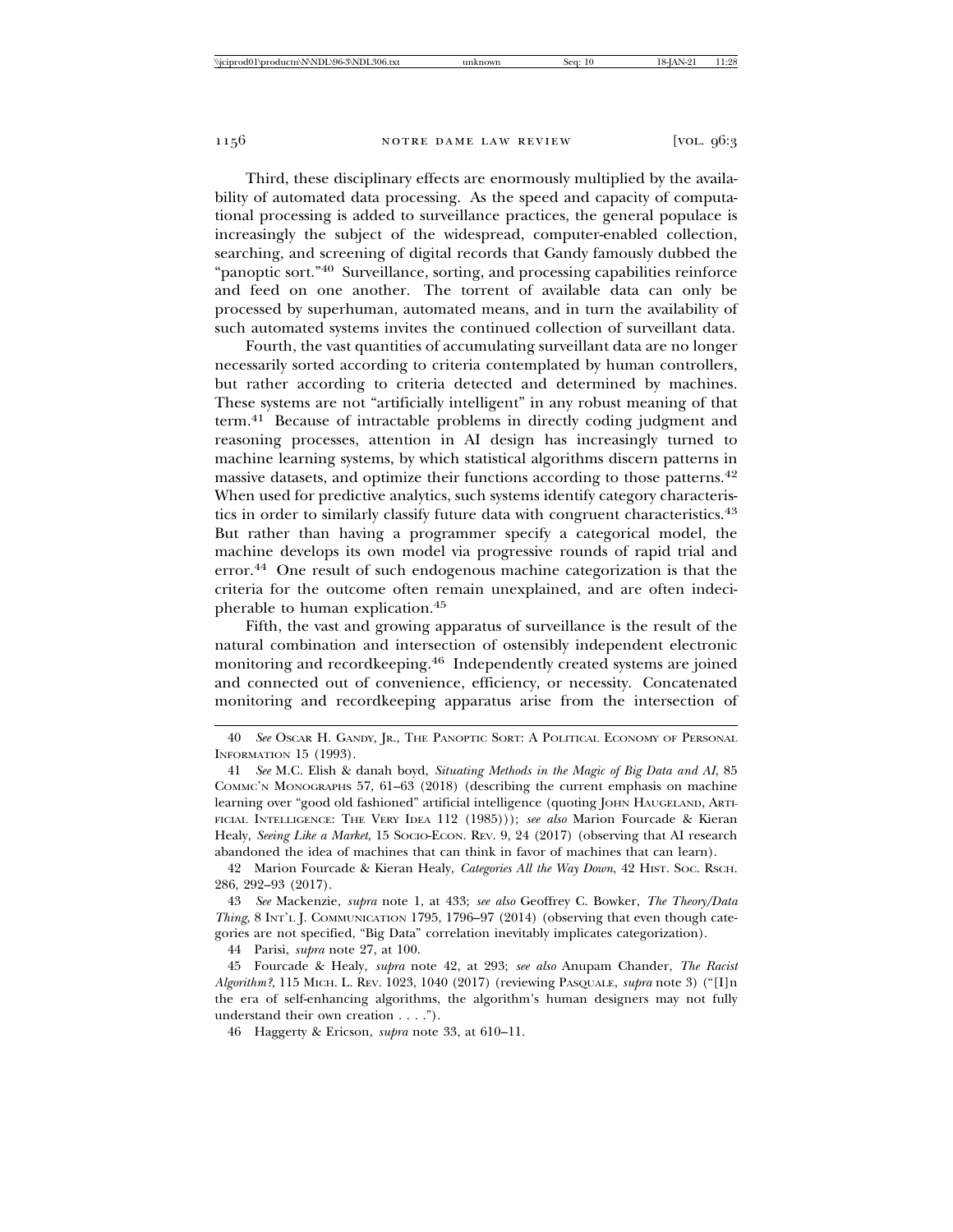Third, these disciplinary effects are enormously multiplied by the availability of automated data processing. As the speed and capacity of computational processing is added to surveillance practices, the general populace is increasingly the subject of the widespread, computer-enabled collection, searching, and screening of digital records that Gandy famously dubbed the "panoptic sort."[40] Surveillance, sorting, and processing capabilities reinforce and feed on one another. The torrent of available data can only be processed by superhuman, automated means, and in turn the availability of such automated systems invites the continued collection of surveillant data.

Fourth, the vast quantities of accumulating surveillant data are no longer necessarily sorted according to criteria contemplated by human controllers, but rather according to criteria detected and determined by machines. These systems are not "artificially intelligent" in any robust meaning of that term.[41] Because of intractable problems in directly coding judgment and reasoning processes, attention in AI design has increasingly turned to machine learning systems, by which statistical algorithms discern patterns in massive datasets, and optimize their functions according to those patterns.[42] When used for predictive analytics, such systems identify category characteristics in order to similarly classify future data with congruent characteristics.[43] But rather than having a programmer specify a categorical model, the machine develops its own model via progressive rounds of rapid trial and error.[44] One result of such endogenous machine categorization is that the criteria for the outcome often remain unexplained, and are often indecipherable to human explication.[45]

Fifth, the vast and growing apparatus of surveillance is the result of the natural combination and intersection of ostensibly independent electronic monitoring and recordkeeping.[46] Independently created systems are joined and connected out of convenience, efficiency, or necessity. Concatenated monitoring and recordkeeping apparatus arise from the intersection of

---

40 *See* Oscar H. Gandy, Jr., The Panoptic Sort: A Political Economy of Personal Information 15 (1993).

41 *See* M.C. Elish & danah boyd, *Situating Methods in the Magic of Big Data and AI*, 85 Commc'n Monographs 57, 61–63 (2018) (describing the current emphasis on machine learning over "good old fashioned" artificial intelligence (quoting John Haugeland, Artificial Intelligence: The Very Idea 112 (1985))); *see also* Marion Fourcade & Kieran Healy, *Seeing Like a Market*, 15 Socio-Econ. Rev. 9, 24 (2017) (observing that AI research abandoned the idea of machines that can think in favor of machines that can learn).

42 Marion Fourcade & Kieran Healy, *Categories All the Way Down*, 42 Hist. Soc. Rsch. 286, 292–93 (2017).

43 *See* Mackenzie, *supra* note 1, at 433; *see also* Geoffrey C. Bowker, *The Theory/Data Thing*, 8 Int'l J. Communication 1795, 1796–97 (2014) (observing that even though categories are not specified, "Big Data" correlation inevitably implicates categorization).

44 Parisi, *supra* note 27, at 100.

45 Fourcade & Healy, *supra* note 42, at 293; *see also* Anupam Chander, *The Racist Algorithm?*, 115 Mich. L. Rev. 1023, 1040 (2017) (reviewing Pasquale, *supra* note 3) ("[I]n the era of self-enhancing algorithms, the algorithm's human designers may not fully understand their own creation . . . .").

46 Haggerty & Ericson, *supra* note 33, at 610–11.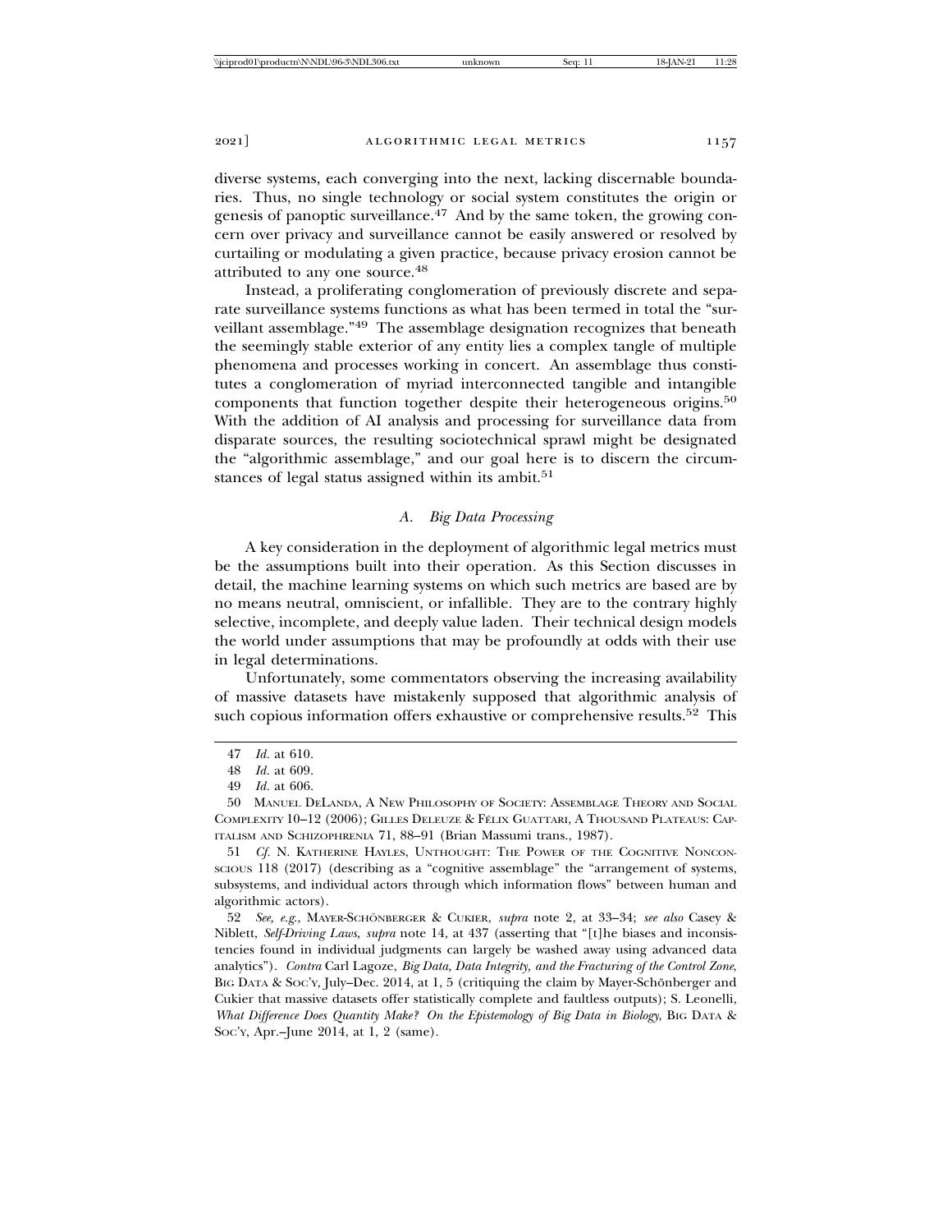diverse systems, each converging into the next, lacking discernable boundaries. Thus, no single technology or social system constitutes the origin or genesis of panoptic surveillance.[47] And by the same token, the growing concern over privacy and surveillance cannot be easily answered or resolved by curtailing or modulating a given practice, because privacy erosion cannot be attributed to any one source.[48]

Instead, a proliferating conglomeration of previously discrete and separate surveillance systems functions as what has been termed in total the "surveillant assemblage."[49] The assemblage designation recognizes that beneath the seemingly stable exterior of any entity lies a complex tangle of multiple phenomena and processes working in concert. An assemblage thus constitutes a conglomeration of myriad interconnected tangible and intangible components that function together despite their heterogeneous origins.[50] With the addition of AI analysis and processing for surveillance data from disparate sources, the resulting sociotechnical sprawl might be designated the "algorithmic assemblage," and our goal here is to discern the circumstances of legal status assigned within its ambit.[51]

### *A. Big Data Processing*

A key consideration in the deployment of algorithmic legal metrics must be the assumptions built into their operation. As this Section discusses in detail, the machine learning systems on which such metrics are based are by no means neutral, omniscient, or infallible. They are to the contrary highly selective, incomplete, and deeply value laden. Their technical design models the world under assumptions that may be profoundly at odds with their use in legal determinations.

Unfortunately, some commentators observing the increasing availability of massive datasets have mistakenly supposed that algorithmic analysis of such copious information offers exhaustive or comprehensive results.[52] This

---

47 *Id.* at 610.

48 *Id.* at 609.

49 *Id.* at 606.

50 Manuel DeLanda, A New Philosophy of Society: Assemblage Theory and Social Complexity 10–12 (2006); Gilles Deleuze & Félix Guattari, A Thousand Plateaus: Capitalism and Schizophrenia 71, 88–91 (Brian Massumi trans., 1987).

51 *Cf.* N. Katherine Hayles, Unthought: The Power of the Cognitive Nonconscious 118 (2017) (describing as a "cognitive assemblage" the "arrangement of systems, subsystems, and individual actors through which information flows" between human and algorithmic actors).

52 *See, e.g.*, Mayer-Schönberger & Cukier, *supra* note 2, at 33–34; *see also* Casey & Niblett, *Self-Driving Laws*, *supra* note 14, at 437 (asserting that "[t]he biases and inconsistencies found in individual judgments can largely be washed away using advanced data analytics"). *Contra* Carl Lagoze, *Big Data, Data Integrity, and the Fracturing of the Control Zone*, Big Data & Soc'y, July–Dec. 2014, at 1, 5 (critiquing the claim by Mayer-Schönberger and Cukier that massive datasets offer statistically complete and faultless outputs); S. Leonelli, *What Difference Does Quantity Make? On the Epistemology of Big Data in Biology*, Big Data & Soc'y, Apr.–June 2014, at 1, 2 (same).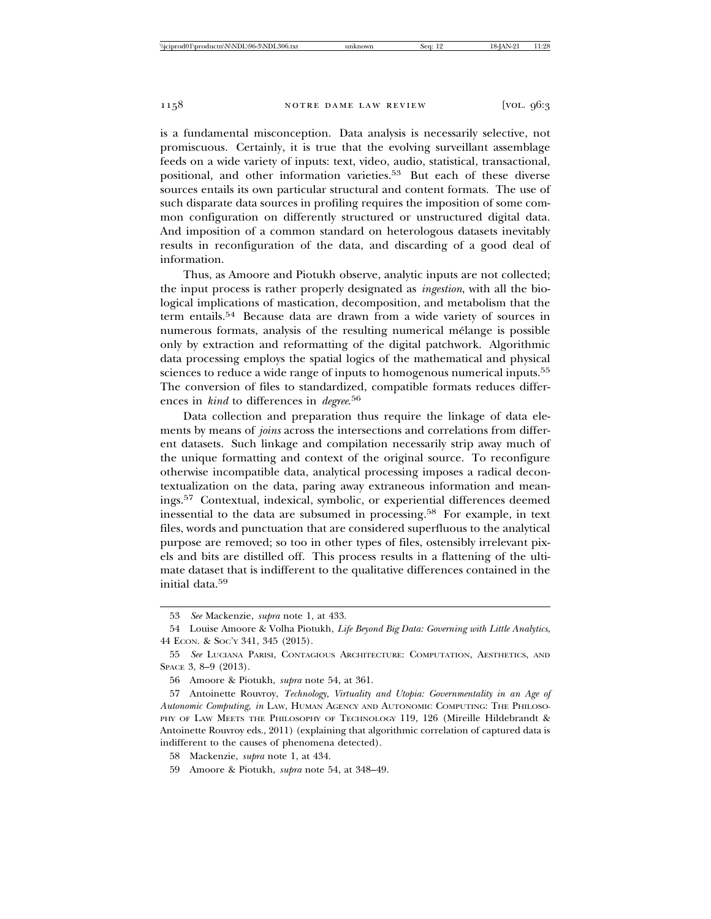is a fundamental misconception. Data analysis is necessarily selective, not promiscuous. Certainly, it is true that the evolving surveillant assemblage feeds on a wide variety of inputs: text, video, audio, statistical, transactional, positional, and other information varieties.[53] But each of these diverse sources entails its own particular structural and content formats. The use of such disparate data sources in profiling requires the imposition of some common configuration on differently structured or unstructured digital data. And imposition of a common standard on heterologous datasets inevitably results in reconfiguration of the data, and discarding of a good deal of information.

Thus, as Amoore and Piotukh observe, analytic inputs are not collected; the input process is rather properly designated as *ingestion*, with all the biological implications of mastication, decomposition, and metabolism that the term entails.[54] Because data are drawn from a wide variety of sources in numerous formats, analysis of the resulting numerical mélange is possible only by extraction and reformatting of the digital patchwork. Algorithmic data processing employs the spatial logics of the mathematical and physical sciences to reduce a wide range of inputs to homogenous numerical inputs.[55] The conversion of files to standardized, compatible formats reduces differences in *kind* to differences in *degree*.[56]

Data collection and preparation thus require the linkage of data elements by means of *joins* across the intersections and correlations from different datasets. Such linkage and compilation necessarily strip away much of the unique formatting and context of the original source. To reconfigure otherwise incompatible data, analytical processing imposes a radical decontextualization on the data, paring away extraneous information and meanings.[57] Contextual, indexical, symbolic, or experiential differences deemed inessential to the data are subsumed in processing.[58] For example, in text files, words and punctuation that are considered superfluous to the analytical purpose are removed; so too in other types of files, ostensibly irrelevant pixels and bits are distilled off. This process results in a flattening of the ultimate dataset that is indifferent to the qualitative differences contained in the initial data.[59]

---

53 *See* Mackenzie, *supra* note 1, at 433.

54 Louise Amoore & Volha Piotukh, *Life Beyond Big Data: Governing with Little Analytics*, 44 ECON. & SOC'Y 341, 345 (2015).

55 *See* LUCIANA PARISI, CONTAGIOUS ARCHITECTURE: COMPUTATION, AESTHETICS, AND SPACE 3, 8–9 (2013).

56 Amoore & Piotukh, *supra* note 54, at 361.

57 Antoinette Rouvroy, *Technology, Virtuality and Utopia: Governmentality in an Age of Autonomic Computing*, *in* LAW, HUMAN AGENCY AND AUTONOMIC COMPUTING: THE PHILOSOPHY OF LAW MEETS THE PHILOSOPHY OF TECHNOLOGY 119, 126 (Mireille Hildebrandt & Antoinette Rouvroy eds., 2011) (explaining that algorithmic correlation of captured data is indifferent to the causes of phenomena detected).

58 Mackenzie, *supra* note 1, at 434.

59 Amoore & Piotukh, *supra* note 54, at 348–49.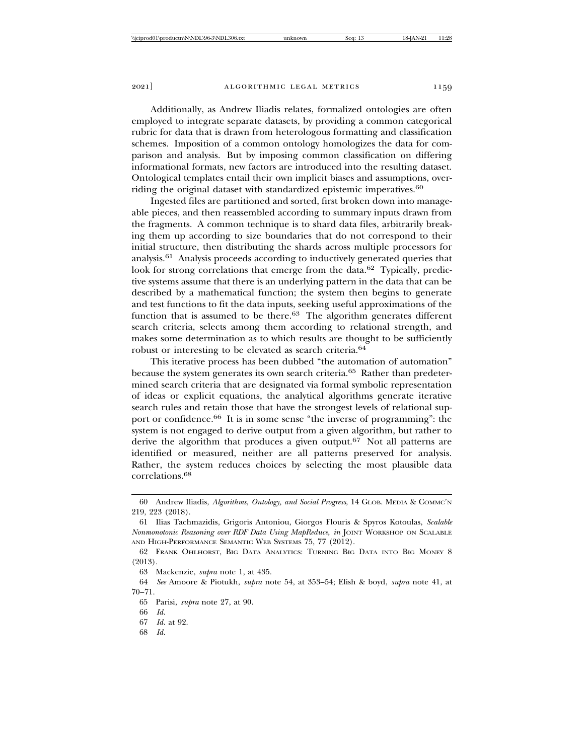Additionally, as Andrew Iliadis relates, formalized ontologies are often employed to integrate separate datasets, by providing a common categorical rubric for data that is drawn from heterologous formatting and classification schemes. Imposition of a common ontology homologizes the data for comparison and analysis. But by imposing common classification on differing informational formats, new factors are introduced into the resulting dataset. Ontological templates entail their own implicit biases and assumptions, overriding the original dataset with standardized epistemic imperatives.[60]

Ingested files are partitioned and sorted, first broken down into manageable pieces, and then reassembled according to summary inputs drawn from the fragments. A common technique is to shard data files, arbitrarily breaking them up according to size boundaries that do not correspond to their initial structure, then distributing the shards across multiple processors for analysis.[61] Analysis proceeds according to inductively generated queries that look for strong correlations that emerge from the data.[62] Typically, predictive systems assume that there is an underlying pattern in the data that can be described by a mathematical function; the system then begins to generate and test functions to fit the data inputs, seeking useful approximations of the function that is assumed to be there.[63] The algorithm generates different search criteria, selects among them according to relational strength, and makes some determination as to which results are thought to be sufficiently robust or interesting to be elevated as search criteria.[64]

This iterative process has been dubbed "the automation of automation" because the system generates its own search criteria.[65] Rather than predetermined search criteria that are designated via formal symbolic representation of ideas or explicit equations, the analytical algorithms generate iterative search rules and retain those that have the strongest levels of relational support or confidence.[66] It is in some sense "the inverse of programming": the system is not engaged to derive output from a given algorithm, but rather to derive the algorithm that produces a given output.[67] Not all patterns are identified or measured, neither are all patterns preserved for analysis. Rather, the system reduces choices by selecting the most plausible data correlations.[68]

---

60 Andrew Iliadis, *Algorithms, Ontology, and Social Progress*, 14 Glob. Media & Commc'n 219, 223 (2018).

61 Ilias Tachmazidis, Grigoris Antoniou, Giorgos Flouris & Spyros Kotoulas, *Scalable Nonmonotonic Reasoning over RDF Data Using MapReduce*, *in* Joint Workshop on Scalable and High-Performance Semantic Web Systems 75, 77 (2012).

62 Frank Ohlhorst, Big Data Analytics: Turning Big Data into Big Money 8 (2013).

63 Mackenzie, *supra* note 1, at 435.

64 *See* Amoore & Piotukh, *supra* note 54, at 353–54; Elish & boyd, *supra* note 41, at 70–71.

65 Parisi, *supra* note 27, at 90.

66 *Id.*

67 *Id.* at 92.

68 *Id.*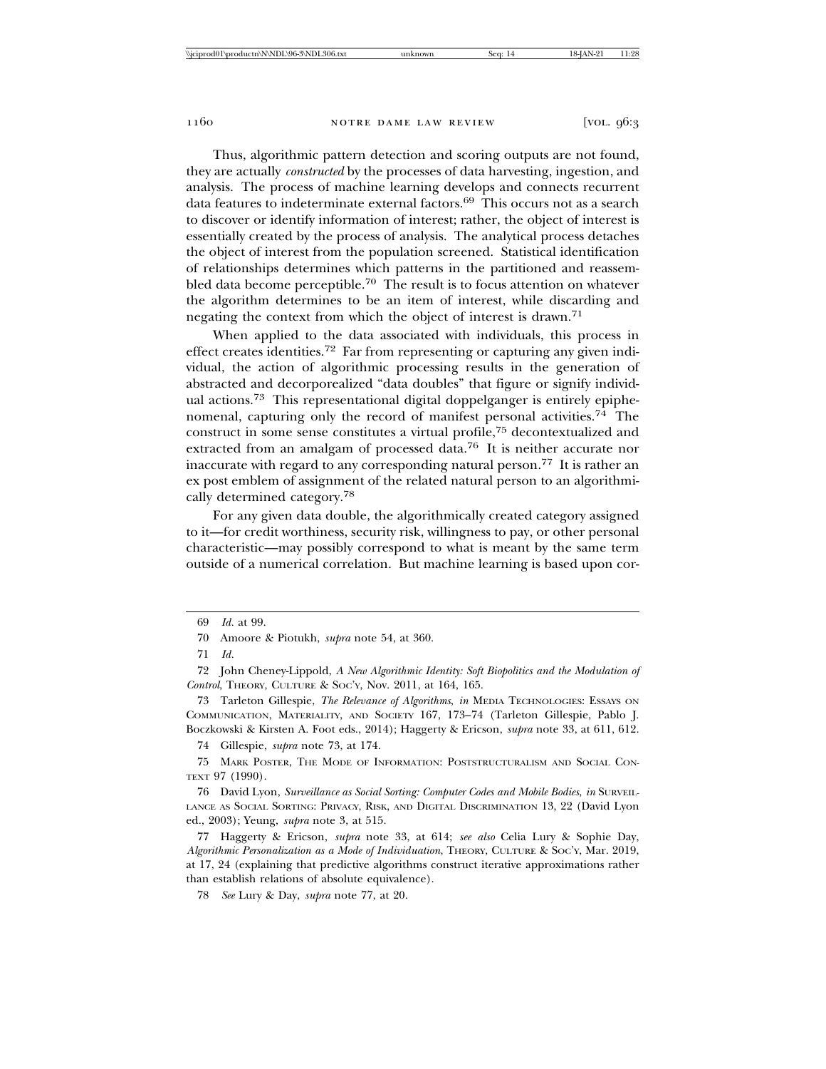Thus, algorithmic pattern detection and scoring outputs are not found, they are actually *constructed* by the processes of data harvesting, ingestion, and analysis. The process of machine learning develops and connects recurrent data features to indeterminate external factors.[69] This occurs not as a search to discover or identify information of interest; rather, the object of interest is essentially created by the process of analysis. The analytical process detaches the object of interest from the population screened. Statistical identification of relationships determines which patterns in the partitioned and reassembled data become perceptible.[70] The result is to focus attention on whatever the algorithm determines to be an item of interest, while discarding and negating the context from which the object of interest is drawn.[71]

When applied to the data associated with individuals, this process in effect creates identities.[72] Far from representing or capturing any given individual, the action of algorithmic processing results in the generation of abstracted and decorporealized "data doubles" that figure or signify individual actions.[73] This representational digital doppelganger is entirely epiphenomenal, capturing only the record of manifest personal activities.[74] The construct in some sense constitutes a virtual profile,[75] decontextualized and extracted from an amalgam of processed data.[76] It is neither accurate nor inaccurate with regard to any corresponding natural person.[77] It is rather an ex post emblem of assignment of the related natural person to an algorithmically determined category.[78]

For any given data double, the algorithmically created category assigned to it—for credit worthiness, security risk, willingness to pay, or other personal characteristic—may possibly correspond to what is meant by the same term outside of a numerical correlation. But machine learning is based upon cor-

---

69 *Id.* at 99.

70 Amoore & Piotukh, *supra* note 54, at 360.

71 *Id.*

72 John Cheney-Lippold, *A New Algorithmic Identity: Soft Biopolitics and the Modulation of Control*, THEORY, CULTURE & SOC'Y, Nov. 2011, at 164, 165.

73 Tarleton Gillespie, *The Relevance of Algorithms*, *in* MEDIA TECHNOLOGIES: ESSAYS ON COMMUNICATION, MATERIALITY, AND SOCIETY 167, 173–74 (Tarleton Gillespie, Pablo J. Boczkowski & Kirsten A. Foot eds., 2014); Haggerty & Ericson, *supra* note 33, at 611, 612.

74 Gillespie, *supra* note 73, at 174.

75 MARK POSTER, THE MODE OF INFORMATION: POSTSTRUCTURALISM AND SOCIAL CONTEXT 97 (1990).

76 David Lyon, *Surveillance as Social Sorting: Computer Codes and Mobile Bodies*, *in* SURVEILLANCE AS SOCIAL SORTING: PRIVACY, RISK, AND DIGITAL DISCRIMINATION 13, 22 (David Lyon ed., 2003); Yeung, *supra* note 3, at 515.

77 Haggerty & Ericson, *supra* note 33, at 614; *see also* Celia Lury & Sophie Day, *Algorithmic Personalization as a Mode of Individuation*, THEORY, CULTURE & SOC'Y, Mar. 2019, at 17, 24 (explaining that predictive algorithms construct iterative approximations rather than establish relations of absolute equivalence).

78 *See* Lury & Day, *supra* note 77, at 20.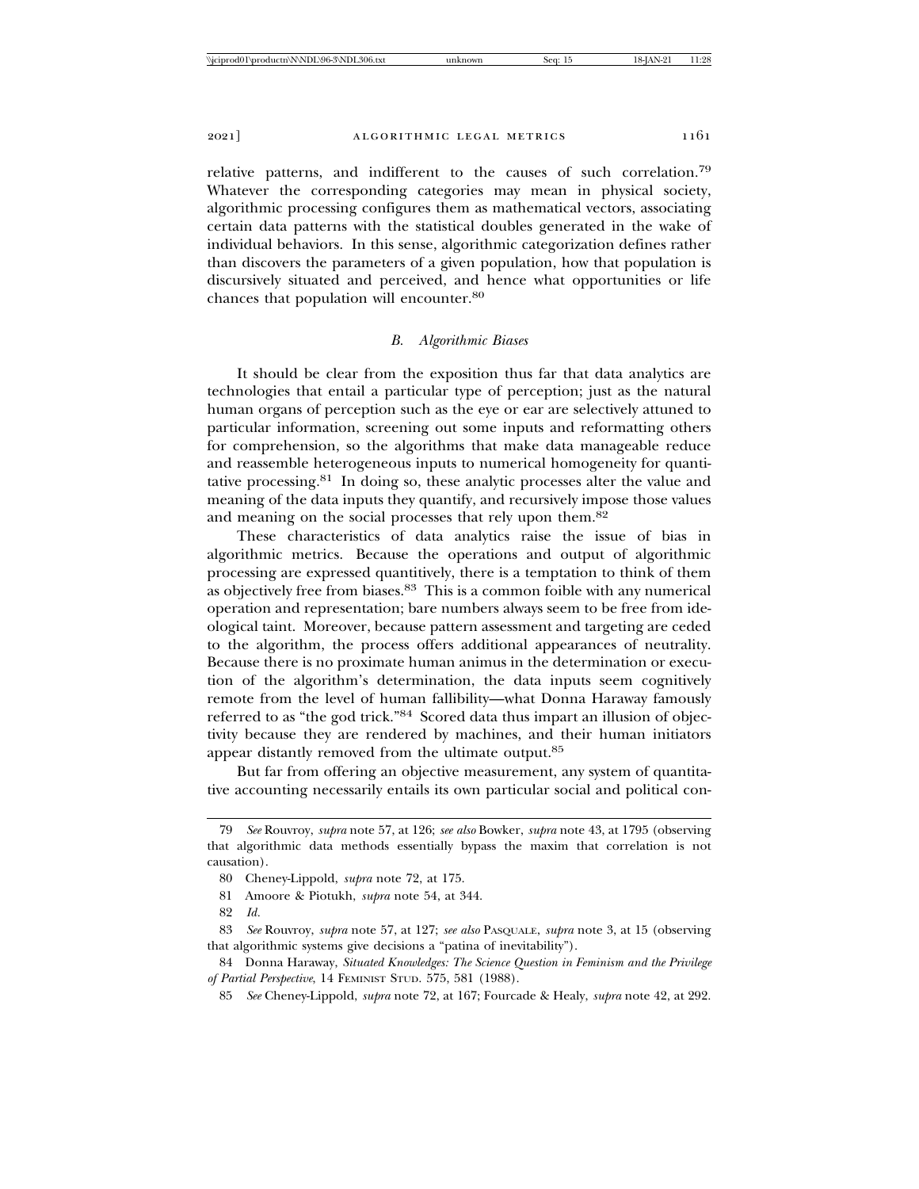relative patterns, and indifferent to the causes of such correlation.[79] Whatever the corresponding categories may mean in physical society, algorithmic processing configures them as mathematical vectors, associating certain data patterns with the statistical doubles generated in the wake of individual behaviors. In this sense, algorithmic categorization defines rather than discovers the parameters of a given population, how that population is discursively situated and perceived, and hence what opportunities or life chances that population will encounter.[80]

### *B. Algorithmic Biases*

It should be clear from the exposition thus far that data analytics are technologies that entail a particular type of perception; just as the natural human organs of perception such as the eye or ear are selectively attuned to particular information, screening out some inputs and reformatting others for comprehension, so the algorithms that make data manageable reduce and reassemble heterogeneous inputs to numerical homogeneity for quantitative processing.[81] In doing so, these analytic processes alter the value and meaning of the data inputs they quantify, and recursively impose those values and meaning on the social processes that rely upon them.[82]

These characteristics of data analytics raise the issue of bias in algorithmic metrics. Because the operations and output of algorithmic processing are expressed quantitively, there is a temptation to think of them as objectively free from biases.[83] This is a common foible with any numerical operation and representation; bare numbers always seem to be free from ideological taint. Moreover, because pattern assessment and targeting are ceded to the algorithm, the process offers additional appearances of neutrality. Because there is no proximate human animus in the determination or execution of the algorithm's determination, the data inputs seem cognitively remote from the level of human fallibility—what Donna Haraway famously referred to as "the god trick."[84] Scored data thus impart an illusion of objectivity because they are rendered by machines, and their human initiators appear distantly removed from the ultimate output.[85]

But far from offering an objective measurement, any system of quantitative accounting necessarily entails its own particular social and political con-

---

79 *See* Rouvroy, *supra* note 57, at 126; *see also* Bowker, *supra* note 43, at 1795 (observing that algorithmic data methods essentially bypass the maxim that correlation is not causation).

80 Cheney-Lippold, *supra* note 72, at 175.

81 Amoore & Piotukh, *supra* note 54, at 344.

82 *Id.*

83 *See* Rouvroy, *supra* note 57, at 127; *see also* PASQUALE, *supra* note 3, at 15 (observing that algorithmic systems give decisions a "patina of inevitability").

84 Donna Haraway, *Situated Knowledges: The Science Question in Feminism and the Privilege of Partial Perspective*, 14 FEMINIST STUD. 575, 581 (1988).

85 *See* Cheney-Lippold, *supra* note 72, at 167; Fourcade & Healy, *supra* note 42, at 292.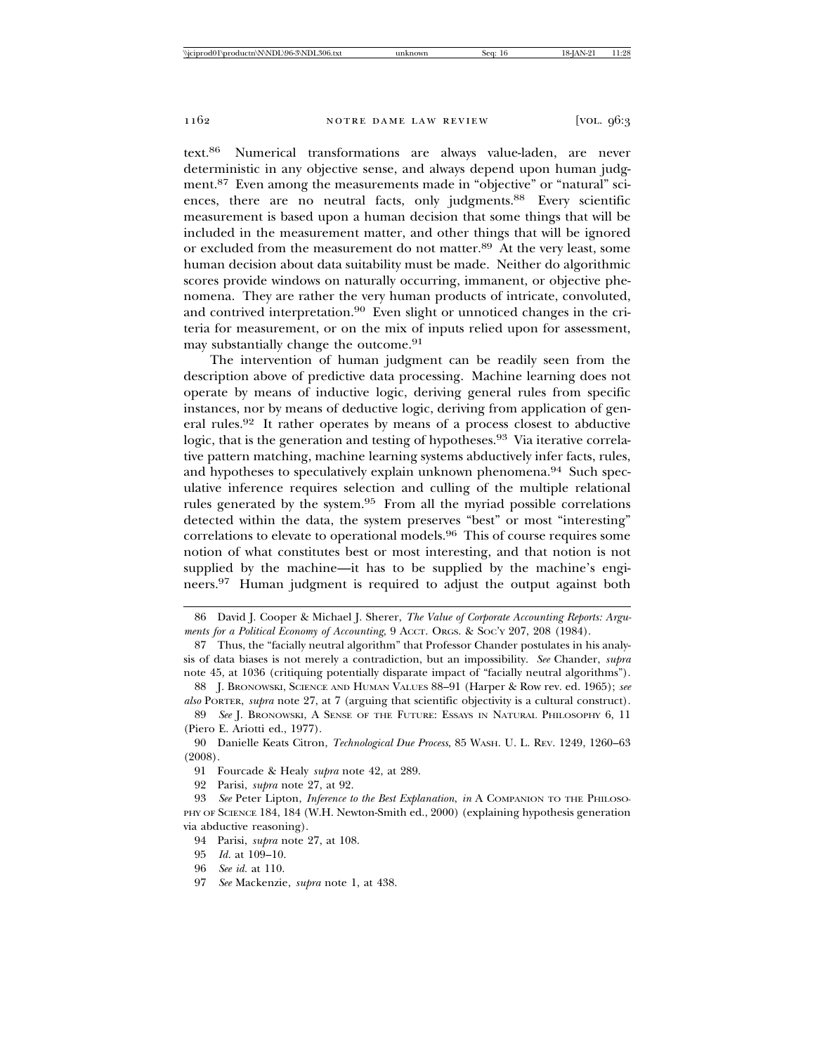text.[86] Numerical transformations are always value-laden, are never deterministic in any objective sense, and always depend upon human judgment.[87] Even among the measurements made in "objective" or "natural" sciences, there are no neutral facts, only judgments.[88] Every scientific measurement is based upon a human decision that some things that will be included in the measurement matter, and other things that will be ignored or excluded from the measurement do not matter.[89] At the very least, some human decision about data suitability must be made. Neither do algorithmic scores provide windows on naturally occurring, immanent, or objective phenomena. They are rather the very human products of intricate, convoluted, and contrived interpretation.[90] Even slight or unnoticed changes in the criteria for measurement, or on the mix of inputs relied upon for assessment, may substantially change the outcome.[91]

The intervention of human judgment can be readily seen from the description above of predictive data processing. Machine learning does not operate by means of inductive logic, deriving general rules from specific instances, nor by means of deductive logic, deriving from application of general rules.[92] It rather operates by means of a process closest to abductive logic, that is the generation and testing of hypotheses.[93] Via iterative correlative pattern matching, machine learning systems abductively infer facts, rules, and hypotheses to speculatively explain unknown phenomena.[94] Such speculative inference requires selection and culling of the multiple relational rules generated by the system.[95] From all the myriad possible correlations detected within the data, the system preserves "best" or most "interesting" correlations to elevate to operational models.[96] This of course requires some notion of what constitutes best or most interesting, and that notion is not supplied by the machine—it has to be supplied by the machine's engineers.[97] Human judgment is required to adjust the output against both

---

86 David J. Cooper & Michael J. Sherer, *The Value of Corporate Accounting Reports: Arguments for a Political Economy of Accounting*, 9 ACCT. ORGS. & SOC'Y 207, 208 (1984).

87 Thus, the "facially neutral algorithm" that Professor Chander postulates in his analysis of data biases is not merely a contradiction, but an impossibility. *See* Chander, *supra* note 45, at 1036 (critiquing potentially disparate impact of "facially neutral algorithms").

88 J. BRONOWSKI, SCIENCE AND HUMAN VALUES 88–91 (Harper & Row rev. ed. 1965); *see also* PORTER, *supra* note 27, at 7 (arguing that scientific objectivity is a cultural construct).

89 *See* J. BRONOWSKI, A SENSE OF THE FUTURE: ESSAYS IN NATURAL PHILOSOPHY 6, 11 (Piero E. Ariotti ed., 1977).

90 Danielle Keats Citron, *Technological Due Process*, 85 WASH. U. L. REV. 1249, 1260–63 (2008).

91 Fourcade & Healy *supra* note 42, at 289.

92 Parisi, *supra* note 27, at 92.

93 *See* Peter Lipton, *Inference to the Best Explanation*, *in* A COMPANION TO THE PHILOSOPHY OF SCIENCE 184, 184 (W.H. Newton-Smith ed., 2000) (explaining hypothesis generation via abductive reasoning).

94 Parisi, *supra* note 27, at 108.

95 *Id.* at 109–10.

96 *See id.* at 110.

97 *See* Mackenzie, *supra* note 1, at 438.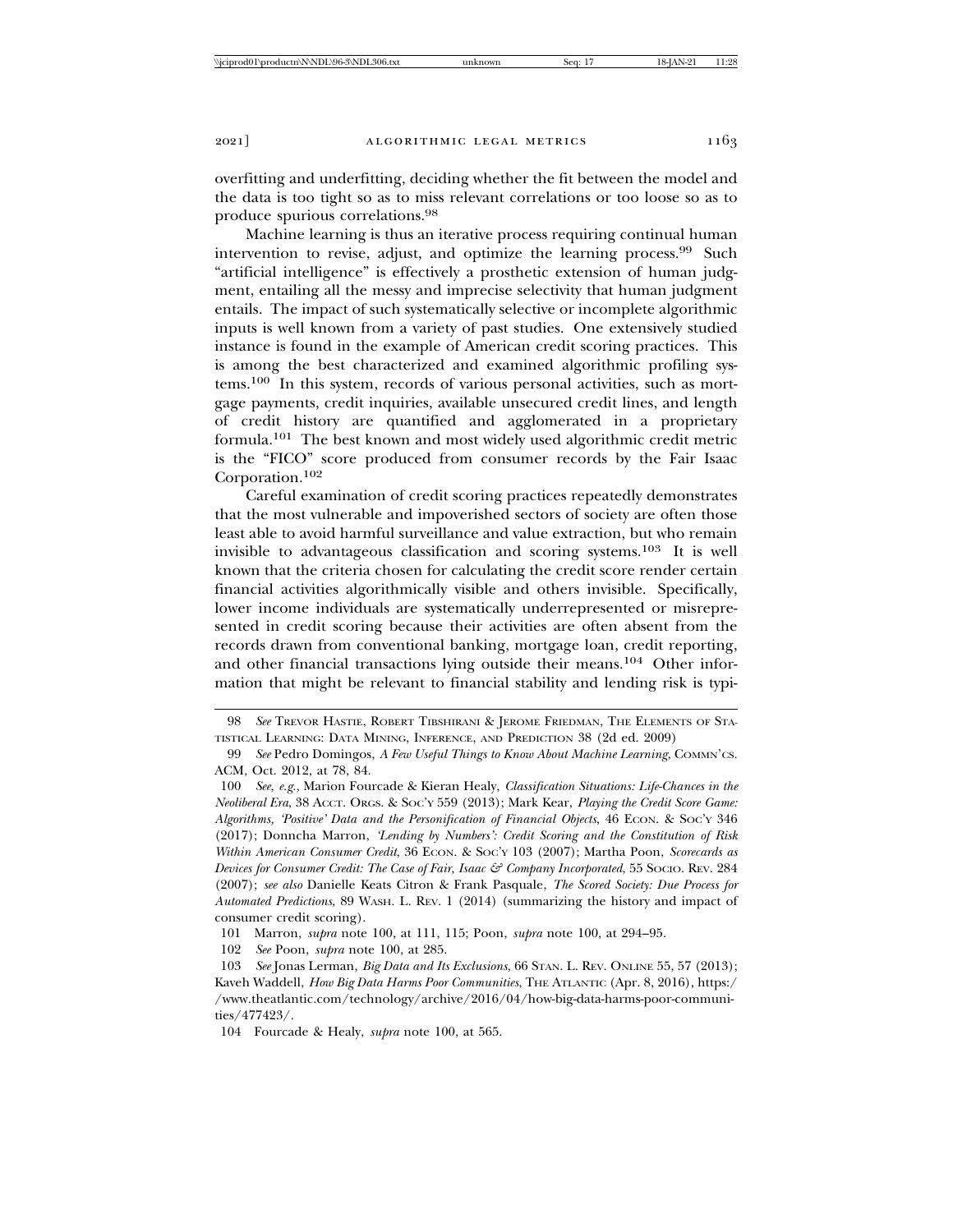overfitting and underfitting, deciding whether the fit between the model and the data is too tight so as to miss relevant correlations or too loose so as to produce spurious correlations.[98]

Machine learning is thus an iterative process requiring continual human intervention to revise, adjust, and optimize the learning process.[99] Such "artificial intelligence" is effectively a prosthetic extension of human judgment, entailing all the messy and imprecise selectivity that human judgment entails. The impact of such systematically selective or incomplete algorithmic inputs is well known from a variety of past studies. One extensively studied instance is found in the example of American credit scoring practices. This is among the best characterized and examined algorithmic profiling systems.[100] In this system, records of various personal activities, such as mortgage payments, credit inquiries, available unsecured credit lines, and length of credit history are quantified and agglomerated in a proprietary formula.[101] The best known and most widely used algorithmic credit metric is the "FICO" score produced from consumer records by the Fair Isaac Corporation.[102]

Careful examination of credit scoring practices repeatedly demonstrates that the most vulnerable and impoverished sectors of society are often those least able to avoid harmful surveillance and value extraction, but who remain invisible to advantageous classification and scoring systems.[103] It is well known that the criteria chosen for calculating the credit score render certain financial activities algorithmically visible and others invisible. Specifically, lower income individuals are systematically underrepresented or misrepresented in credit scoring because their activities are often absent from the records drawn from conventional banking, mortgage loan, credit reporting, and other financial transactions lying outside their means.[104] Other information that might be relevant to financial stability and lending risk is typi-

---

98 *See* Trevor Hastie, Robert Tibshirani & Jerome Friedman, The Elements of Statistical Learning: Data Mining, Inference, and Prediction 38 (2d ed. 2009)

99 *See* Pedro Domingos, *A Few Useful Things to Know About Machine Learning*, Commn'cs. ACM, Oct. 2012, at 78, 84.

100 *See, e.g.*, Marion Fourcade & Kieran Healy, *Classification Situations: Life-Chances in the Neoliberal Era*, 38 Acct. Orgs. & Soc'y 559 (2013); Mark Kear, *Playing the Credit Score Game: Algorithms, 'Positive' Data and the Personification of Financial Objects*, 46 Econ. & Soc'y 346 (2017); Donncha Marron, *'Lending by Numbers': Credit Scoring and the Constitution of Risk Within American Consumer Credit*, 36 Econ. & Soc'y 103 (2007); Martha Poon, *Scorecards as Devices for Consumer Credit: The Case of Fair, Isaac & Company Incorporated*, 55 Socio. Rev. 284 (2007); *see also* Danielle Keats Citron & Frank Pasquale, *The Scored Society: Due Process for Automated Predictions*, 89 Wash. L. Rev. 1 (2014) (summarizing the history and impact of consumer credit scoring).

101 Marron, *supra* note 100, at 111, 115; Poon, *supra* note 100, at 294–95.

102 *See* Poon, *supra* note 100, at 285.

103 *See* Jonas Lerman, *Big Data and Its Exclusions*, 66 Stan. L. Rev. Online 55, 57 (2013); Kaveh Waddell, *How Big Data Harms Poor Communities*, The Atlantic (Apr. 8, 2016), https://www.theatlantic.com/technology/archive/2016/04/how-big-data-harms-poor-communities/477423/.

104 Fourcade & Healy, *supra* note 100, at 565.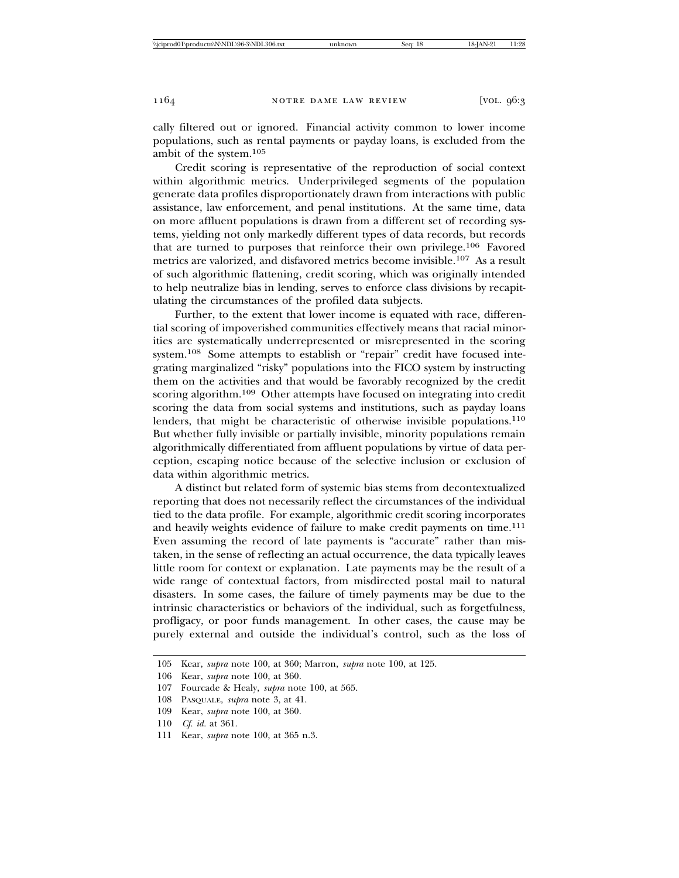cally filtered out or ignored. Financial activity common to lower income populations, such as rental payments or payday loans, is excluded from the ambit of the system.[105]

Credit scoring is representative of the reproduction of social context within algorithmic metrics. Underprivileged segments of the population generate data profiles disproportionately drawn from interactions with public assistance, law enforcement, and penal institutions. At the same time, data on more affluent populations is drawn from a different set of recording systems, yielding not only markedly different types of data records, but records that are turned to purposes that reinforce their own privilege.[106] Favored metrics are valorized, and disfavored metrics become invisible.[107] As a result of such algorithmic flattening, credit scoring, which was originally intended to help neutralize bias in lending, serves to enforce class divisions by recapitulating the circumstances of the profiled data subjects.

Further, to the extent that lower income is equated with race, differential scoring of impoverished communities effectively means that racial minorities are systematically underrepresented or misrepresented in the scoring system.[108] Some attempts to establish or "repair" credit have focused integrating marginalized "risky" populations into the FICO system by instructing them on the activities and that would be favorably recognized by the credit scoring algorithm.[109] Other attempts have focused on integrating into credit scoring the data from social systems and institutions, such as payday loans lenders, that might be characteristic of otherwise invisible populations.[110] But whether fully invisible or partially invisible, minority populations remain algorithmically differentiated from affluent populations by virtue of data perception, escaping notice because of the selective inclusion or exclusion of data within algorithmic metrics.

A distinct but related form of systemic bias stems from decontextualized reporting that does not necessarily reflect the circumstances of the individual tied to the data profile. For example, algorithmic credit scoring incorporates and heavily weights evidence of failure to make credit payments on time.[111] Even assuming the record of late payments is "accurate" rather than mistaken, in the sense of reflecting an actual occurrence, the data typically leaves little room for context or explanation. Late payments may be the result of a wide range of contextual factors, from misdirected postal mail to natural disasters. In some cases, the failure of timely payments may be due to the intrinsic characteristics or behaviors of the individual, such as forgetfulness, profligacy, or poor funds management. In other cases, the cause may be purely external and outside the individual's control, such as the loss of

---

105 Kear, *supra* note 100, at 360; Marron, *supra* note 100, at 125.

106 Kear, *supra* note 100, at 360.

107 Fourcade & Healy, *supra* note 100, at 565.

108 PASQUALE, *supra* note 3, at 41.

109 Kear, *supra* note 100, at 360.

110 *Cf. id.* at 361.

111 Kear, *supra* note 100, at 365 n.3.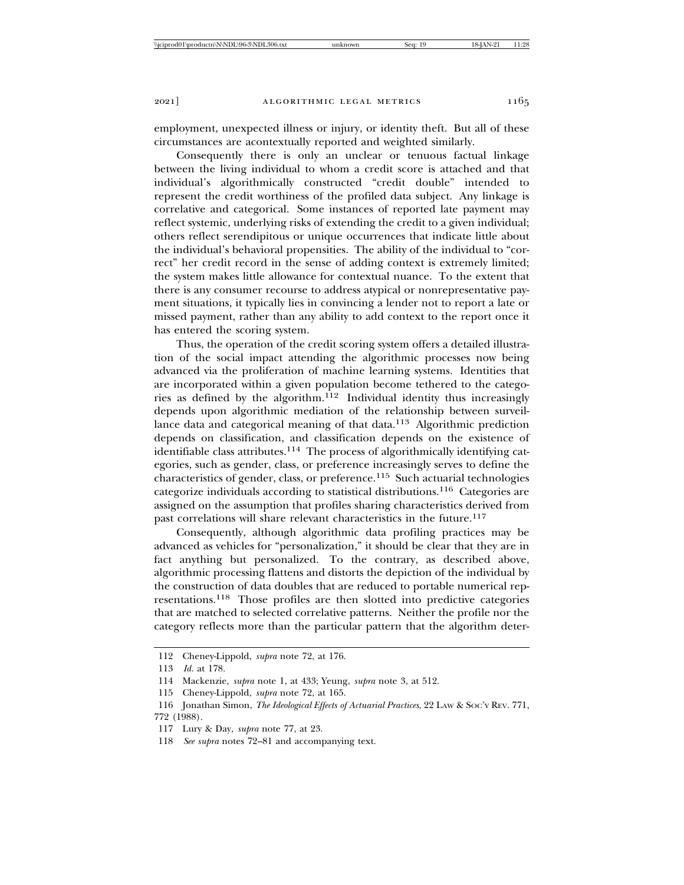employment, unexpected illness or injury, or identity theft. But all of these circumstances are acontextually reported and weighted similarly.

Consequently there is only an unclear or tenuous factual linkage between the living individual to whom a credit score is attached and that individual's algorithmically constructed "credit double" intended to represent the credit worthiness of the profiled data subject. Any linkage is correlative and categorical. Some instances of reported late payment may reflect systemic, underlying risks of extending the credit to a given individual; others reflect serendipitous or unique occurrences that indicate little about the individual's behavioral propensities. The ability of the individual to "correct" her credit record in the sense of adding context is extremely limited; the system makes little allowance for contextual nuance. To the extent that there is any consumer recourse to address atypical or nonrepresentative payment situations, it typically lies in convincing a lender not to report a late or missed payment, rather than any ability to add context to the report once it has entered the scoring system.

Thus, the operation of the credit scoring system offers a detailed illustration of the social impact attending the algorithmic processes now being advanced via the proliferation of machine learning systems. Identities that are incorporated within a given population become tethered to the categories as defined by the algorithm.[112] Individual identity thus increasingly depends upon algorithmic mediation of the relationship between surveillance data and categorical meaning of that data.[113] Algorithmic prediction depends on classification, and classification depends on the existence of identifiable class attributes.[114] The process of algorithmically identifying categories, such as gender, class, or preference increasingly serves to define the characteristics of gender, class, or preference.[115] Such actuarial technologies categorize individuals according to statistical distributions.[116] Categories are assigned on the assumption that profiles sharing characteristics derived from past correlations will share relevant characteristics in the future.[117]

Consequently, although algorithmic data profiling practices may be advanced as vehicles for "personalization," it should be clear that they are in fact anything but personalized. To the contrary, as described above, algorithmic processing flattens and distorts the depiction of the individual by the construction of data doubles that are reduced to portable numerical representations.[118] Those profiles are then slotted into predictive categories that are matched to selected correlative patterns. Neither the profile nor the category reflects more than the particular pattern that the algorithm deter-

---

112 Cheney-Lippold, *supra* note 72, at 176.

113 *Id.* at 178.

114 Mackenzie, *supra* note 1, at 433; Yeung, *supra* note 3, at 512.

115 Cheney-Lippold, *supra* note 72, at 165.

116 Jonathan Simon, *The Ideological Effects of Actuarial Practices*, 22 LAW & SOC'Y REV. 771, 772 (1988).

117 Lury & Day, *supra* note 77, at 23.

118 *See supra* notes 72–81 and accompanying text.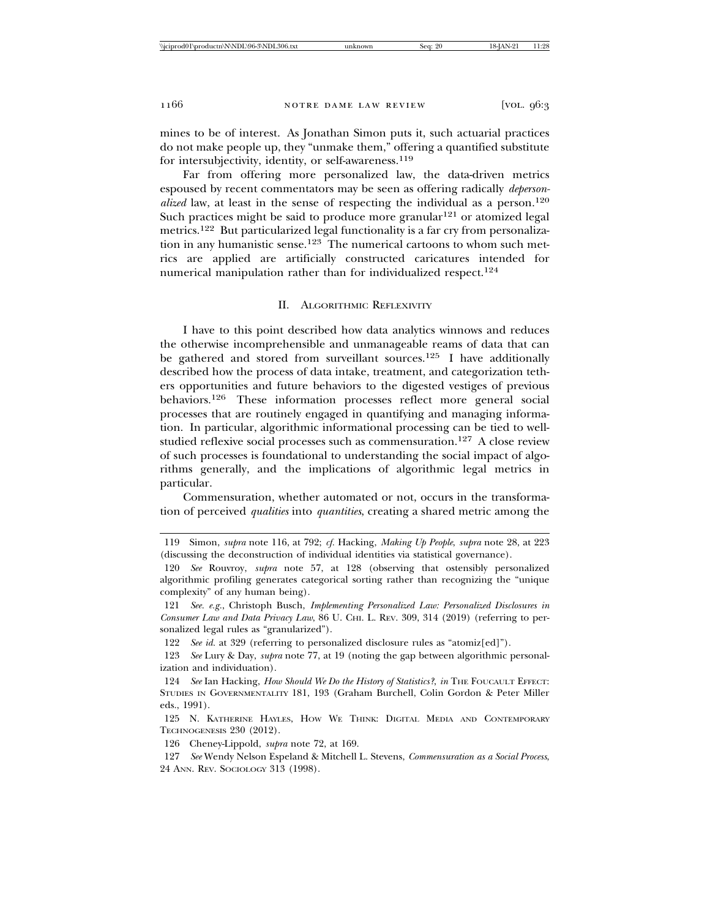mines to be of interest. As Jonathan Simon puts it, such actuarial practices do not make people up, they "unmake them," offering a quantified substitute for intersubjectivity, identity, or self-awareness.[119]

Far from offering more personalized law, the data-driven metrics espoused by recent commentators may be seen as offering radically *depersonalized* law, at least in the sense of respecting the individual as a person.[120] Such practices might be said to produce more granular[121] or atomized legal metrics.[122] But particularized legal functionality is a far cry from personalization in any humanistic sense.[123] The numerical cartoons to whom such metrics are applied are artificially constructed caricatures intended for numerical manipulation rather than for individualized respect.[124]

## II. Algorithmic Reflexivity

I have to this point described how data analytics winnows and reduces the otherwise incomprehensible and unmanageable reams of data that can be gathered and stored from surveillant sources.[125] I have additionally described how the process of data intake, treatment, and categorization tethers opportunities and future behaviors to the digested vestiges of previous behaviors.[126] These information processes reflect more general social processes that are routinely engaged in quantifying and managing information. In particular, algorithmic informational processing can be tied to well-studied reflexive social processes such as commensuration.[127] A close review of such processes is foundational to understanding the social impact of algorithms generally, and the implications of algorithmic legal metrics in particular.

Commensuration, whether automated or not, occurs in the transformation of perceived *qualities* into *quantities*, creating a shared metric among the

---

119 Simon, *supra* note 116, at 792; *cf.* Hacking, *Making Up People*, *supra* note 28, at 223 (discussing the deconstruction of individual identities via statistical governance).

120 *See* Rouvroy, *supra* note 57, at 128 (observing that ostensibly personalized algorithmic profiling generates categorical sorting rather than recognizing the "unique complexity" of any human being).

121 *See. e.g.*, Christoph Busch, *Implementing Personalized Law: Personalized Disclosures in Consumer Law and Data Privacy Law*, 86 U. Chi. L. Rev. 309, 314 (2019) (referring to personalized legal rules as "granularized").

122 *See id.* at 329 (referring to personalized disclosure rules as "atomiz[ed]").

123 *See* Lury & Day, *supra* note 77, at 19 (noting the gap between algorithmic personalization and individuation).

124 *See* Ian Hacking, *How Should We Do the History of Statistics?*, *in* The Foucault Effect: Studies in Governmentality 181, 193 (Graham Burchell, Colin Gordon & Peter Miller eds., 1991).

125 N. Katherine Hayles, How We Think: Digital Media and Contemporary Technogenesis 230 (2012).

126 Cheney-Lippold, *supra* note 72, at 169.

127 *See* Wendy Nelson Espeland & Mitchell L. Stevens, *Commensuration as a Social Process*, 24 Ann. Rev. Sociology 313 (1998).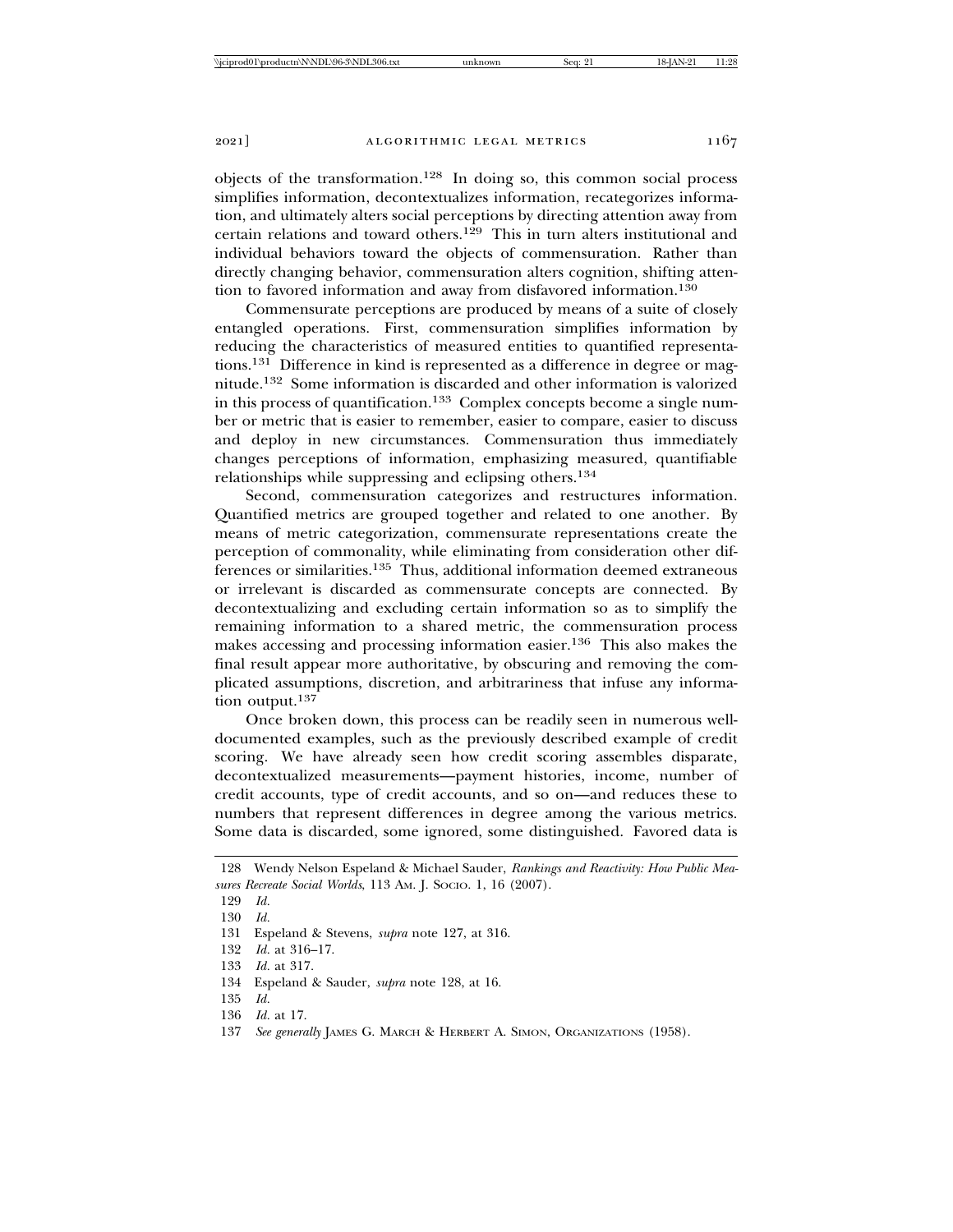objects of the transformation.[128] In doing so, this common social process simplifies information, decontextualizes information, recategorizes information, and ultimately alters social perceptions by directing attention away from certain relations and toward others.[129] This in turn alters institutional and individual behaviors toward the objects of commensuration. Rather than directly changing behavior, commensuration alters cognition, shifting attention to favored information and away from disfavored information.[130]

Commensurate perceptions are produced by means of a suite of closely entangled operations. First, commensuration simplifies information by reducing the characteristics of measured entities to quantified representations.[131] Difference in kind is represented as a difference in degree or magnitude.[132] Some information is discarded and other information is valorized in this process of quantification.[133] Complex concepts become a single number or metric that is easier to remember, easier to compare, easier to discuss and deploy in new circumstances. Commensuration thus immediately changes perceptions of information, emphasizing measured, quantifiable relationships while suppressing and eclipsing others.[134]

Second, commensuration categorizes and restructures information. Quantified metrics are grouped together and related to one another. By means of metric categorization, commensurate representations create the perception of commonality, while eliminating from consideration other differences or similarities.[135] Thus, additional information deemed extraneous or irrelevant is discarded as commensurate concepts are connected. By decontextualizing and excluding certain information so as to simplify the remaining information to a shared metric, the commensuration process makes accessing and processing information easier.[136] This also makes the final result appear more authoritative, by obscuring and removing the complicated assumptions, discretion, and arbitrariness that infuse any information output.[137]

Once broken down, this process can be readily seen in numerous well-documented examples, such as the previously described example of credit scoring. We have already seen how credit scoring assembles disparate, decontextualized measurements—payment histories, income, number of credit accounts, type of credit accounts, and so on—and reduces these to numbers that represent differences in degree among the various metrics. Some data is discarded, some ignored, some distinguished. Favored data is

---

128 Wendy Nelson Espeland & Michael Sauder, *Rankings and Reactivity: How Public Measures Recreate Social Worlds*, 113 AM. J. SOCIO. 1, 16 (2007).

129 *Id.*

130 *Id.*

131 Espeland & Stevens, *supra* note 127, at 316.

132 *Id.* at 316–17.

133 *Id.* at 317.

134 Espeland & Sauder, *supra* note 128, at 16.

135 *Id.*

136 *Id.* at 17.

137 *See generally* JAMES G. MARCH & HERBERT A. SIMON, ORGANIZATIONS (1958).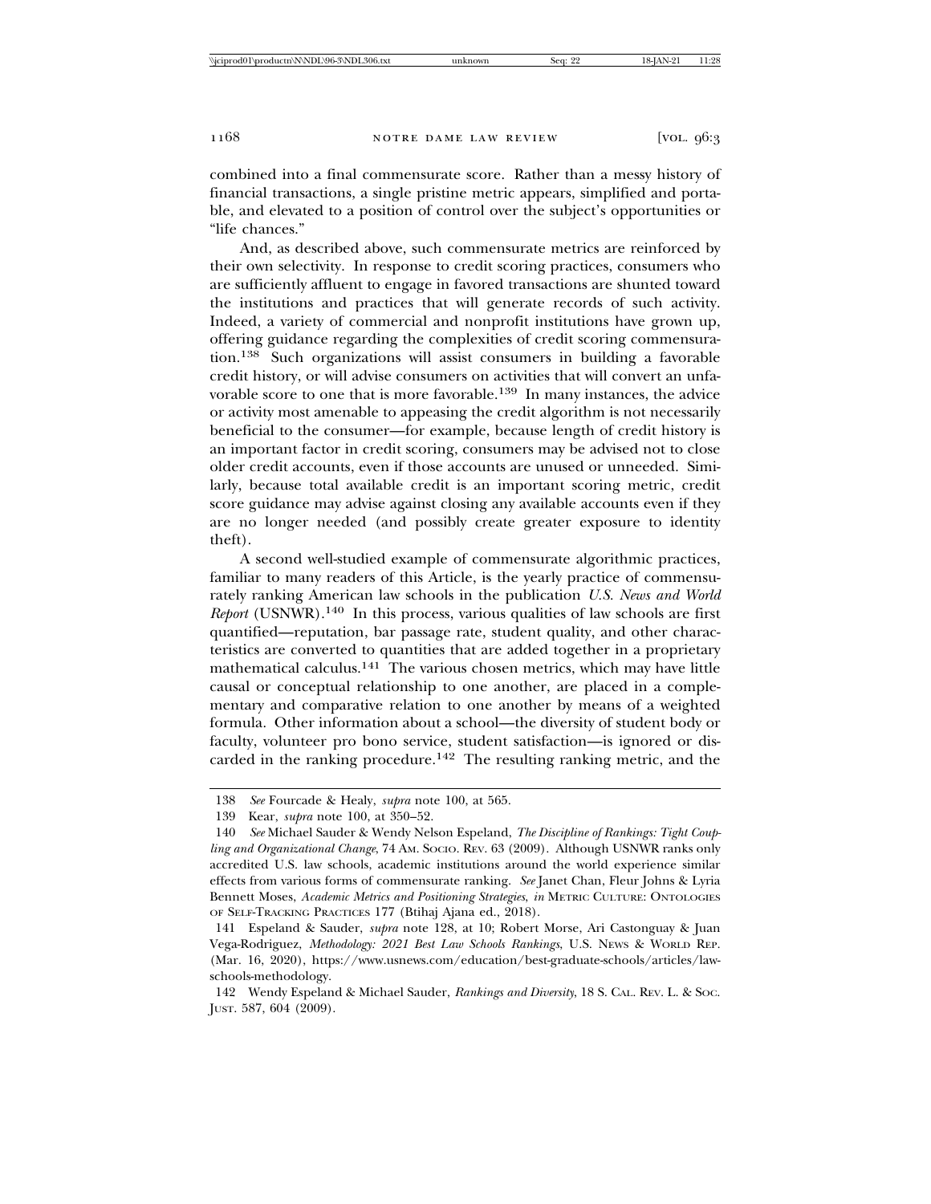combined into a final commensurate score. Rather than a messy history of financial transactions, a single pristine metric appears, simplified and portable, and elevated to a position of control over the subject's opportunities or "life chances."

And, as described above, such commensurate metrics are reinforced by their own selectivity. In response to credit scoring practices, consumers who are sufficiently affluent to engage in favored transactions are shunted toward the institutions and practices that will generate records of such activity. Indeed, a variety of commercial and nonprofit institutions have grown up, offering guidance regarding the complexities of credit scoring commensuration.[138] Such organizations will assist consumers in building a favorable credit history, or will advise consumers on activities that will convert an unfavorable score to one that is more favorable.[139] In many instances, the advice or activity most amenable to appeasing the credit algorithm is not necessarily beneficial to the consumer—for example, because length of credit history is an important factor in credit scoring, consumers may be advised not to close older credit accounts, even if those accounts are unused or unneeded. Similarly, because total available credit is an important scoring metric, credit score guidance may advise against closing any available accounts even if they are no longer needed (and possibly create greater exposure to identity theft).

A second well-studied example of commensurate algorithmic practices, familiar to many readers of this Article, is the yearly practice of commensurately ranking American law schools in the publication *U.S. News and World Report* (USNWR).[140] In this process, various qualities of law schools are first quantified—reputation, bar passage rate, student quality, and other characteristics are converted to quantities that are added together in a proprietary mathematical calculus.[141] The various chosen metrics, which may have little causal or conceptual relationship to one another, are placed in a complementary and comparative relation to one another by means of a weighted formula. Other information about a school—the diversity of student body or faculty, volunteer pro bono service, student satisfaction—is ignored or discarded in the ranking procedure.[142] The resulting ranking metric, and the

---

138 *See* Fourcade & Healy, *supra* note 100, at 565.

139 Kear, *supra* note 100, at 350–52.

140 *See* Michael Sauder & Wendy Nelson Espeland, *The Discipline of Rankings: Tight Coupling and Organizational Change*, 74 AM. SOCIO. REV. 63 (2009). Although USNWR ranks only accredited U.S. law schools, academic institutions around the world experience similar effects from various forms of commensurate ranking. *See* Janet Chan, Fleur Johns & Lyria Bennett Moses, *Academic Metrics and Positioning Strategies*, *in* METRIC CULTURE: ONTOLOGIES OF SELF-TRACKING PRACTICES 177 (Btihaj Ajana ed., 2018).

141 Espeland & Sauder, *supra* note 128, at 10; Robert Morse, Ari Castonguay & Juan Vega-Rodriguez, *Methodology: 2021 Best Law Schools Rankings*, U.S. NEWS & WORLD REP. (Mar. 16, 2020), https://www.usnews.com/education/best-graduate-schools/articles/law-schools-methodology.

142 Wendy Espeland & Michael Sauder, *Rankings and Diversity*, 18 S. CAL. REV. L. & SOC. JUST. 587, 604 (2009).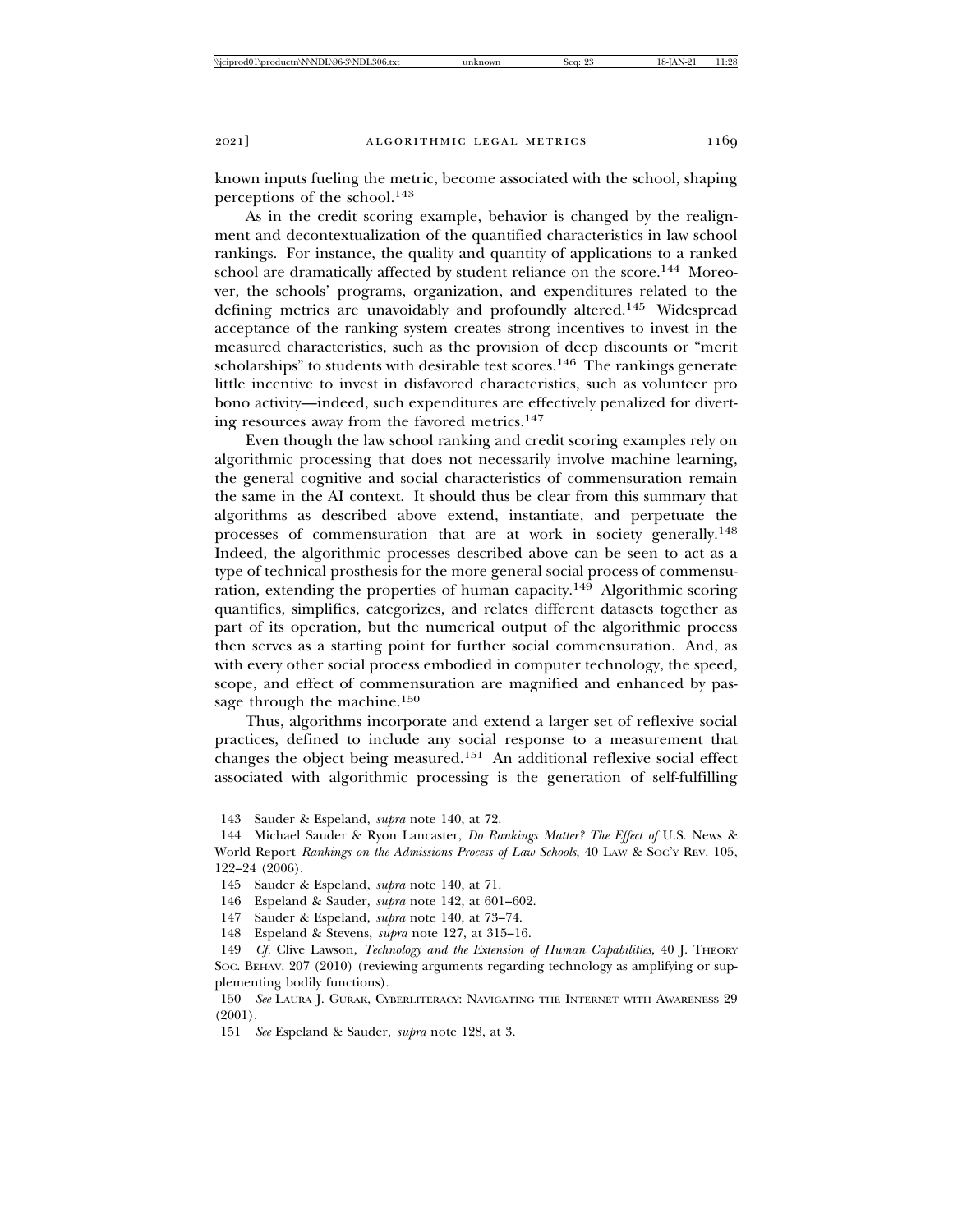known inputs fueling the metric, become associated with the school, shaping perceptions of the school.[143]

As in the credit scoring example, behavior is changed by the realignment and decontextualization of the quantified characteristics in law school rankings. For instance, the quality and quantity of applications to a ranked school are dramatically affected by student reliance on the score.[144] Moreover, the schools' programs, organization, and expenditures related to the defining metrics are unavoidably and profoundly altered.[145] Widespread acceptance of the ranking system creates strong incentives to invest in the measured characteristics, such as the provision of deep discounts or "merit scholarships" to students with desirable test scores.[146] The rankings generate little incentive to invest in disfavored characteristics, such as volunteer pro bono activity—indeed, such expenditures are effectively penalized for diverting resources away from the favored metrics.[147]

Even though the law school ranking and credit scoring examples rely on algorithmic processing that does not necessarily involve machine learning, the general cognitive and social characteristics of commensuration remain the same in the AI context. It should thus be clear from this summary that algorithms as described above extend, instantiate, and perpetuate the processes of commensuration that are at work in society generally.[148] Indeed, the algorithmic processes described above can be seen to act as a type of technical prosthesis for the more general social process of commensuration, extending the properties of human capacity.[149] Algorithmic scoring quantifies, simplifies, categorizes, and relates different datasets together as part of its operation, but the numerical output of the algorithmic process then serves as a starting point for further social commensuration. And, as with every other social process embodied in computer technology, the speed, scope, and effect of commensuration are magnified and enhanced by passage through the machine.[150]

Thus, algorithms incorporate and extend a larger set of reflexive social practices, defined to include any social response to a measurement that changes the object being measured.[151] An additional reflexive social effect associated with algorithmic processing is the generation of self-fulfilling

---

143 Sauder & Espeland, *supra* note 140, at 72.

144 Michael Sauder & Ryon Lancaster, *Do Rankings Matter? The Effect of* U.S. News & World Report *Rankings on the Admissions Process of Law Schools*, 40 LAW & SOC'Y REV. 105, 122–24 (2006).

145 Sauder & Espeland, *supra* note 140, at 71.

146 Espeland & Sauder, *supra* note 142, at 601–602.

147 Sauder & Espeland, *supra* note 140, at 73–74.

148 Espeland & Stevens, *supra* note 127, at 315–16.

149 *Cf.* Clive Lawson, *Technology and the Extension of Human Capabilities*, 40 J. THEORY SOC. BEHAV. 207 (2010) (reviewing arguments regarding technology as amplifying or supplementing bodily functions).

150 *See* LAURA J. GURAK, CYBERLITERACY: NAVIGATING THE INTERNET WITH AWARENESS 29 (2001).

151 *See* Espeland & Sauder, *supra* note 128, at 3.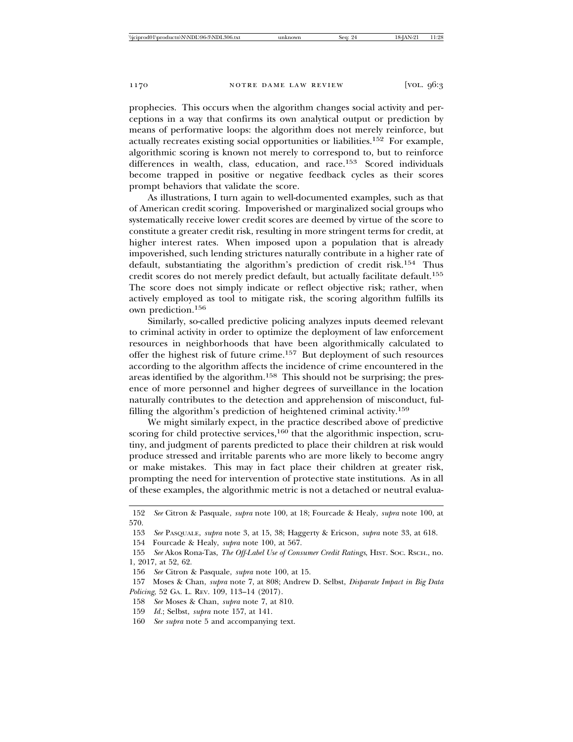prophecies. This occurs when the algorithm changes social activity and perceptions in a way that confirms its own analytical output or prediction by means of performative loops: the algorithm does not merely reinforce, but actually recreates existing social opportunities or liabilities.[152] For example, algorithmic scoring is known not merely to correspond to, but to reinforce differences in wealth, class, education, and race.[153] Scored individuals become trapped in positive or negative feedback cycles as their scores prompt behaviors that validate the score.

As illustrations, I turn again to well-documented examples, such as that of American credit scoring. Impoverished or marginalized social groups who systematically receive lower credit scores are deemed by virtue of the score to constitute a greater credit risk, resulting in more stringent terms for credit, at higher interest rates. When imposed upon a population that is already impoverished, such lending strictures naturally contribute in a higher rate of default, substantiating the algorithm's prediction of credit risk.[154] Thus credit scores do not merely predict default, but actually facilitate default.[155] The score does not simply indicate or reflect objective risk; rather, when actively employed as tool to mitigate risk, the scoring algorithm fulfills its own prediction.[156]

Similarly, so-called predictive policing analyzes inputs deemed relevant to criminal activity in order to optimize the deployment of law enforcement resources in neighborhoods that have been algorithmically calculated to offer the highest risk of future crime.[157] But deployment of such resources according to the algorithm affects the incidence of crime encountered in the areas identified by the algorithm.[158] This should not be surprising; the presence of more personnel and higher degrees of surveillance in the location naturally contributes to the detection and apprehension of misconduct, fulfilling the algorithm's prediction of heightened criminal activity.[159]

We might similarly expect, in the practice described above of predictive scoring for child protective services,[160] that the algorithmic inspection, scrutiny, and judgment of parents predicted to place their children at risk would produce stressed and irritable parents who are more likely to become angry or make mistakes. This may in fact place their children at greater risk, prompting the need for intervention of protective state institutions. As in all of these examples, the algorithmic metric is not a detached or neutral evalua-

---

152 *See* Citron & Pasquale, *supra* note 100, at 18; Fourcade & Healy, *supra* note 100, at 570.

153 *See* Pasquale, *supra* note 3, at 15, 38; Haggerty & Ericson, *supra* note 33, at 618.

154 Fourcade & Healy, *supra* note 100, at 567.

155 *See* Akos Rona-Tas, *The Off-Label Use of Consumer Credit Ratings*, Hist. Soc. Rsch., no. 1, 2017, at 52, 62.

156 *See* Citron & Pasquale, *supra* note 100, at 15.

157 Moses & Chan, *supra* note 7, at 808; Andrew D. Selbst, *Disparate Impact in Big Data Policing*, 52 Ga. L. Rev. 109, 113–14 (2017).

158 *See* Moses & Chan, *supra* note 7, at 810.

159 *Id.*; Selbst, *supra* note 157, at 141.

160 *See supra* note 5 and accompanying text.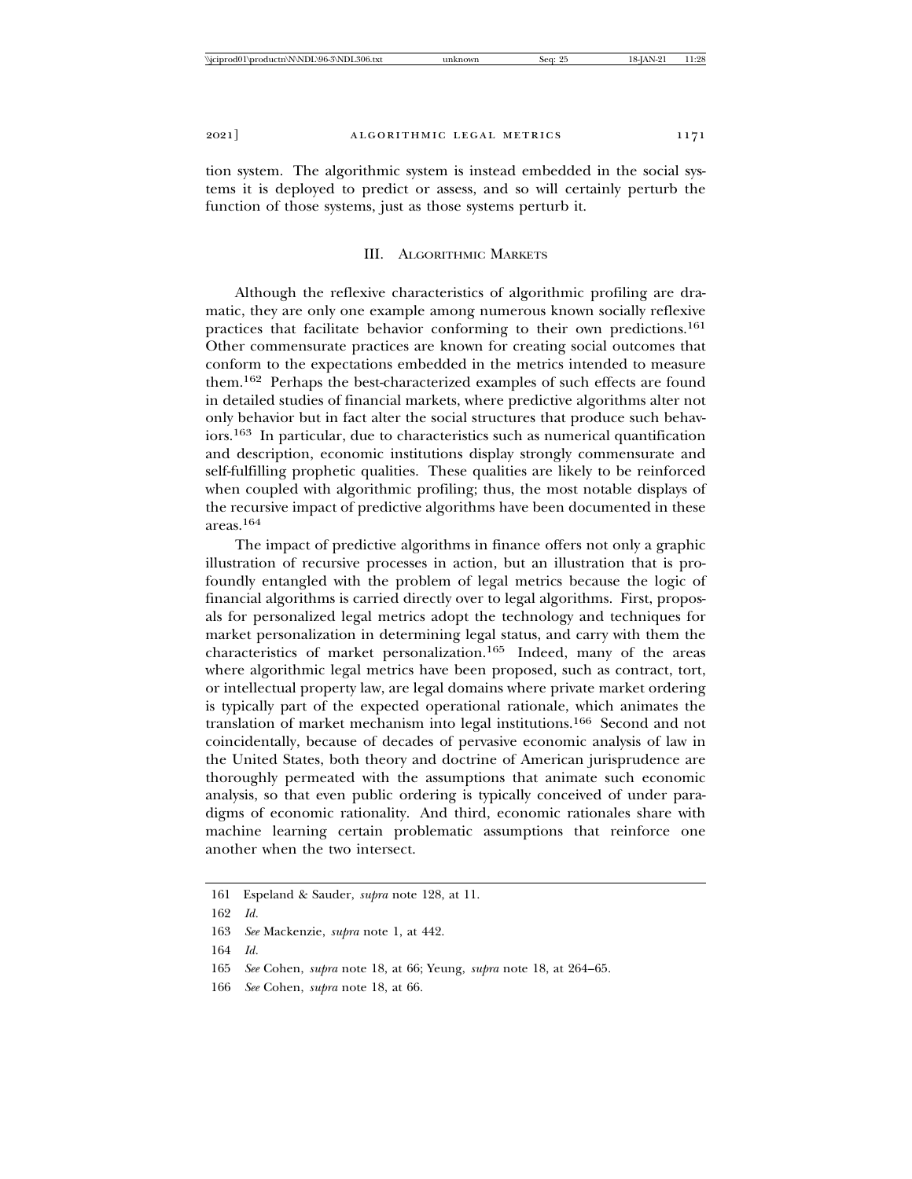tion system. The algorithmic system is instead embedded in the social systems it is deployed to predict or assess, and so will certainly perturb the function of those systems, just as those systems perturb it.

## III. Algorithmic Markets

Although the reflexive characteristics of algorithmic profiling are dramatic, they are only one example among numerous known socially reflexive practices that facilitate behavior conforming to their own predictions.[161] Other commensurate practices are known for creating social outcomes that conform to the expectations embedded in the metrics intended to measure them.[162] Perhaps the best-characterized examples of such effects are found in detailed studies of financial markets, where predictive algorithms alter not only behavior but in fact alter the social structures that produce such behaviors.[163] In particular, due to characteristics such as numerical quantification and description, economic institutions display strongly commensurate and self-fulfilling prophetic qualities. These qualities are likely to be reinforced when coupled with algorithmic profiling; thus, the most notable displays of the recursive impact of predictive algorithms have been documented in these areas.[164]

The impact of predictive algorithms in finance offers not only a graphic illustration of recursive processes in action, but an illustration that is profoundly entangled with the problem of legal metrics because the logic of financial algorithms is carried directly over to legal algorithms. First, proposals for personalized legal metrics adopt the technology and techniques for market personalization in determining legal status, and carry with them the characteristics of market personalization.[165] Indeed, many of the areas where algorithmic legal metrics have been proposed, such as contract, tort, or intellectual property law, are legal domains where private market ordering is typically part of the expected operational rationale, which animates the translation of market mechanism into legal institutions.[166] Second and not coincidentally, because of decades of pervasive economic analysis of law in the United States, both theory and doctrine of American jurisprudence are thoroughly permeated with the assumptions that animate such economic analysis, so that even public ordering is typically conceived of under paradigms of economic rationality. And third, economic rationales share with machine learning certain problematic assumptions that reinforce one another when the two intersect.

161 Espeland & Sauder, *supra* note 128, at 11.

162 *Id.*

163 *See* Mackenzie, *supra* note 1, at 442.

164 *Id.*

165 *See* Cohen, *supra* note 18, at 66; Yeung, *supra* note 18, at 264–65.

166 *See* Cohen, *supra* note 18, at 66.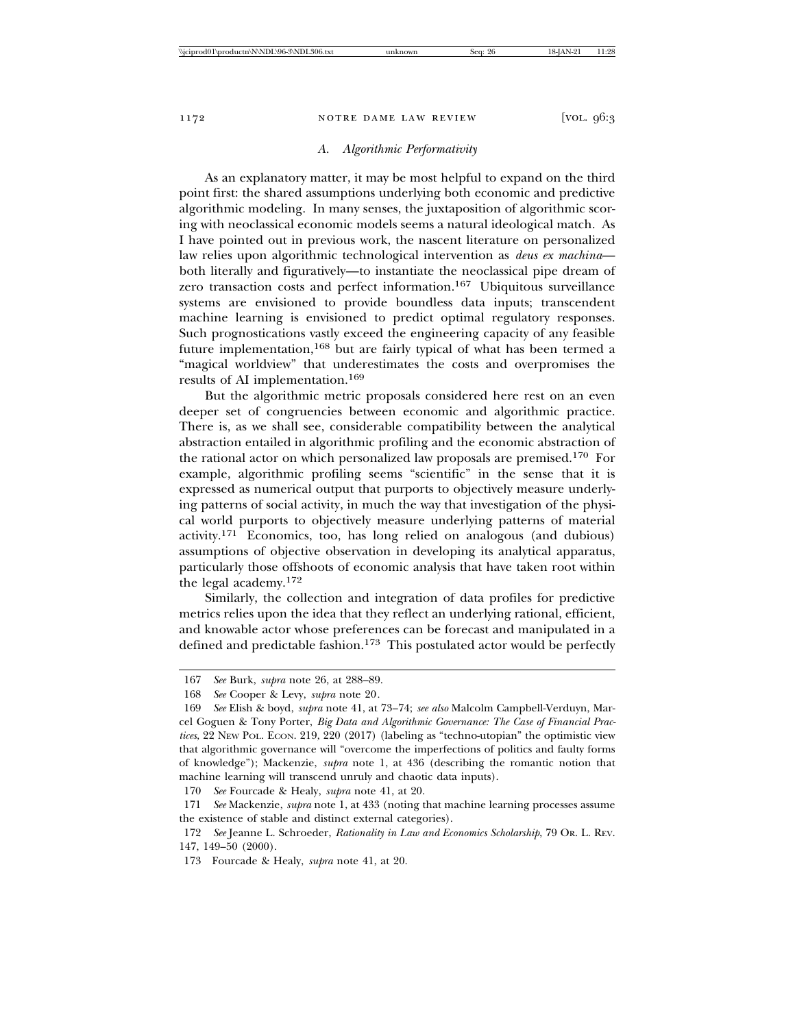### A. *Algorithmic Performativity*

As an explanatory matter, it may be most helpful to expand on the third point first: the shared assumptions underlying both economic and predictive algorithmic modeling. In many senses, the juxtaposition of algorithmic scoring with neoclassical economic models seems a natural ideological match. As I have pointed out in previous work, the nascent literature on personalized law relies upon algorithmic technological intervention as *deus ex machina*—both literally and figuratively—to instantiate the neoclassical pipe dream of zero transaction costs and perfect information.[167] Ubiquitous surveillance systems are envisioned to provide boundless data inputs; transcendent machine learning is envisioned to predict optimal regulatory responses. Such prognostications vastly exceed the engineering capacity of any feasible future implementation,[168] but are fairly typical of what has been termed a "magical worldview" that underestimates the costs and overpromises the results of AI implementation.[169]

But the algorithmic metric proposals considered here rest on an even deeper set of congruencies between economic and algorithmic practice. There is, as we shall see, considerable compatibility between the analytical abstraction entailed in algorithmic profiling and the economic abstraction of the rational actor on which personalized law proposals are premised.[170] For example, algorithmic profiling seems "scientific" in the sense that it is expressed as numerical output that purports to objectively measure underlying patterns of social activity, in much the way that investigation of the physical world purports to objectively measure underlying patterns of material activity.[171] Economics, too, has long relied on analogous (and dubious) assumptions of objective observation in developing its analytical apparatus, particularly those offshoots of economic analysis that have taken root within the legal academy.[172]

Similarly, the collection and integration of data profiles for predictive metrics relies upon the idea that they reflect an underlying rational, efficient, and knowable actor whose preferences can be forecast and manipulated in a defined and predictable fashion.[173] This postulated actor would be perfectly

---

167 *See* Burk, *supra* note 26, at 288–89.

168 *See* Cooper & Levy, *supra* note 20.

169 *See* Elish & boyd, *supra* note 41, at 73–74; *see also* Malcolm Campbell-Verduyn, Marcel Goguen & Tony Porter, *Big Data and Algorithmic Governance: The Case of Financial Practices*, 22 NEW POL. ECON. 219, 220 (2017) (labeling as "techno-utopian" the optimistic view that algorithmic governance will "overcome the imperfections of politics and faulty forms of knowledge"); Mackenzie, *supra* note 1, at 436 (describing the romantic notion that machine learning will transcend unruly and chaotic data inputs).

170 *See* Fourcade & Healy, *supra* note 41, at 20.

171 *See* Mackenzie, *supra* note 1, at 433 (noting that machine learning processes assume the existence of stable and distinct external categories).

172 *See* Jeanne L. Schroeder, *Rationality in Law and Economics Scholarship*, 79 OR. L. REV. 147, 149–50 (2000).

173 Fourcade & Healy, *supra* note 41, at 20.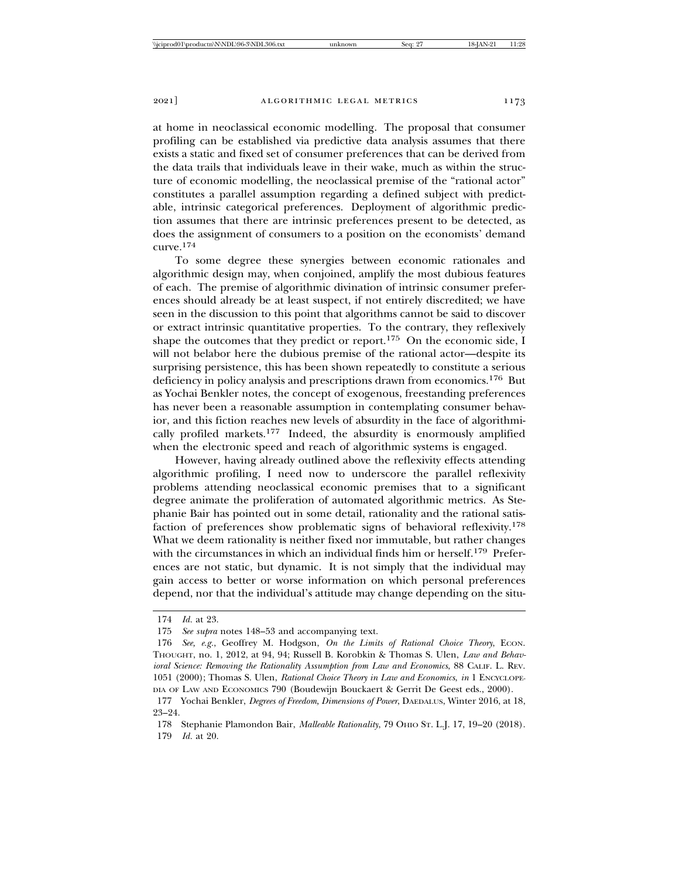at home in neoclassical economic modelling. The proposal that consumer profiling can be established via predictive data analysis assumes that there exists a static and fixed set of consumer preferences that can be derived from the data trails that individuals leave in their wake, much as within the structure of economic modelling, the neoclassical premise of the "rational actor" constitutes a parallel assumption regarding a defined subject with predictable, intrinsic categorical preferences. Deployment of algorithmic prediction assumes that there are intrinsic preferences present to be detected, as does the assignment of consumers to a position on the economists' demand curve.[174]

To some degree these synergies between economic rationales and algorithmic design may, when conjoined, amplify the most dubious features of each. The premise of algorithmic divination of intrinsic consumer preferences should already be at least suspect, if not entirely discredited; we have seen in the discussion to this point that algorithms cannot be said to discover or extract intrinsic quantitative properties. To the contrary, they reflexively shape the outcomes that they predict or report.[175] On the economic side, I will not belabor here the dubious premise of the rational actor—despite its surprising persistence, this has been shown repeatedly to constitute a serious deficiency in policy analysis and prescriptions drawn from economics.[176] But as Yochai Benkler notes, the concept of exogenous, freestanding preferences has never been a reasonable assumption in contemplating consumer behavior, and this fiction reaches new levels of absurdity in the face of algorithmically profiled markets.[177] Indeed, the absurdity is enormously amplified when the electronic speed and reach of algorithmic systems is engaged.

However, having already outlined above the reflexivity effects attending algorithmic profiling, I need now to underscore the parallel reflexivity problems attending neoclassical economic premises that to a significant degree animate the proliferation of automated algorithmic metrics. As Stephanie Bair has pointed out in some detail, rationality and the rational satisfaction of preferences show problematic signs of behavioral reflexivity.[178] What we deem rationality is neither fixed nor immutable, but rather changes with the circumstances in which an individual finds him or herself.[179] Preferences are not static, but dynamic. It is not simply that the individual may gain access to better or worse information on which personal preferences depend, nor that the individual's attitude may change depending on the situ-

---

174 *Id.* at 23.

175 *See supra* notes 148–53 and accompanying text.

176 *See, e.g.*, Geoffrey M. Hodgson, *On the Limits of Rational Choice Theory*, ECON. THOUGHT, no. 1, 2012, at 94, 94; Russell B. Korobkin & Thomas S. Ulen, *Law and Behavioral Science: Removing the Rationality Assumption from Law and Economics*, 88 CALIF. L. REV. 1051 (2000); Thomas S. Ulen, *Rational Choice Theory in Law and Economics*, *in* 1 ENCYCLOPEDIA OF LAW AND ECONOMICS 790 (Boudewijn Bouckaert & Gerrit De Geest eds., 2000).

177 Yochai Benkler, *Degrees of Freedom, Dimensions of Power*, DAEDALUS, Winter 2016, at 18, 23–24.

178 Stephanie Plamondon Bair, *Malleable Rationality*, 79 OHIO ST. L.J. 17, 19–20 (2018).

179 *Id.* at 20.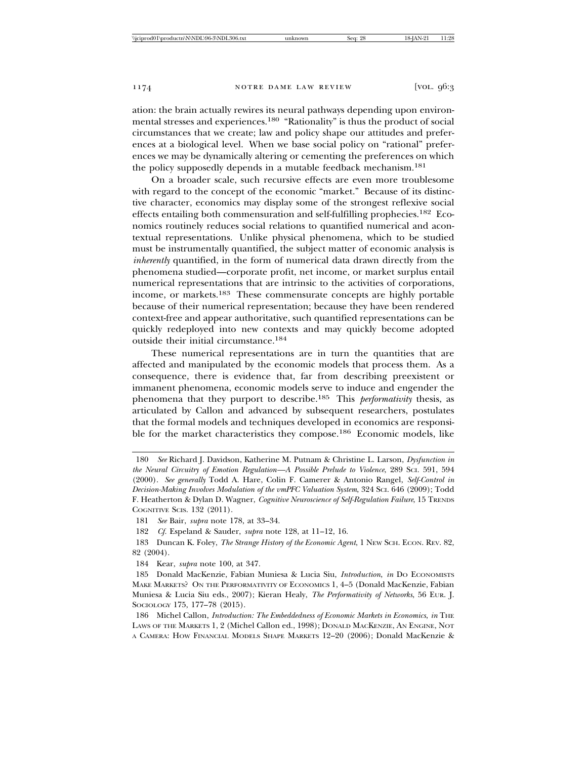ation: the brain actually rewires its neural pathways depending upon environmental stresses and experiences.[180] "Rationality" is thus the product of social circumstances that we create; law and policy shape our attitudes and preferences at a biological level. When we base social policy on "rational" preferences we may be dynamically altering or cementing the preferences on which the policy supposedly depends in a mutable feedback mechanism.[181]

On a broader scale, such recursive effects are even more troublesome with regard to the concept of the economic "market." Because of its distinctive character, economics may display some of the strongest reflexive social effects entailing both commensuration and self-fulfilling prophecies.[182] Economics routinely reduces social relations to quantified numerical and acontextual representations. Unlike physical phenomena, which to be studied must be instrumentally quantified, the subject matter of economic analysis is *inherently* quantified, in the form of numerical data drawn directly from the phenomena studied—corporate profit, net income, or market surplus entail numerical representations that are intrinsic to the activities of corporations, income, or markets.[183] These commensurate concepts are highly portable because of their numerical representation; because they have been rendered context-free and appear authoritative, such quantified representations can be quickly redeployed into new contexts and may quickly become adopted outside their initial circumstance.[184]

These numerical representations are in turn the quantities that are affected and manipulated by the economic models that process them. As a consequence, there is evidence that, far from describing preexistent or immanent phenomena, economic models serve to induce and engender the phenomena that they purport to describe.[185] This *performativity* thesis, as articulated by Callon and advanced by subsequent researchers, postulates that the formal models and techniques developed in economics are responsible for the market characteristics they compose.[186] Economic models, like

---

180 *See* Richard J. Davidson, Katherine M. Putnam & Christine L. Larson, *Dysfunction in the Neural Circuitry of Emotion Regulation—A Possible Prelude to Violence*, 289 SCI. 591, 594 (2000). *See generally* Todd A. Hare, Colin F. Camerer & Antonio Rangel, *Self-Control in Decision-Making Involves Modulation of the vmPFC Valuation System*, 324 SCI. 646 (2009); Todd F. Heatherton & Dylan D. Wagner, *Cognitive Neuroscience of Self-Regulation Failure*, 15 TRENDS COGNITIVE SCIS. 132 (2011).

181 *See* Bair, *supra* note 178, at 33–34.

182 *Cf.* Espeland & Sauder, *supra* note 128, at 11–12, 16.

183 Duncan K. Foley, *The Strange History of the Economic Agent*, 1 NEW SCH. ECON. REV. 82, 82 (2004).

184 Kear, *supra* note 100, at 347.

185 Donald MacKenzie, Fabian Muniesa & Lucia Siu, *Introduction*, *in* DO ECONOMISTS MAKE MARKETS? ON THE PERFORMATIVITY OF ECONOMICS 1, 4–5 (Donald MacKenzie, Fabian Muniesa & Lucia Siu eds., 2007); Kieran Healy, *The Performativity of Networks*, 56 EUR. J. SOCIOLOGY 175, 177–78 (2015).

186 Michel Callon, *Introduction: The Embeddedness of Economic Markets in Economics*, *in* THE LAWS OF THE MARKETS 1, 2 (Michel Callon ed., 1998); DONALD MACKENZIE, AN ENGINE, NOT A CAMERA: HOW FINANCIAL MODELS SHAPE MARKETS 12–20 (2006); Donald MacKenzie &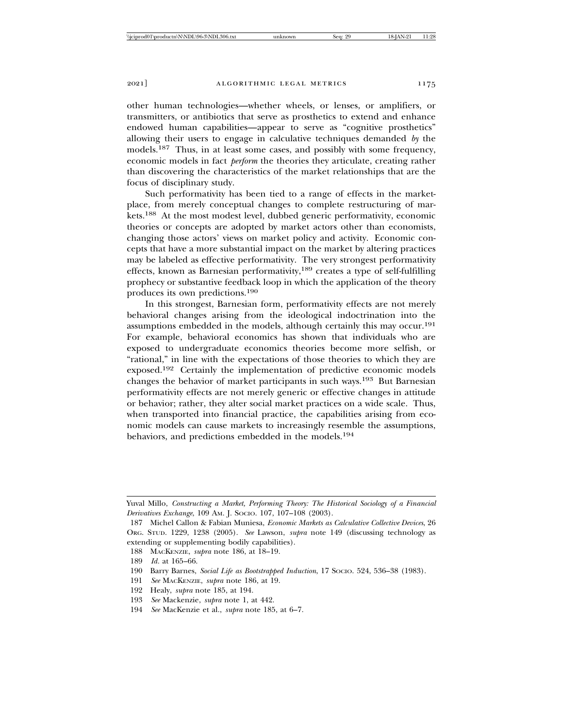other human technologies—whether wheels, or lenses, or amplifiers, or transmitters, or antibiotics that serve as prosthetics to extend and enhance endowed human capabilities—appear to serve as "cognitive prosthetics" allowing their users to engage in calculative techniques demanded *by* the models.[187] Thus, in at least some cases, and possibly with some frequency, economic models in fact *perform* the theories they articulate, creating rather than discovering the characteristics of the market relationships that are the focus of disciplinary study.

Such performativity has been tied to a range of effects in the marketplace, from merely conceptual changes to complete restructuring of markets.[188] At the most modest level, dubbed generic performativity, economic theories or concepts are adopted by market actors other than economists, changing those actors' views on market policy and activity. Economic concepts that have a more substantial impact on the market by altering practices may be labeled as effective performativity. The very strongest performativity effects, known as Barnesian performativity,[189] creates a type of self-fulfilling prophecy or substantive feedback loop in which the application of the theory produces its own predictions.[190]

In this strongest, Barnesian form, performativity effects are not merely behavioral changes arising from the ideological indoctrination into the assumptions embedded in the models, although certainly this may occur.[191] For example, behavioral economics has shown that individuals who are exposed to undergraduate economics theories become more selfish, or "rational," in line with the expectations of those theories to which they are exposed.[192] Certainly the implementation of predictive economic models changes the behavior of market participants in such ways.[193] But Barnesian performativity effects are not merely generic or effective changes in attitude or behavior; rather, they alter social market practices on a wide scale. Thus, when transported into financial practice, the capabilities arising from economic models can cause markets to increasingly resemble the assumptions, behaviors, and predictions embedded in the models.[194]

---

Yuval Millo, *Constructing a Market, Performing Theory: The Historical Sociology of a Financial Derivatives Exchange*, 109 Am. J. Socio. 107, 107–108 (2003).

187 Michel Callon & Fabian Muniesa, *Economic Markets as Calculative Collective Devices*, 26 Org. Stud. 1229, 1238 (2005). *See* Lawson, *supra* note 149 (discussing technology as extending or supplementing bodily capabilities).

188 MacKenzie, *supra* note 186, at 18–19.

189 *Id.* at 165–66.

190 Barry Barnes, *Social Life as Bootstrapped Induction*, 17 Socio. 524, 536–38 (1983).

191 *See* MacKenzie, *supra* note 186, at 19.

192 Healy, *supra* note 185, at 194.

193 *See* Mackenzie, *supra* note 1, at 442.

194 *See* MacKenzie et al., *supra* note 185, at 6–7.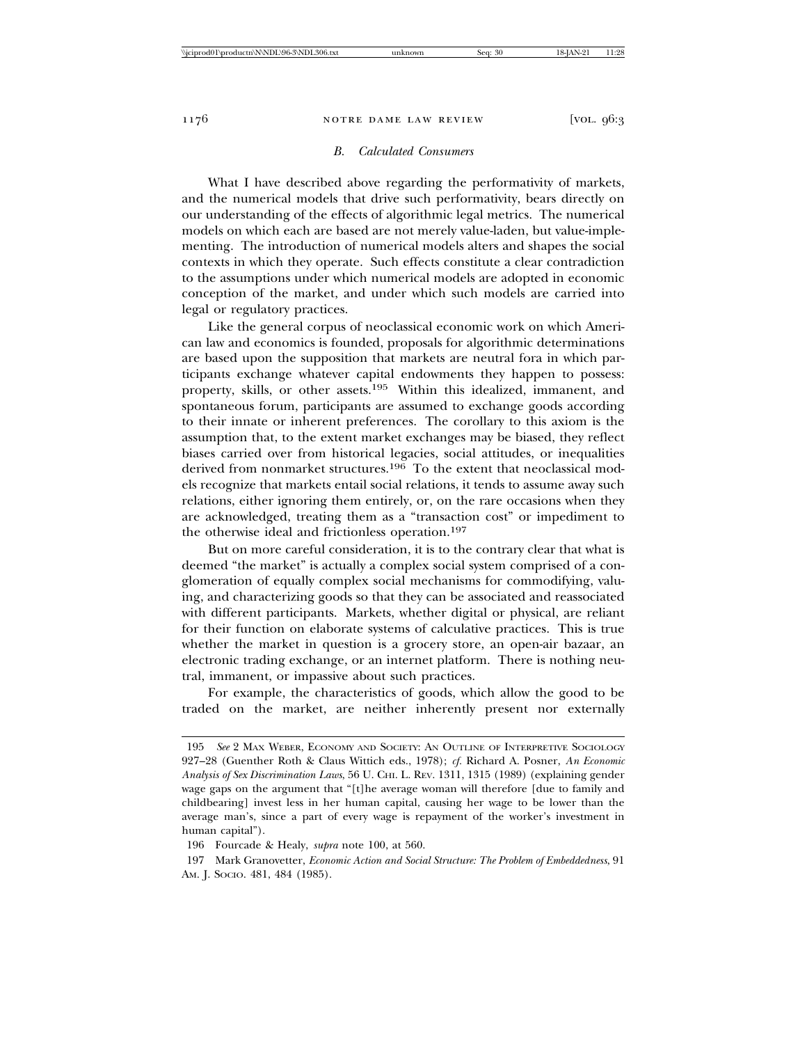### *B. Calculated Consumers*

What I have described above regarding the performativity of markets, and the numerical models that drive such performativity, bears directly on our understanding of the effects of algorithmic legal metrics. The numerical models on which each are based are not merely value-laden, but value-implementing. The introduction of numerical models alters and shapes the social contexts in which they operate. Such effects constitute a clear contradiction to the assumptions under which numerical models are adopted in economic conception of the market, and under which such models are carried into legal or regulatory practices.

Like the general corpus of neoclassical economic work on which American law and economics is founded, proposals for algorithmic determinations are based upon the supposition that markets are neutral fora in which participants exchange whatever capital endowments they happen to possess: property, skills, or other assets.[195] Within this idealized, immanent, and spontaneous forum, participants are assumed to exchange goods according to their innate or inherent preferences. The corollary to this axiom is the assumption that, to the extent market exchanges may be biased, they reflect biases carried over from historical legacies, social attitudes, or inequalities derived from nonmarket structures.[196] To the extent that neoclassical models recognize that markets entail social relations, it tends to assume away such relations, either ignoring them entirely, or, on the rare occasions when they are acknowledged, treating them as a "transaction cost" or impediment to the otherwise ideal and frictionless operation.[197]

But on more careful consideration, it is to the contrary clear that what is deemed "the market" is actually a complex social system comprised of a conglomeration of equally complex social mechanisms for commodifying, valuing, and characterizing goods so that they can be associated and reassociated with different participants. Markets, whether digital or physical, are reliant for their function on elaborate systems of calculative practices. This is true whether the market in question is a grocery store, an open-air bazaar, an electronic trading exchange, or an internet platform. There is nothing neutral, immanent, or impassive about such practices.

For example, the characteristics of goods, which allow the good to be traded on the market, are neither inherently present nor externally

---

195 *See* 2 Max Weber, Economy and Society: An Outline of Interpretive Sociology 927–28 (Guenther Roth & Claus Wittich eds., 1978); *cf.* Richard A. Posner, *An Economic Analysis of Sex Discrimination Laws*, 56 U. Chi. L. Rev. 1311, 1315 (1989) (explaining gender wage gaps on the argument that "[t]he average woman will therefore [due to family and childbearing] invest less in her human capital, causing her wage to be lower than the average man's, since a part of every wage is repayment of the worker's investment in human capital").

196 Fourcade & Healy, *supra* note 100, at 560.

197 Mark Granovetter, *Economic Action and Social Structure: The Problem of Embeddedness*, 91 Am. J. Socio. 481, 484 (1985).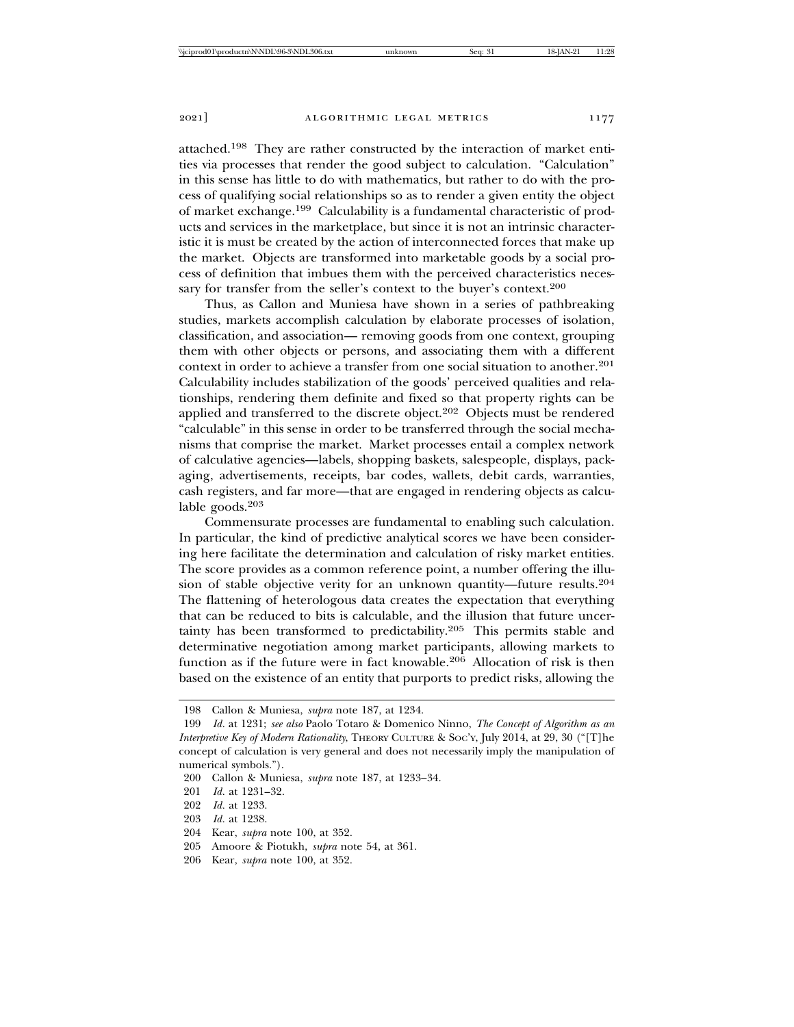attached.[198] They are rather constructed by the interaction of market entities via processes that render the good subject to calculation. "Calculation" in this sense has little to do with mathematics, but rather to do with the process of qualifying social relationships so as to render a given entity the object of market exchange.[199] Calculability is a fundamental characteristic of products and services in the marketplace, but since it is not an intrinsic characteristic it is must be created by the action of interconnected forces that make up the market. Objects are transformed into marketable goods by a social process of definition that imbues them with the perceived characteristics necessary for transfer from the seller's context to the buyer's context.[200]

Thus, as Callon and Muniesa have shown in a series of pathbreaking studies, markets accomplish calculation by elaborate processes of isolation, classification, and association— removing goods from one context, grouping them with other objects or persons, and associating them with a different context in order to achieve a transfer from one social situation to another.[201] Calculability includes stabilization of the goods' perceived qualities and relationships, rendering them definite and fixed so that property rights can be applied and transferred to the discrete object.[202] Objects must be rendered "calculable" in this sense in order to be transferred through the social mechanisms that comprise the market. Market processes entail a complex network of calculative agencies—labels, shopping baskets, salespeople, displays, packaging, advertisements, receipts, bar codes, wallets, debit cards, warranties, cash registers, and far more—that are engaged in rendering objects as calculable goods.[203]

Commensurate processes are fundamental to enabling such calculation. In particular, the kind of predictive analytical scores we have been considering here facilitate the determination and calculation of risky market entities. The score provides as a common reference point, a number offering the illusion of stable objective verity for an unknown quantity—future results.[204] The flattening of heterologous data creates the expectation that everything that can be reduced to bits is calculable, and the illusion that future uncertainty has been transformed to predictability.[205] This permits stable and determinative negotiation among market participants, allowing markets to function as if the future were in fact knowable.[206] Allocation of risk is then based on the existence of an entity that purports to predict risks, allowing the

---

198 Callon & Muniesa, *supra* note 187, at 1234.

199 *Id.* at 1231; *see also* Paolo Totaro & Domenico Ninno, *The Concept of Algorithm as an Interpretive Key of Modern Rationality*, THEORY CULTURE & SOC'Y, July 2014, at 29, 30 ("[T]he concept of calculation is very general and does not necessarily imply the manipulation of numerical symbols.").

200 Callon & Muniesa, *supra* note 187, at 1233–34.

201 *Id.* at 1231–32.

202 *Id.* at 1233.

203 *Id.* at 1238.

204 Kear, *supra* note 100, at 352.

205 Amoore & Piotukh, *supra* note 54, at 361.

206 Kear, *supra* note 100, at 352.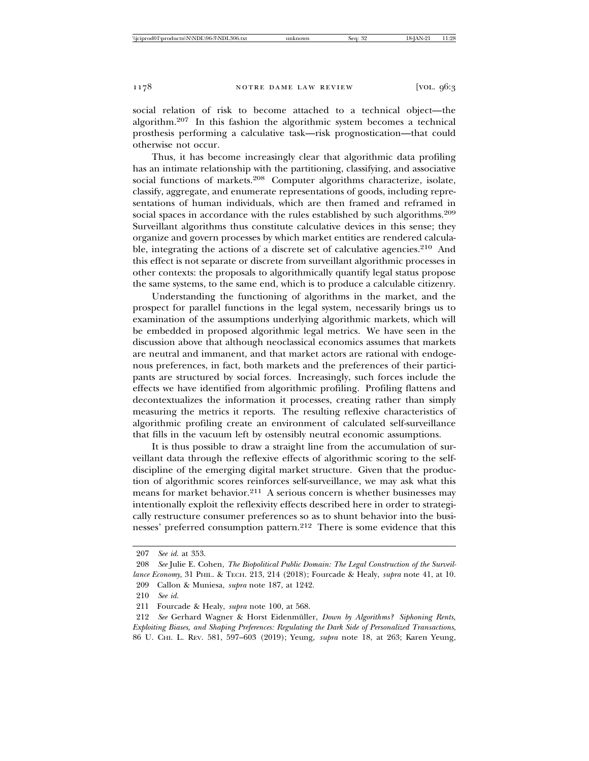social relation of risk to become attached to a technical object—the algorithm.[207] In this fashion the algorithmic system becomes a technical prosthesis performing a calculative task—risk prognostication—that could otherwise not occur.

Thus, it has become increasingly clear that algorithmic data profiling has an intimate relationship with the partitioning, classifying, and associative social functions of markets.[208] Computer algorithms characterize, isolate, classify, aggregate, and enumerate representations of goods, including representations of human individuals, which are then framed and reframed in social spaces in accordance with the rules established by such algorithms.[209] Surveillant algorithms thus constitute calculative devices in this sense; they organize and govern processes by which market entities are rendered calculable, integrating the actions of a discrete set of calculative agencies.[210] And this effect is not separate or discrete from surveillant algorithmic processes in other contexts: the proposals to algorithmically quantify legal status propose the same systems, to the same end, which is to produce a calculable citizenry.

Understanding the functioning of algorithms in the market, and the prospect for parallel functions in the legal system, necessarily brings us to examination of the assumptions underlying algorithmic markets, which will be embedded in proposed algorithmic legal metrics. We have seen in the discussion above that although neoclassical economics assumes that markets are neutral and immanent, and that market actors are rational with endogenous preferences, in fact, both markets and the preferences of their participants are structured by social forces. Increasingly, such forces include the effects we have identified from algorithmic profiling. Profiling flattens and decontextualizes the information it processes, creating rather than simply measuring the metrics it reports. The resulting reflexive characteristics of algorithmic profiling create an environment of calculated self-surveillance that fills in the vacuum left by ostensibly neutral economic assumptions.

It is thus possible to draw a straight line from the accumulation of surveillant data through the reflexive effects of algorithmic scoring to the self-discipline of the emerging digital market structure. Given that the production of algorithmic scores reinforces self-surveillance, we may ask what this means for market behavior.[211] A serious concern is whether businesses may intentionally exploit the reflexivity effects described here in order to strategically restructure consumer preferences so as to shunt behavior into the businesses' preferred consumption pattern.[212] There is some evidence that this

---

207 *See id.* at 353.

208 *See* Julie E. Cohen, *The Biopolitical Public Domain: The Legal Construction of the Surveillance Economy*, 31 PHIL. & TECH. 213, 214 (2018); Fourcade & Healy, *supra* note 41, at 10.

209 Callon & Muniesa, *supra* note 187, at 1242.

210 *See id.*

211 Fourcade & Healy, *supra* note 100, at 568.

212 *See* Gerhard Wagner & Horst Eidenmüller, *Down by Algorithms? Siphoning Rents, Exploiting Biases, and Shaping Preferences: Regulating the Dark Side of Personalized Transactions*, 86 U. CHI. L. REV. 581, 597–603 (2019); Yeung, *supra* note 18, at 263; Karen Yeung,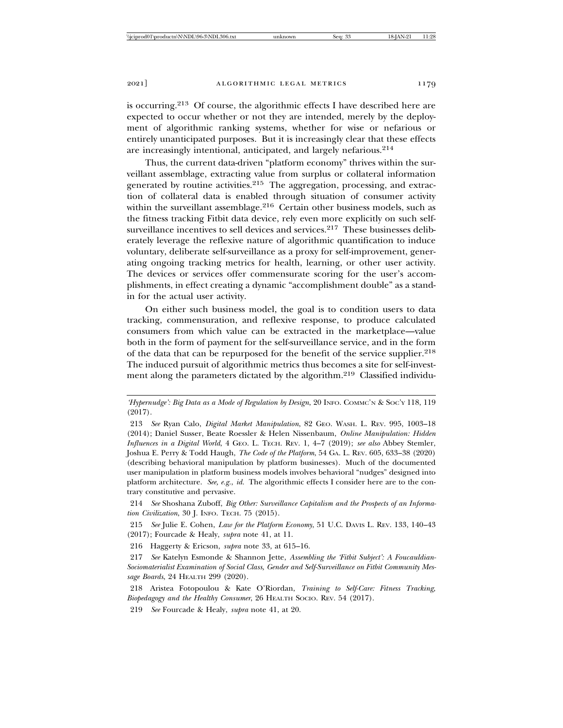is occurring.[213] Of course, the algorithmic effects I have described here are expected to occur whether or not they are intended, merely by the deployment of algorithmic ranking systems, whether for wise or nefarious or entirely unanticipated purposes. But it is increasingly clear that these effects are increasingly intentional, anticipated, and largely nefarious.[214]

Thus, the current data-driven "platform economy" thrives within the surveillant assemblage, extracting value from surplus or collateral information generated by routine activities.[215] The aggregation, processing, and extraction of collateral data is enabled through situation of consumer activity within the surveillant assemblage.[216] Certain other business models, such as the fitness tracking Fitbit data device, rely even more explicitly on such self-surveillance incentives to sell devices and services.[217] These businesses deliberately leverage the reflexive nature of algorithmic quantification to induce voluntary, deliberate self-surveillance as a proxy for self-improvement, generating ongoing tracking metrics for health, learning, or other user activity. The devices or services offer commensurate scoring for the user's accomplishments, in effect creating a dynamic "accomplishment double" as a stand-in for the actual user activity.

On either such business model, the goal is to condition users to data tracking, commensuration, and reflexive response, to produce calculated consumers from which value can be extracted in the marketplace—value both in the form of payment for the self-surveillance service, and in the form of the data that can be repurposed for the benefit of the service supplier.[218] The induced pursuit of algorithmic metrics thus becomes a site for self-investment along the parameters dictated by the algorithm.[219] Classified individu-

---

*'Hypernudge': Big Data as a Mode of Regulation by Design*, 20 INFO. COMMC'N & SOC'Y 118, 119 (2017).

213 *See* Ryan Calo, *Digital Market Manipulation*, 82 GEO. WASH. L. REV. 995, 1003–18 (2014); Daniel Susser, Beate Roessler & Helen Nissenbaum, *Online Manipulation: Hidden Influences in a Digital World*, 4 GEO. L. TECH. REV. 1, 4–7 (2019); *see also* Abbey Stemler, Joshua E. Perry & Todd Haugh, *The Code of the Platform*, 54 GA. L. REV. 605, 633–38 (2020) (describing behavioral manipulation by platform businesses). Much of the documented user manipulation in platform business models involves behavioral "nudges" designed into platform architecture. *See, e.g.*, *id.* The algorithmic effects I consider here are to the contrary constitutive and pervasive.

214 *See* Shoshana Zuboff, *Big Other: Surveillance Capitalism and the Prospects of an Information Civilization*, 30 J. INFO. TECH. 75 (2015).

215 *See* Julie E. Cohen, *Law for the Platform Economy*, 51 U.C. DAVIS L. REV. 133, 140–43 (2017); Fourcade & Healy, *supra* note 41, at 11.

216 Haggerty & Ericson, *supra* note 33, at 615–16.

217 *See* Katelyn Esmonde & Shannon Jette, *Assembling the 'Fitbit Subject': A Foucauldian-Sociomaterialist Examination of Social Class, Gender and Self-Surveillance on Fitbit Community Message Boards*, 24 HEALTH 299 (2020).

218 Aristea Fotopoulou & Kate O'Riordan, *Training to Self-Care: Fitness Tracking, Biopedagogy and the Healthy Consumer*, 26 HEALTH SOCIO. REV. 54 (2017).

219 *See* Fourcade & Healy, *supra* note 41, at 20.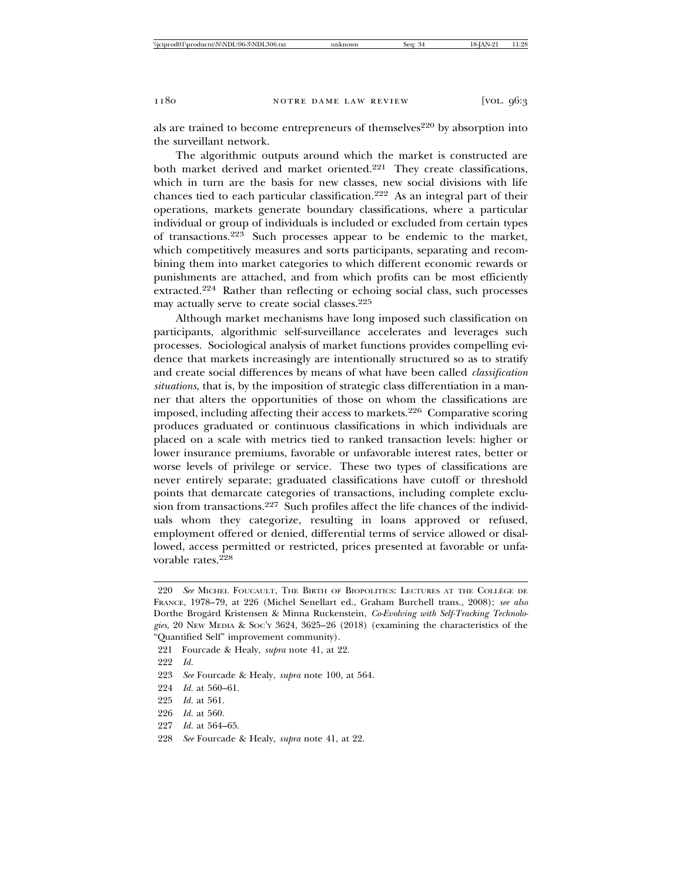als are trained to become entrepreneurs of themselves[220] by absorption into the surveillant network.

The algorithmic outputs around which the market is constructed are both market derived and market oriented.[221] They create classifications, which in turn are the basis for new classes, new social divisions with life chances tied to each particular classification.[222] As an integral part of their operations, markets generate boundary classifications, where a particular individual or group of individuals is included or excluded from certain types of transactions.[223] Such processes appear to be endemic to the market, which competitively measures and sorts participants, separating and recombining them into market categories to which different economic rewards or punishments are attached, and from which profits can be most efficiently extracted.[224] Rather than reflecting or echoing social class, such processes may actually serve to create social classes.[225]

Although market mechanisms have long imposed such classification on participants, algorithmic self-surveillance accelerates and leverages such processes. Sociological analysis of market functions provides compelling evidence that markets increasingly are intentionally structured so as to stratify and create social differences by means of what have been called *classification situations*, that is, by the imposition of strategic class differentiation in a manner that alters the opportunities of those on whom the classifications are imposed, including affecting their access to markets.[226] Comparative scoring produces graduated or continuous classifications in which individuals are placed on a scale with metrics tied to ranked transaction levels: higher or lower insurance premiums, favorable or unfavorable interest rates, better or worse levels of privilege or service. These two types of classifications are never entirely separate; graduated classifications have cutoff or threshold points that demarcate categories of transactions, including complete exclusion from transactions.[227] Such profiles affect the life chances of the individuals whom they categorize, resulting in loans approved or refused, employment offered or denied, differential terms of service allowed or disallowed, access permitted or restricted, prices presented at favorable or unfavorable rates.[228]

---

220 *See* MICHEL FOUCAULT, THE BIRTH OF BIOPOLITICS: LECTURES AT THE COLLÈGE DE FRANCE, 1978–79, at 226 (Michel Senellart ed., Graham Burchell trans., 2008); *see also* Dorthe Brogård Kristensen & Minna Ruckenstein, *Co-Evolving with Self-Tracking Technologies*, 20 NEW MEDIA & SOC'Y 3624, 3625–26 (2018) (examining the characteristics of the "Quantified Self" improvement community).

221 Fourcade & Healy, *supra* note 41, at 22.

222 *Id.*

223 *See* Fourcade & Healy, *supra* note 100, at 564.

224 *Id.* at 560–61.

225 *Id.* at 561.

226 *Id.* at 560.

227 *Id.* at 564–65.

228 *See* Fourcade & Healy, *supra* note 41, at 22.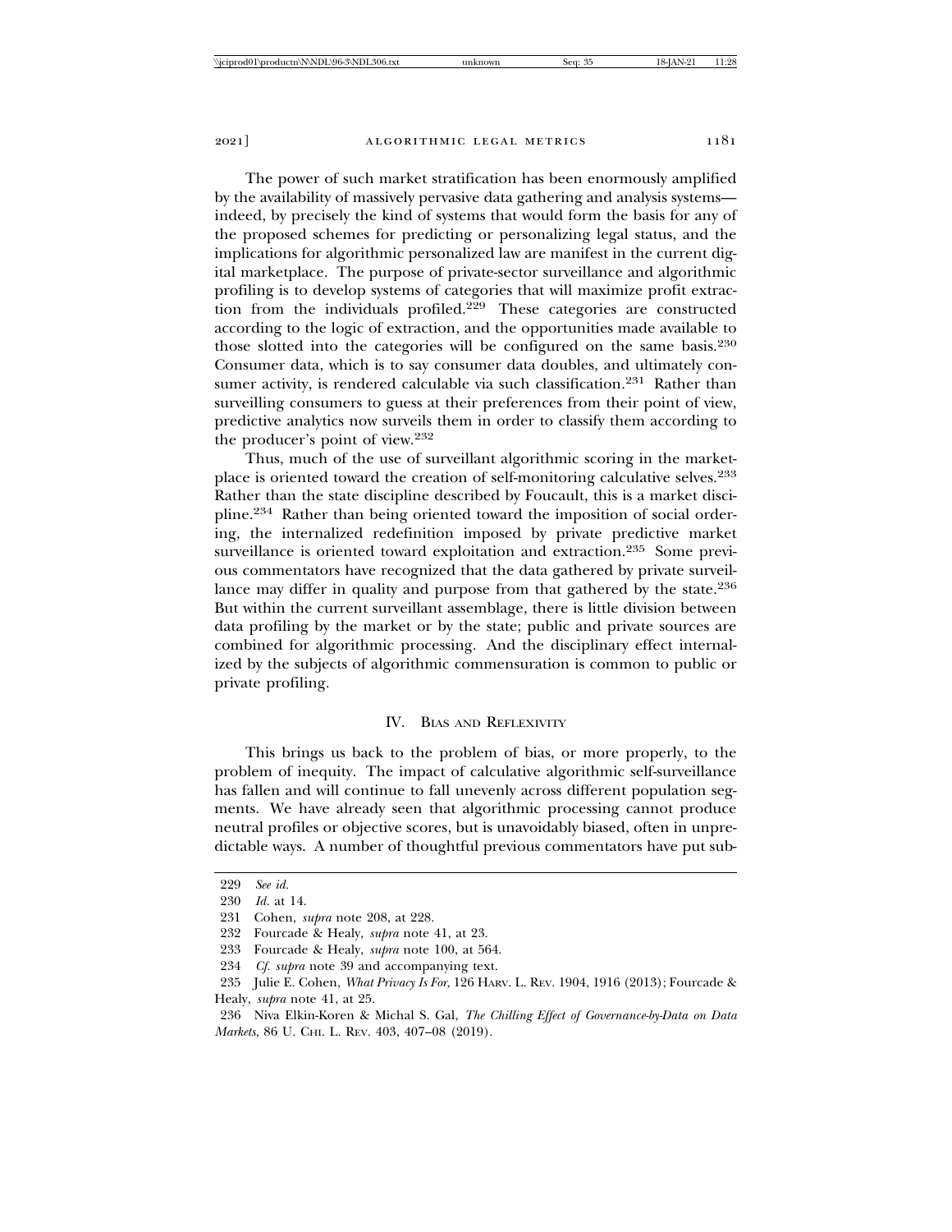The power of such market stratification has been enormously amplified by the availability of massively pervasive data gathering and analysis systems—indeed, by precisely the kind of systems that would form the basis for any of the proposed schemes for predicting or personalizing legal status, and the implications for algorithmic personalized law are manifest in the current digital marketplace. The purpose of private-sector surveillance and algorithmic profiling is to develop systems of categories that will maximize profit extraction from the individuals profiled.[229] These categories are constructed according to the logic of extraction, and the opportunities made available to those slotted into the categories will be configured on the same basis.[230] Consumer data, which is to say consumer data doubles, and ultimately consumer activity, is rendered calculable via such classification.[231] Rather than surveilling consumers to guess at their preferences from their point of view, predictive analytics now surveils them in order to classify them according to the producer's point of view.[232]

Thus, much of the use of surveillant algorithmic scoring in the marketplace is oriented toward the creation of self-monitoring calculative selves.[233] Rather than the state discipline described by Foucault, this is a market discipline.[234] Rather than being oriented toward the imposition of social ordering, the internalized redefinition imposed by private predictive market surveillance is oriented toward exploitation and extraction.[235] Some previous commentators have recognized that the data gathered by private surveillance may differ in quality and purpose from that gathered by the state.[236] But within the current surveillant assemblage, there is little division between data profiling by the market or by the state; public and private sources are combined for algorithmic processing. And the disciplinary effect internalized by the subjects of algorithmic commensuration is common to public or private profiling.

## IV. Bias and Reflexivity

This brings us back to the problem of bias, or more properly, to the problem of inequity. The impact of calculative algorithmic self-surveillance has fallen and will continue to fall unevenly across different population segments. We have already seen that algorithmic processing cannot produce neutral profiles or objective scores, but is unavoidably biased, often in unpredictable ways. A number of thoughtful previous commentators have put sub-

---

229 *See id.*

230 *Id.* at 14.

231 Cohen, *supra* note 208, at 228.

232 Fourcade & Healy, *supra* note 41, at 23.

233 Fourcade & Healy, *supra* note 100, at 564.

234 *Cf. supra* note 39 and accompanying text.

235 Julie E. Cohen, *What Privacy Is For*, 126 Harv. L. Rev. 1904, 1916 (2013); Fourcade & Healy, *supra* note 41, at 25.

236 Niva Elkin-Koren & Michal S. Gal, *The Chilling Effect of Governance-by-Data on Data Markets*, 86 U. Chi. L. Rev. 403, 407–08 (2019).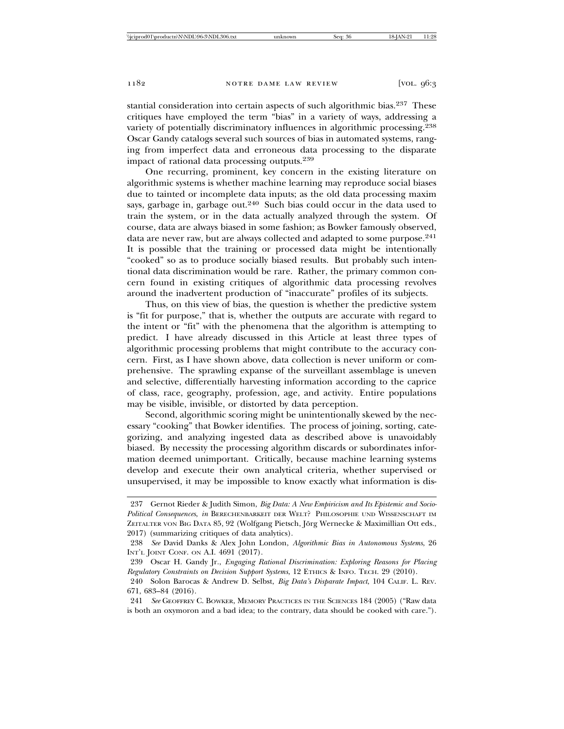stantial consideration into certain aspects of such algorithmic bias.[237] These critiques have employed the term "bias" in a variety of ways, addressing a variety of potentially discriminatory influences in algorithmic processing.[238] Oscar Gandy catalogs several such sources of bias in automated systems, ranging from imperfect data and erroneous data processing to the disparate impact of rational data processing outputs.[239]

One recurring, prominent, key concern in the existing literature on algorithmic systems is whether machine learning may reproduce social biases due to tainted or incomplete data inputs; as the old data processing maxim says, garbage in, garbage out.[240] Such bias could occur in the data used to train the system, or in the data actually analyzed through the system. Of course, data are always biased in some fashion; as Bowker famously observed, data are never raw, but are always collected and adapted to some purpose.[241] It is possible that the training or processed data might be intentionally "cooked" so as to produce socially biased results. But probably such intentional data discrimination would be rare. Rather, the primary common concern found in existing critiques of algorithmic data processing revolves around the inadvertent production of "inaccurate" profiles of its subjects.

Thus, on this view of bias, the question is whether the predictive system is "fit for purpose," that is, whether the outputs are accurate with regard to the intent or "fit" with the phenomena that the algorithm is attempting to predict. I have already discussed in this Article at least three types of algorithmic processing problems that might contribute to the accuracy concern. First, as I have shown above, data collection is never uniform or comprehensive. The sprawling expanse of the surveillant assemblage is uneven and selective, differentially harvesting information according to the caprice of class, race, geography, profession, age, and activity. Entire populations may be visible, invisible, or distorted by data perception.

Second, algorithmic scoring might be unintentionally skewed by the necessary "cooking" that Bowker identifies. The process of joining, sorting, categorizing, and analyzing ingested data as described above is unavoidably biased. By necessity the processing algorithm discards or subordinates information deemed unimportant. Critically, because machine learning systems develop and execute their own analytical criteria, whether supervised or unsupervised, it may be impossible to know exactly what information is dis-

---

237 Gernot Rieder & Judith Simon, *Big Data: A New Empiricism and Its Epistemic and Socio-Political Consequences*, *in* BERECHENBARKEIT DER WELT? PHILOSOPHIE UND WISSENSCHAFT IM ZEITALTER VON BIG DATA 85, 92 (Wolfgang Pietsch, Jörg Wernecke & Maximillian Ott eds., 2017) (summarizing critiques of data analytics).

238 *See* David Danks & Alex John London, *Algorithmic Bias in Autonomous Systems*, 26 INT'L JOINT CONF. ON A.I. 4691 (2017).

239 Oscar H. Gandy Jr., *Engaging Rational Discrimination: Exploring Reasons for Placing Regulatory Constraints on Decision Support Systems*, 12 ETHICS & INFO. TECH. 29 (2010).

240 Solon Barocas & Andrew D. Selbst, *Big Data's Disparate Impact*, 104 CALIF. L. REV. 671, 683–84 (2016).

241 *See* GEOFFREY C. BOWKER, MEMORY PRACTICES IN THE SCIENCES 184 (2005) ("Raw data is both an oxymoron and a bad idea; to the contrary, data should be cooked with care.").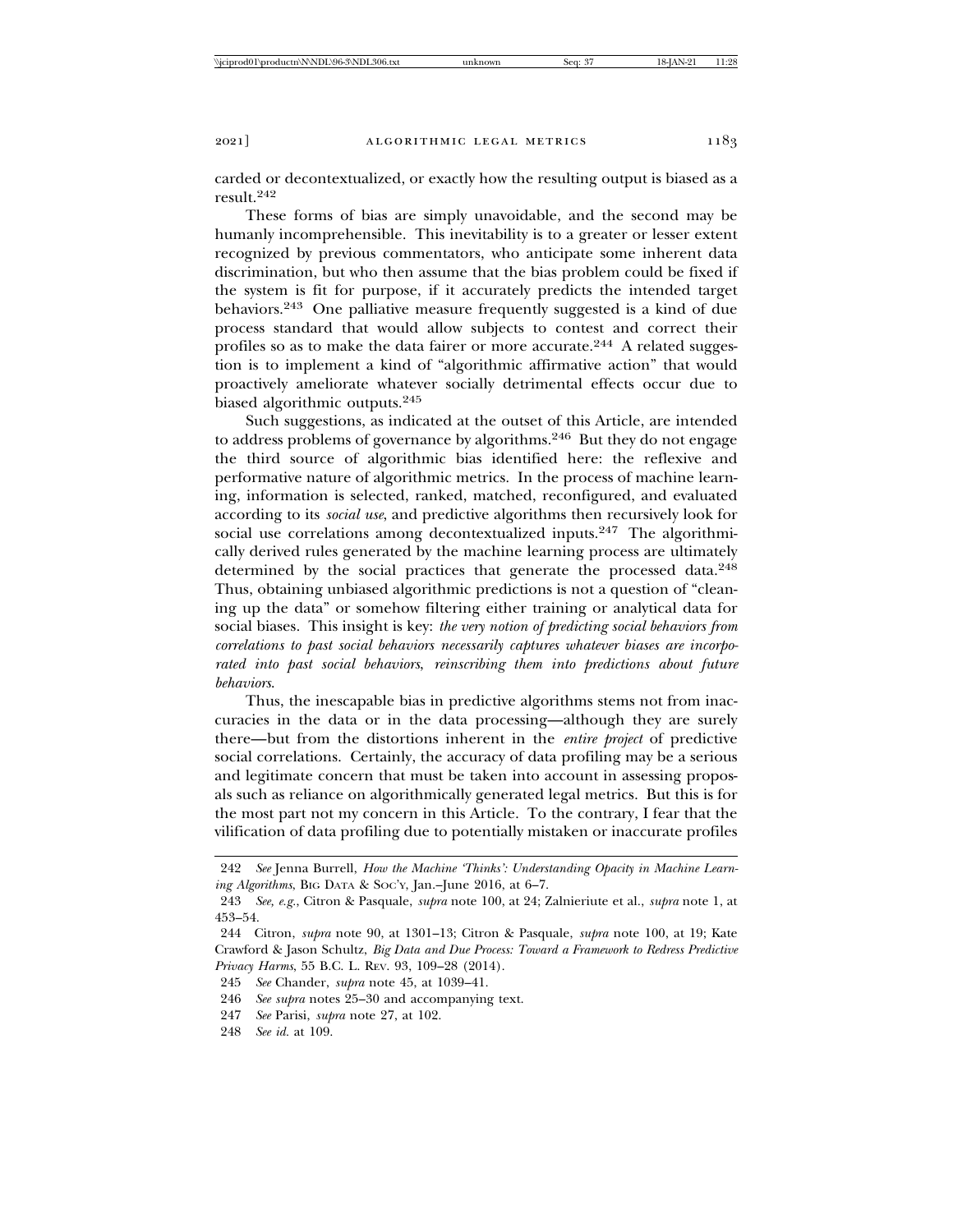carded or decontextualized, or exactly how the resulting output is biased as a result.[242]

These forms of bias are simply unavoidable, and the second may be humanly incomprehensible. This inevitability is to a greater or lesser extent recognized by previous commentators, who anticipate some inherent data discrimination, but who then assume that the bias problem could be fixed if the system is fit for purpose, if it accurately predicts the intended target behaviors.[243] One palliative measure frequently suggested is a kind of due process standard that would allow subjects to contest and correct their profiles so as to make the data fairer or more accurate.[244] A related suggestion is to implement a kind of "algorithmic affirmative action" that would proactively ameliorate whatever socially detrimental effects occur due to biased algorithmic outputs.[245]

Such suggestions, as indicated at the outset of this Article, are intended to address problems of governance by algorithms.[246] But they do not engage the third source of algorithmic bias identified here: the reflexive and performative nature of algorithmic metrics. In the process of machine learning, information is selected, ranked, matched, reconfigured, and evaluated according to its *social use*, and predictive algorithms then recursively look for social use correlations among decontextualized inputs.[247] The algorithmically derived rules generated by the machine learning process are ultimately determined by the social practices that generate the processed data.[248] Thus, obtaining unbiased algorithmic predictions is not a question of "cleaning up the data" or somehow filtering either training or analytical data for social biases. This insight is key: *the very notion of predicting social behaviors from correlations to past social behaviors necessarily captures whatever biases are incorporated into past social behaviors, reinscribing them into predictions about future behaviors.*

Thus, the inescapable bias in predictive algorithms stems not from inaccuracies in the data or in the data processing—although they are surely there—but from the distortions inherent in the *entire project* of predictive social correlations. Certainly, the accuracy of data profiling may be a serious and legitimate concern that must be taken into account in assessing proposals such as reliance on algorithmically generated legal metrics. But this is for the most part not my concern in this Article. To the contrary, I fear that the vilification of data profiling due to potentially mistaken or inaccurate profiles

---

242 *See* Jenna Burrell, *How the Machine 'Thinks': Understanding Opacity in Machine Learning Algorithms*, BIG DATA & SOC'Y, Jan.–June 2016, at 6–7.

243 *See, e.g.*, Citron & Pasquale, *supra* note 100, at 24; Zalnieriute et al., *supra* note 1, at 453–54.

244 Citron, *supra* note 90, at 1301–13; Citron & Pasquale, *supra* note 100, at 19; Kate Crawford & Jason Schultz, *Big Data and Due Process: Toward a Framework to Redress Predictive Privacy Harms*, 55 B.C. L. REV. 93, 109–28 (2014).

245 *See* Chander, *supra* note 45, at 1039–41.

246 *See supra* notes 25–30 and accompanying text.

247 *See* Parisi, *supra* note 27, at 102.

248 *See id.* at 109.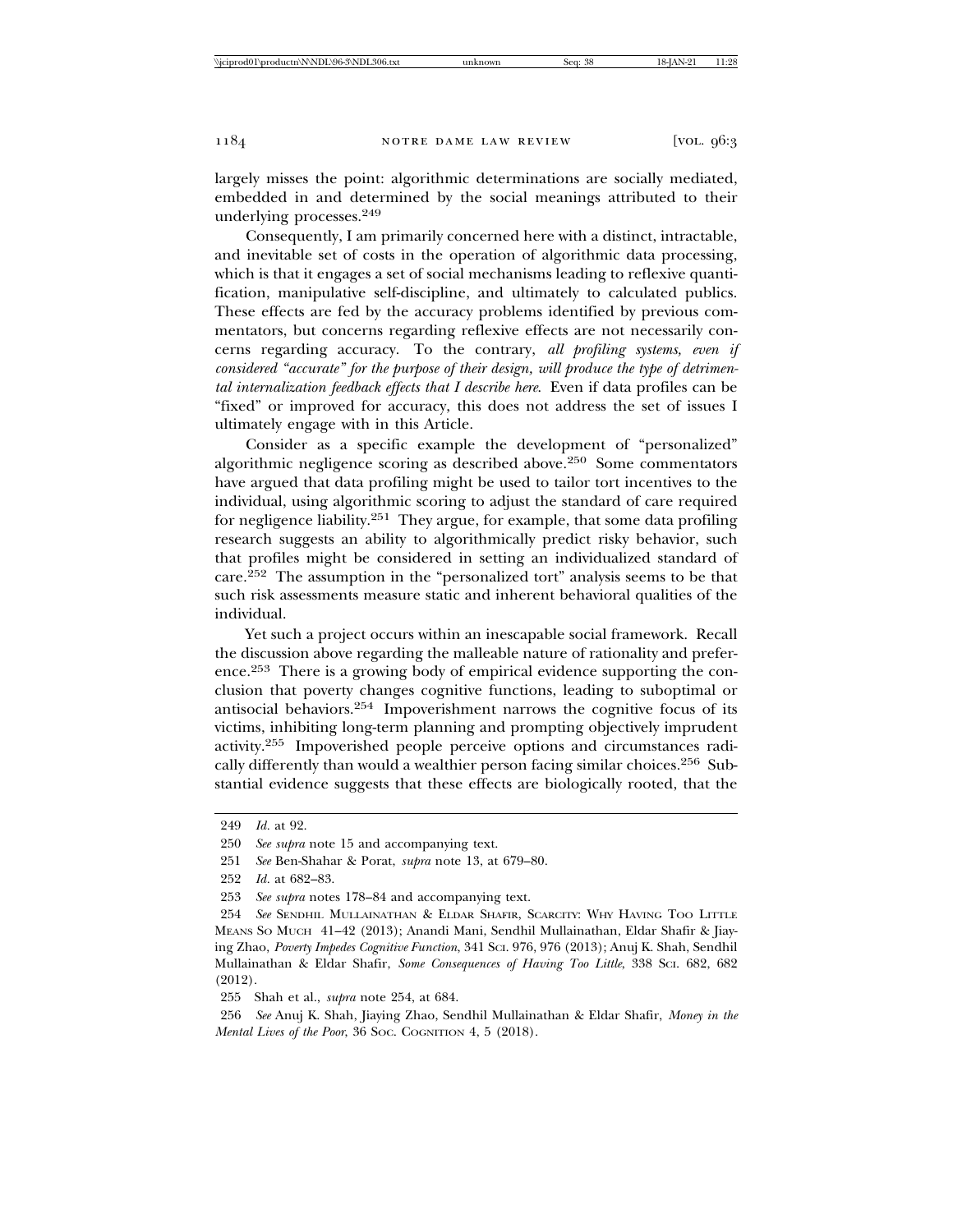largely misses the point: algorithmic determinations are socially mediated, embedded in and determined by the social meanings attributed to their underlying processes.[249]

Consequently, I am primarily concerned here with a distinct, intractable, and inevitable set of costs in the operation of algorithmic data processing, which is that it engages a set of social mechanisms leading to reflexive quantification, manipulative self-discipline, and ultimately to calculated publics. These effects are fed by the accuracy problems identified by previous commentators, but concerns regarding reflexive effects are not necessarily concerns regarding accuracy. To the contrary, *all profiling systems, even if considered "accurate" for the purpose of their design, will produce the type of detrimental internalization feedback effects that I describe here.* Even if data profiles can be "fixed" or improved for accuracy, this does not address the set of issues I ultimately engage with in this Article.

Consider as a specific example the development of "personalized" algorithmic negligence scoring as described above.[250] Some commentators have argued that data profiling might be used to tailor tort incentives to the individual, using algorithmic scoring to adjust the standard of care required for negligence liability.[251] They argue, for example, that some data profiling research suggests an ability to algorithmically predict risky behavior, such that profiles might be considered in setting an individualized standard of care.[252] The assumption in the "personalized tort" analysis seems to be that such risk assessments measure static and inherent behavioral qualities of the individual.

Yet such a project occurs within an inescapable social framework. Recall the discussion above regarding the malleable nature of rationality and preference.[253] There is a growing body of empirical evidence supporting the conclusion that poverty changes cognitive functions, leading to suboptimal or antisocial behaviors.[254] Impoverishment narrows the cognitive focus of its victims, inhibiting long-term planning and prompting objectively imprudent activity.[255] Impoverished people perceive options and circumstances radically differently than would a wealthier person facing similar choices.[256] Substantial evidence suggests that these effects are biologically rooted, that the

---

249 *Id.* at 92.

250 *See supra* note 15 and accompanying text.

251 *See* Ben-Shahar & Porat, *supra* note 13, at 679–80.

252 *Id.* at 682–83.

253 *See supra* notes 178–84 and accompanying text.

254 *See* SENDHIL MULLAINATHAN & ELDAR SHAFIR, SCARCITY: WHY HAVING TOO LITTLE MEANS SO MUCH 41–42 (2013); Anandi Mani, Sendhil Mullainathan, Eldar Shafir & Jiaying Zhao, *Poverty Impedes Cognitive Function*, 341 SCI. 976, 976 (2013); Anuj K. Shah, Sendhil Mullainathan & Eldar Shafir, *Some Consequences of Having Too Little*, 338 SCI. 682, 682 (2012).

255 Shah et al., *supra* note 254, at 684.

256 *See* Anuj K. Shah, Jiaying Zhao, Sendhil Mullainathan & Eldar Shafir, *Money in the Mental Lives of the Poor*, 36 SOC. COGNITION 4, 5 (2018).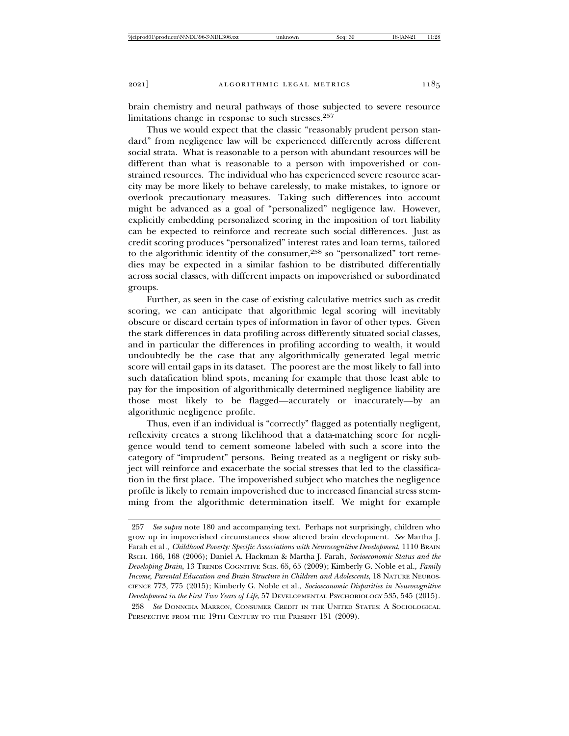brain chemistry and neural pathways of those subjected to severe resource limitations change in response to such stresses.[257]

Thus we would expect that the classic "reasonably prudent person standard" from negligence law will be experienced differently across different social strata. What is reasonable to a person with abundant resources will be different than what is reasonable to a person with impoverished or constrained resources. The individual who has experienced severe resource scarcity may be more likely to behave carelessly, to make mistakes, to ignore or overlook precautionary measures. Taking such differences into account might be advanced as a goal of "personalized" negligence law. However, explicitly embedding personalized scoring in the imposition of tort liability can be expected to reinforce and recreate such social differences. Just as credit scoring produces "personalized" interest rates and loan terms, tailored to the algorithmic identity of the consumer,[258] so "personalized" tort remedies may be expected in a similar fashion to be distributed differentially across social classes, with different impacts on impoverished or subordinated groups.

Further, as seen in the case of existing calculative metrics such as credit scoring, we can anticipate that algorithmic legal scoring will inevitably obscure or discard certain types of information in favor of other types. Given the stark differences in data profiling across differently situated social classes, and in particular the differences in profiling according to wealth, it would undoubtedly be the case that any algorithmically generated legal metric score will entail gaps in its dataset. The poorest are the most likely to fall into such datafication blind spots, meaning for example that those least able to pay for the imposition of algorithmically determined negligence liability are those most likely to be flagged—accurately or inaccurately—by an algorithmic negligence profile.

Thus, even if an individual is "correctly" flagged as potentially negligent, reflexivity creates a strong likelihood that a data-matching score for negligence would tend to cement someone labeled with such a score into the category of "imprudent" persons. Being treated as a negligent or risky subject will reinforce and exacerbate the social stresses that led to the classification in the first place. The impoverished subject who matches the negligence profile is likely to remain impoverished due to increased financial stress stemming from the algorithmic determination itself. We might for example

---

257 *See supra* note 180 and accompanying text. Perhaps not surprisingly, children who grow up in impoverished circumstances show altered brain development. *See* Martha J. Farah et al., *Childhood Poverty: Specific Associations with Neurocognitive Development*, 1110 BRAIN RSCH. 166, 168 (2006); Daniel A. Hackman & Martha J. Farah, *Socioeconomic Status and the Developing Brain*, 13 TRENDS COGNITIVE SCIS. 65, 65 (2009); Kimberly G. Noble et al., *Family Income, Parental Education and Brain Structure in Children and Adolescents*, 18 NATURE NEUROSCIENCE 773, 775 (2015); Kimberly G. Noble et al., *Socioeconomic Disparities in Neurocognitive Development in the First Two Years of Life*, 57 DEVELOPMENTAL PSYCHOBIOLOGY 535, 545 (2015).

258 *See* DONNCHA MARRON, CONSUMER CREDIT IN THE UNITED STATES: A SOCIOLOGICAL PERSPECTIVE FROM THE 19TH CENTURY TO THE PRESENT 151 (2009).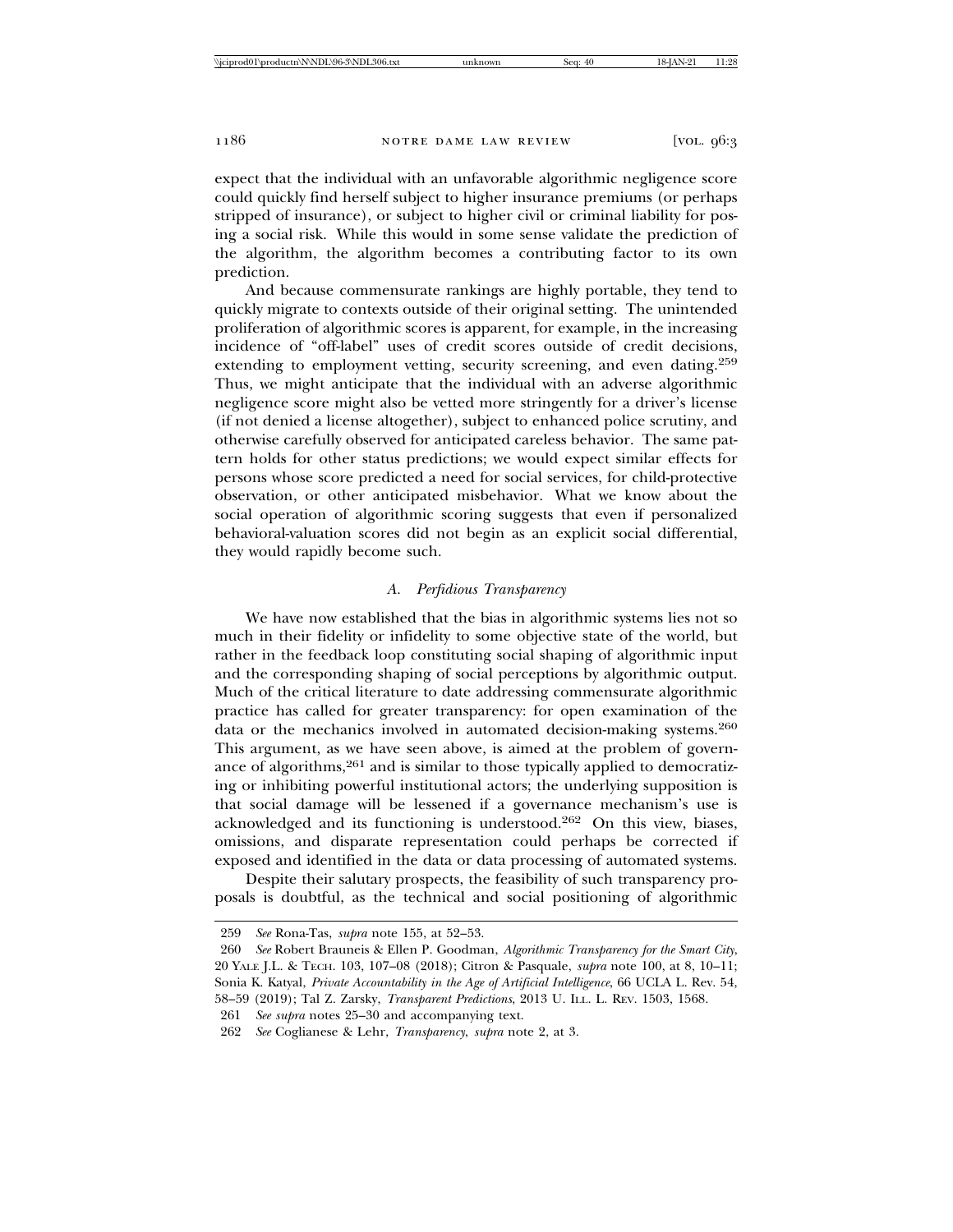expect that the individual with an unfavorable algorithmic negligence score could quickly find herself subject to higher insurance premiums (or perhaps stripped of insurance), or subject to higher civil or criminal liability for posing a social risk. While this would in some sense validate the prediction of the algorithm, the algorithm becomes a contributing factor to its own prediction.

And because commensurate rankings are highly portable, they tend to quickly migrate to contexts outside of their original setting. The unintended proliferation of algorithmic scores is apparent, for example, in the increasing incidence of "off-label" uses of credit scores outside of credit decisions, extending to employment vetting, security screening, and even dating.[259] Thus, we might anticipate that the individual with an adverse algorithmic negligence score might also be vetted more stringently for a driver's license (if not denied a license altogether), subject to enhanced police scrutiny, and otherwise carefully observed for anticipated careless behavior. The same pattern holds for other status predictions; we would expect similar effects for persons whose score predicted a need for social services, for child-protective observation, or other anticipated misbehavior. What we know about the social operation of algorithmic scoring suggests that even if personalized behavioral-valuation scores did not begin as an explicit social differential, they would rapidly become such.

### *A. Perfidious Transparency*

We have now established that the bias in algorithmic systems lies not so much in their fidelity or infidelity to some objective state of the world, but rather in the feedback loop constituting social shaping of algorithmic input and the corresponding shaping of social perceptions by algorithmic output. Much of the critical literature to date addressing commensurate algorithmic practice has called for greater transparency: for open examination of the data or the mechanics involved in automated decision-making systems.[260] This argument, as we have seen above, is aimed at the problem of governance of algorithms,[261] and is similar to those typically applied to democratizing or inhibiting powerful institutional actors; the underlying supposition is that social damage will be lessened if a governance mechanism's use is acknowledged and its functioning is understood.[262] On this view, biases, omissions, and disparate representation could perhaps be corrected if exposed and identified in the data or data processing of automated systems.

Despite their salutary prospects, the feasibility of such transparency proposals is doubtful, as the technical and social positioning of algorithmic

---

259 *See* Rona-Tas, *supra* note 155, at 52–53.

260 *See* Robert Brauneis & Ellen P. Goodman, *Algorithmic Transparency for the Smart City*, 20 YALE J.L. & TECH. 103, 107–08 (2018); Citron & Pasquale, *supra* note 100, at 8, 10–11; Sonia K. Katyal, *Private Accountability in the Age of Artificial Intelligence*, 66 UCLA L. Rev. 54, 58–59 (2019); Tal Z. Zarsky, *Transparent Predictions*, 2013 U. ILL. L. REV. 1503, 1568.

261 *See supra* notes 25–30 and accompanying text.

262 *See* Coglianese & Lehr, *Transparency*, *supra* note 2, at 3.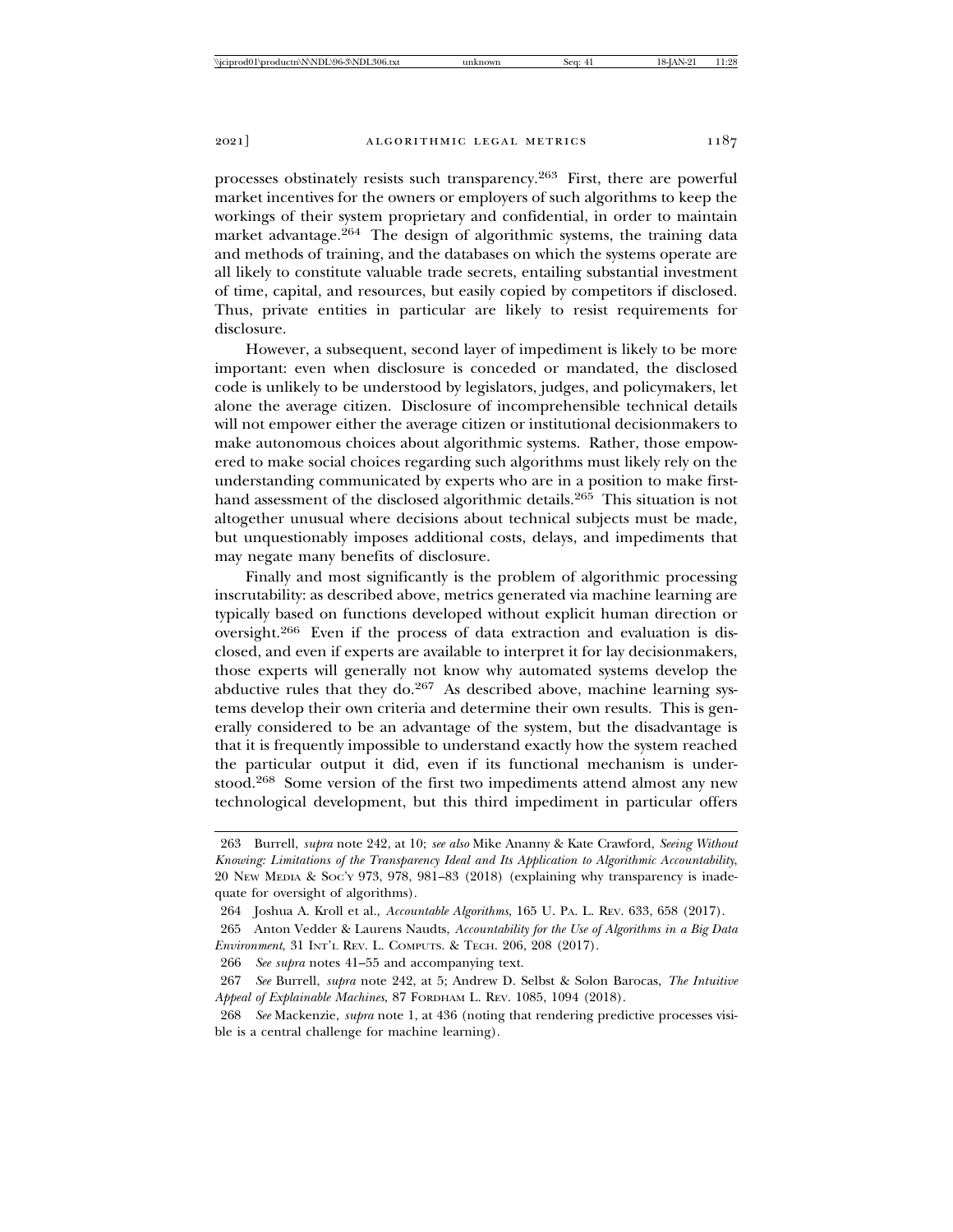processes obstinately resists such transparency.[263] First, there are powerful market incentives for the owners or employers of such algorithms to keep the workings of their system proprietary and confidential, in order to maintain market advantage.[264] The design of algorithmic systems, the training data and methods of training, and the databases on which the systems operate are all likely to constitute valuable trade secrets, entailing substantial investment of time, capital, and resources, but easily copied by competitors if disclosed. Thus, private entities in particular are likely to resist requirements for disclosure.

However, a subsequent, second layer of impediment is likely to be more important: even when disclosure is conceded or mandated, the disclosed code is unlikely to be understood by legislators, judges, and policymakers, let alone the average citizen. Disclosure of incomprehensible technical details will not empower either the average citizen or institutional decisionmakers to make autonomous choices about algorithmic systems. Rather, those empowered to make social choices regarding such algorithms must likely rely on the understanding communicated by experts who are in a position to make first-hand assessment of the disclosed algorithmic details.[265] This situation is not altogether unusual where decisions about technical subjects must be made, but unquestionably imposes additional costs, delays, and impediments that may negate many benefits of disclosure.

Finally and most significantly is the problem of algorithmic processing inscrutability: as described above, metrics generated via machine learning are typically based on functions developed without explicit human direction or oversight.[266] Even if the process of data extraction and evaluation is disclosed, and even if experts are available to interpret it for lay decisionmakers, those experts will generally not know why automated systems develop the abductive rules that they do.[267] As described above, machine learning systems develop their own criteria and determine their own results. This is generally considered to be an advantage of the system, but the disadvantage is that it is frequently impossible to understand exactly how the system reached the particular output it did, even if its functional mechanism is understood.[268] Some version of the first two impediments attend almost any new technological development, but this third impediment in particular offers

---

263 Burrell, *supra* note 242, at 10; *see also* Mike Ananny & Kate Crawford, *Seeing Without Knowing: Limitations of the Transparency Ideal and Its Application to Algorithmic Accountability*, 20 NEW MEDIA & SOC'Y 973, 978, 981–83 (2018) (explaining why transparency is inadequate for oversight of algorithms).

264 Joshua A. Kroll et al., *Accountable Algorithms*, 165 U. PA. L. REV. 633, 658 (2017).

265 Anton Vedder & Laurens Naudts, *Accountability for the Use of Algorithms in a Big Data Environment*, 31 INT'L REV. L. COMPUTS. & TECH. 206, 208 (2017).

266 *See supra* notes 41–55 and accompanying text.

267 *See* Burrell, *supra* note 242, at 5; Andrew D. Selbst & Solon Barocas, *The Intuitive Appeal of Explainable Machines*, 87 FORDHAM L. REV. 1085, 1094 (2018).

268 *See* Mackenzie, *supra* note 1, at 436 (noting that rendering predictive processes visible is a central challenge for machine learning).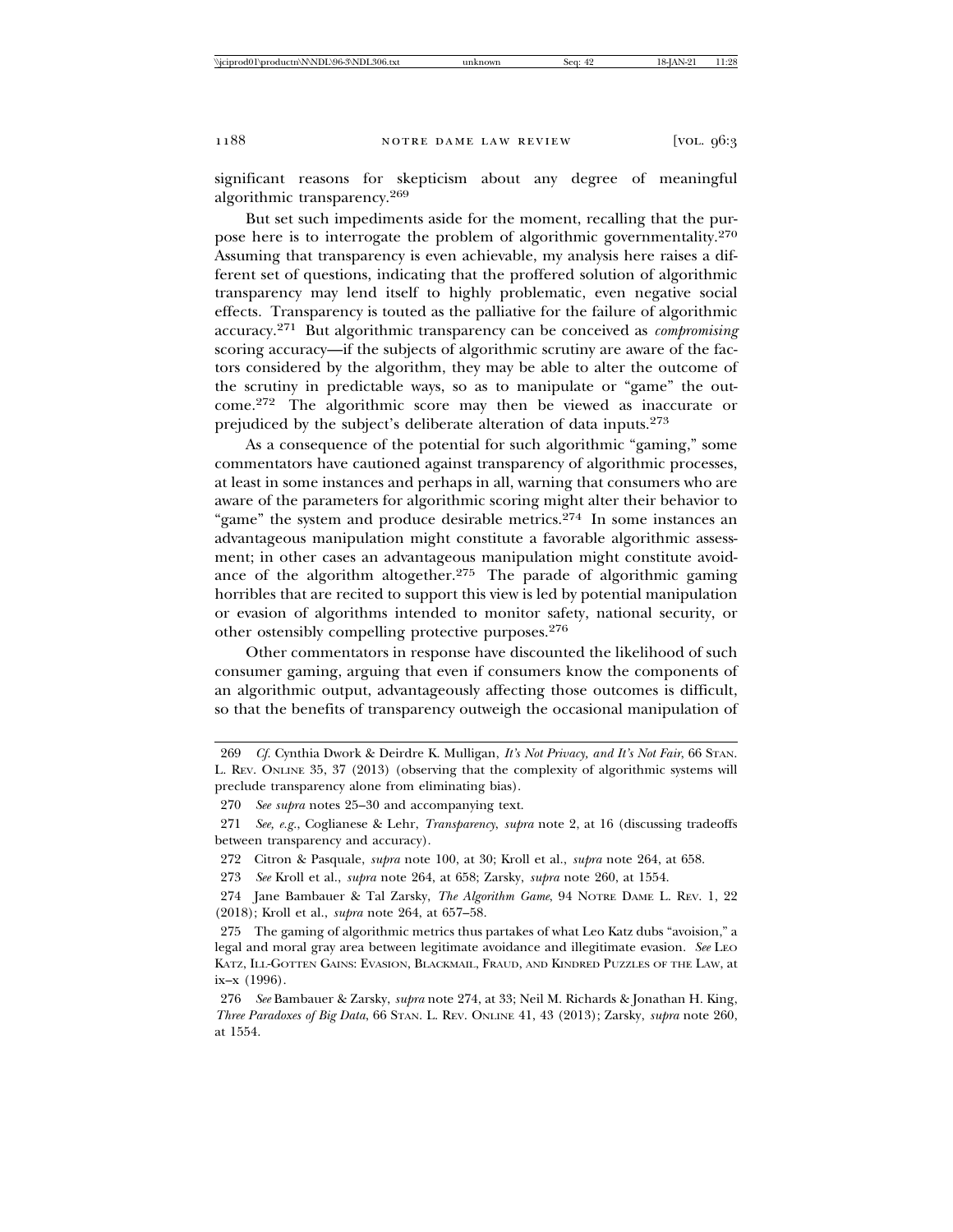significant reasons for skepticism about any degree of meaningful algorithmic transparency.[269]

But set such impediments aside for the moment, recalling that the purpose here is to interrogate the problem of algorithmic governmentality.[270] Assuming that transparency is even achievable, my analysis here raises a different set of questions, indicating that the proffered solution of algorithmic transparency may lend itself to highly problematic, even negative social effects. Transparency is touted as the palliative for the failure of algorithmic accuracy.[271] But algorithmic transparency can be conceived as *compromising* scoring accuracy—if the subjects of algorithmic scrutiny are aware of the factors considered by the algorithm, they may be able to alter the outcome of the scrutiny in predictable ways, so as to manipulate or "game" the outcome.[272] The algorithmic score may then be viewed as inaccurate or prejudiced by the subject's deliberate alteration of data inputs.[273]

As a consequence of the potential for such algorithmic "gaming," some commentators have cautioned against transparency of algorithmic processes, at least in some instances and perhaps in all, warning that consumers who are aware of the parameters for algorithmic scoring might alter their behavior to "game" the system and produce desirable metrics.[274] In some instances an advantageous manipulation might constitute a favorable algorithmic assessment; in other cases an advantageous manipulation might constitute avoidance of the algorithm altogether.[275] The parade of algorithmic gaming horribles that are recited to support this view is led by potential manipulation or evasion of algorithms intended to monitor safety, national security, or other ostensibly compelling protective purposes.[276]

Other commentators in response have discounted the likelihood of such consumer gaming, arguing that even if consumers know the components of an algorithmic output, advantageously affecting those outcomes is difficult, so that the benefits of transparency outweigh the occasional manipulation of

---

269 *Cf.* Cynthia Dwork & Deirdre K. Mulligan, *It's Not Privacy, and It's Not Fair*, 66 STAN. L. REV. ONLINE 35, 37 (2013) (observing that the complexity of algorithmic systems will preclude transparency alone from eliminating bias).

270 *See supra* notes 25–30 and accompanying text.

271 *See, e.g.*, Coglianese & Lehr, *Transparency*, *supra* note 2, at 16 (discussing tradeoffs between transparency and accuracy).

272 Citron & Pasquale, *supra* note 100, at 30; Kroll et al., *supra* note 264, at 658.

273 *See* Kroll et al., *supra* note 264, at 658; Zarsky, *supra* note 260, at 1554.

274 Jane Bambauer & Tal Zarsky, *The Algorithm Game*, 94 NOTRE DAME L. REV. 1, 22 (2018); Kroll et al., *supra* note 264, at 657–58.

275 The gaming of algorithmic metrics thus partakes of what Leo Katz dubs "avoision," a legal and moral gray area between legitimate avoidance and illegitimate evasion. *See* LEO KATZ, ILL-GOTTEN GAINS: EVASION, BLACKMAIL, FRAUD, AND KINDRED PUZZLES OF THE LAW, at ix–x (1996).

276 *See* Bambauer & Zarsky, *supra* note 274, at 33; Neil M. Richards & Jonathan H. King, *Three Paradoxes of Big Data*, 66 STAN. L. REV. ONLINE 41, 43 (2013); Zarsky, *supra* note 260, at 1554.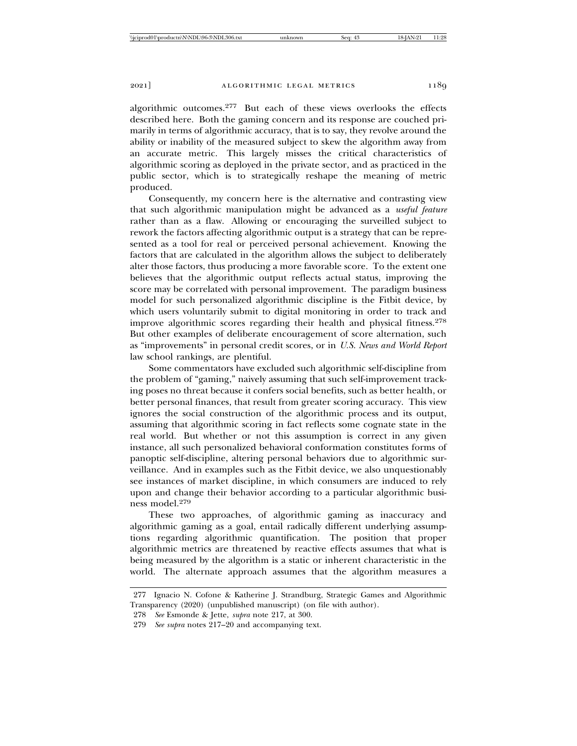algorithmic outcomes.[277] But each of these views overlooks the effects described here. Both the gaming concern and its response are couched primarily in terms of algorithmic accuracy, that is to say, they revolve around the ability or inability of the measured subject to skew the algorithm away from an accurate metric. This largely misses the critical characteristics of algorithmic scoring as deployed in the private sector, and as practiced in the public sector, which is to strategically reshape the meaning of metric produced.

Consequently, my concern here is the alternative and contrasting view that such algorithmic manipulation might be advanced as a *useful feature* rather than as a flaw. Allowing or encouraging the surveilled subject to rework the factors affecting algorithmic output is a strategy that can be represented as a tool for real or perceived personal achievement. Knowing the factors that are calculated in the algorithm allows the subject to deliberately alter those factors, thus producing a more favorable score. To the extent one believes that the algorithmic output reflects actual status, improving the score may be correlated with personal improvement. The paradigm business model for such personalized algorithmic discipline is the Fitbit device, by which users voluntarily submit to digital monitoring in order to track and improve algorithmic scores regarding their health and physical fitness.[278] But other examples of deliberate encouragement of score alternation, such as "improvements" in personal credit scores, or in *U.S. News and World Report* law school rankings, are plentiful.

Some commentators have excluded such algorithmic self-discipline from the problem of "gaming," naively assuming that such self-improvement tracking poses no threat because it confers social benefits, such as better health, or better personal finances, that result from greater scoring accuracy. This view ignores the social construction of the algorithmic process and its output, assuming that algorithmic scoring in fact reflects some cognate state in the real world. But whether or not this assumption is correct in any given instance, all such personalized behavioral conformation constitutes forms of panoptic self-discipline, altering personal behaviors due to algorithmic surveillance. And in examples such as the Fitbit device, we also unquestionably see instances of market discipline, in which consumers are induced to rely upon and change their behavior according to a particular algorithmic business model.[279]

These two approaches, of algorithmic gaming as inaccuracy and algorithmic gaming as a goal, entail radically different underlying assumptions regarding algorithmic quantification. The position that proper algorithmic metrics are threatened by reactive effects assumes that what is being measured by the algorithm is a static or inherent characteristic in the world. The alternate approach assumes that the algorithm measures a

277 Ignacio N. Cofone & Katherine J. Strandburg, Strategic Games and Algorithmic Transparency (2020) (unpublished manuscript) (on file with author).

278 *See* Esmonde & Jette, *supra* note 217, at 300.

279 *See supra* notes 217–20 and accompanying text.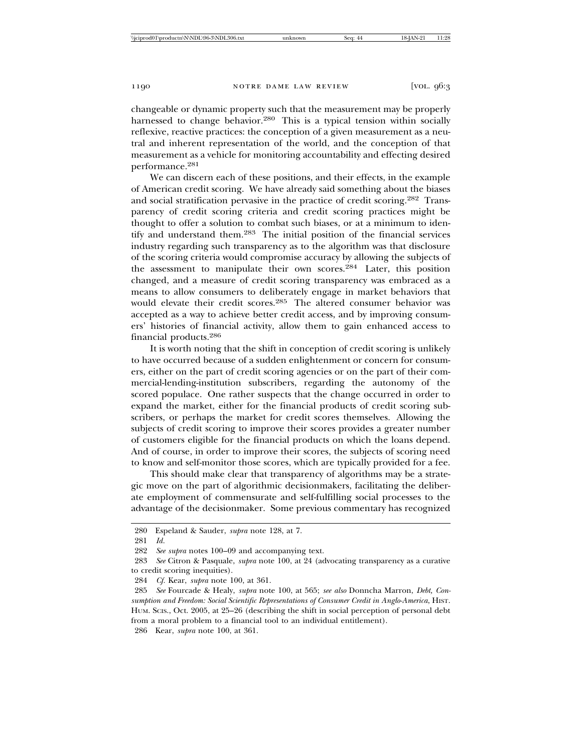changeable or dynamic property such that the measurement may be properly harnessed to change behavior.[280] This is a typical tension within socially reflexive, reactive practices: the conception of a given measurement as a neutral and inherent representation of the world, and the conception of that measurement as a vehicle for monitoring accountability and effecting desired performance.[281]

We can discern each of these positions, and their effects, in the example of American credit scoring. We have already said something about the biases and social stratification pervasive in the practice of credit scoring.[282] Transparency of credit scoring criteria and credit scoring practices might be thought to offer a solution to combat such biases, or at a minimum to identify and understand them.[283] The initial position of the financial services industry regarding such transparency as to the algorithm was that disclosure of the scoring criteria would compromise accuracy by allowing the subjects of the assessment to manipulate their own scores.[284] Later, this position changed, and a measure of credit scoring transparency was embraced as a means to allow consumers to deliberately engage in market behaviors that would elevate their credit scores.[285] The altered consumer behavior was accepted as a way to achieve better credit access, and by improving consumers' histories of financial activity, allow them to gain enhanced access to financial products.[286]

It is worth noting that the shift in conception of credit scoring is unlikely to have occurred because of a sudden enlightenment or concern for consumers, either on the part of credit scoring agencies or on the part of their commercial-lending-institution subscribers, regarding the autonomy of the scored populace. One rather suspects that the change occurred in order to expand the market, either for the financial products of credit scoring subscribers, or perhaps the market for credit scores themselves. Allowing the subjects of credit scoring to improve their scores provides a greater number of customers eligible for the financial products on which the loans depend. And of course, in order to improve their scores, the subjects of scoring need to know and self-monitor those scores, which are typically provided for a fee.

This should make clear that transparency of algorithms may be a strategic move on the part of algorithmic decisionmakers, facilitating the deliberate employment of commensurate and self-fulfilling social processes to the advantage of the decisionmaker. Some previous commentary has recognized

---

280 Espeland & Sauder, *supra* note 128, at 7.

281 *Id.*

282 *See supra* notes 100–09 and accompanying text.

283 *See* Citron & Pasquale, *supra* note 100, at 24 (advocating transparency as a curative to credit scoring inequities).

284 *Cf.* Kear, *supra* note 100, at 361.

285 *See* Fourcade & Healy, *supra* note 100, at 565; *see also* Donncha Marron, *Debt, Consumption and Freedom: Social Scientific Representations of Consumer Credit in Anglo-America*, HIST. HUM. SCIS., Oct. 2005, at 25–26 (describing the shift in social perception of personal debt from a moral problem to a financial tool to an individual entitlement).

286 Kear, *supra* note 100, at 361.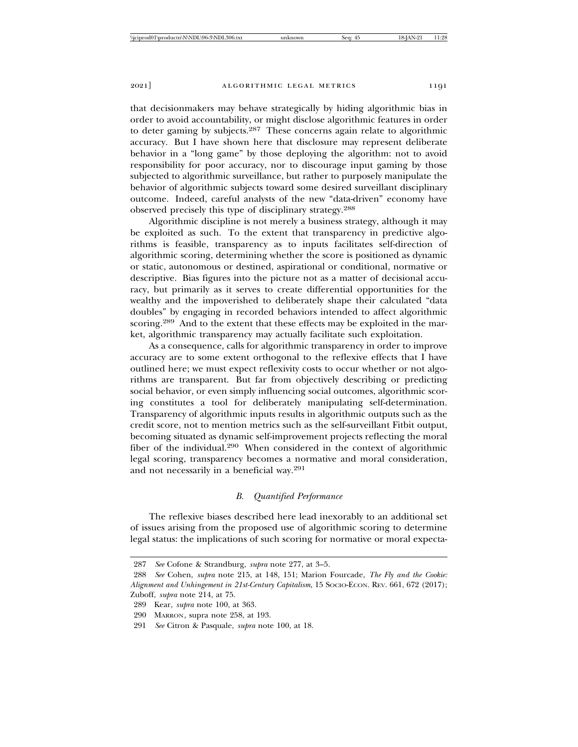that decisionmakers may behave strategically by hiding algorithmic bias in order to avoid accountability, or might disclose algorithmic features in order to deter gaming by subjects.[287] These concerns again relate to algorithmic accuracy. But I have shown here that disclosure may represent deliberate behavior in a "long game" by those deploying the algorithm: not to avoid responsibility for poor accuracy, nor to discourage input gaming by those subjected to algorithmic surveillance, but rather to purposely manipulate the behavior of algorithmic subjects toward some desired surveillant disciplinary outcome. Indeed, careful analysts of the new "data-driven" economy have observed precisely this type of disciplinary strategy.[288]

Algorithmic discipline is not merely a business strategy, although it may be exploited as such. To the extent that transparency in predictive algorithms is feasible, transparency as to inputs facilitates self-direction of algorithmic scoring, determining whether the score is positioned as dynamic or static, autonomous or destined, aspirational or conditional, normative or descriptive. Bias figures into the picture not as a matter of decisional accuracy, but primarily as it serves to create differential opportunities for the wealthy and the impoverished to deliberately shape their calculated "data doubles" by engaging in recorded behaviors intended to affect algorithmic scoring.[289] And to the extent that these effects may be exploited in the market, algorithmic transparency may actually facilitate such exploitation.

As a consequence, calls for algorithmic transparency in order to improve accuracy are to some extent orthogonal to the reflexive effects that I have outlined here; we must expect reflexivity costs to occur whether or not algorithms are transparent. But far from objectively describing or predicting social behavior, or even simply influencing social outcomes, algorithmic scoring constitutes a tool for deliberately manipulating self-determination. Transparency of algorithmic inputs results in algorithmic outputs such as the credit score, not to mention metrics such as the self-surveillant Fitbit output, becoming situated as dynamic self-improvement projects reflecting the moral fiber of the individual.[290] When considered in the context of algorithmic legal scoring, transparency becomes a normative and moral consideration, and not necessarily in a beneficial way.[291]

### *B. Quantified Performance*

The reflexive biases described here lead inexorably to an additional set of issues arising from the proposed use of algorithmic scoring to determine legal status: the implications of such scoring for normative or moral expecta-

---

287 *See* Cofone & Strandburg, *supra* note 277, at 3–5.

288 *See* Cohen, *supra* note 215, at 148, 151; Marion Fourcade, *The Fly and the Cookie: Alignment and Unhingement in 21st-Century Capitalism*, 15 SOCIO-ECON. REV. 661, 672 (2017); Zuboff, *supra* note 214, at 75.

289 Kear, *supra* note 100, at 363.

290 MARRON, supra note 258, at 193.

291 *See* Citron & Pasquale, *supra* note 100, at 18.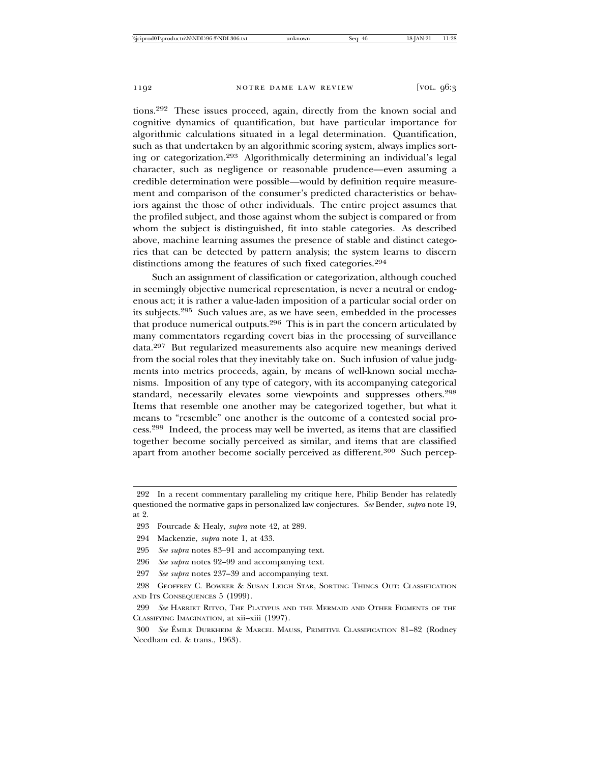tions.[292] These issues proceed, again, directly from the known social and cognitive dynamics of quantification, but have particular importance for algorithmic calculations situated in a legal determination. Quantification, such as that undertaken by an algorithmic scoring system, always implies sorting or categorization.[293] Algorithmically determining an individual's legal character, such as negligence or reasonable prudence—even assuming a credible determination were possible—would by definition require measurement and comparison of the consumer's predicted characteristics or behaviors against the those of other individuals. The entire project assumes that the profiled subject, and those against whom the subject is compared or from whom the subject is distinguished, fit into stable categories. As described above, machine learning assumes the presence of stable and distinct categories that can be detected by pattern analysis; the system learns to discern distinctions among the features of such fixed categories.[294]

Such an assignment of classification or categorization, although couched in seemingly objective numerical representation, is never a neutral or endogenous act; it is rather a value-laden imposition of a particular social order on its subjects.[295] Such values are, as we have seen, embedded in the processes that produce numerical outputs.[296] This is in part the concern articulated by many commentators regarding covert bias in the processing of surveillance data.[297] But regularized measurements also acquire new meanings derived from the social roles that they inevitably take on. Such infusion of value judgments into metrics proceeds, again, by means of well-known social mechanisms. Imposition of any type of category, with its accompanying categorical standard, necessarily elevates some viewpoints and suppresses others.[298] Items that resemble one another may be categorized together, but what it means to "resemble" one another is the outcome of a contested social process.[299] Indeed, the process may well be inverted, as items that are classified together become socially perceived as similar, and items that are classified apart from another become socially perceived as different.[300] Such percep-

---

292 In a recent commentary paralleling my critique here, Philip Bender has relatedly questioned the normative gaps in personalized law conjectures. *See* Bender, *supra* note 19, at 2.

293 Fourcade & Healy, *supra* note 42, at 289.

294 Mackenzie, *supra* note 1, at 433.

295 *See supra* notes 83–91 and accompanying text.

296 *See supra* notes 92–99 and accompanying text.

297 *See supra* notes 237–39 and accompanying text.

298 Geoffrey C. Bowker & Susan Leigh Star, Sorting Things Out: Classification and Its Consequences 5 (1999).

299 *See* Harriet Ritvo, The Platypus and the Mermaid and Other Figments of the Classifying Imagination, at xii–xiii (1997).

300 *See* Émile Durkheim & Marcel Mauss, Primitive Classification 81–82 (Rodney Needham ed. & trans., 1963).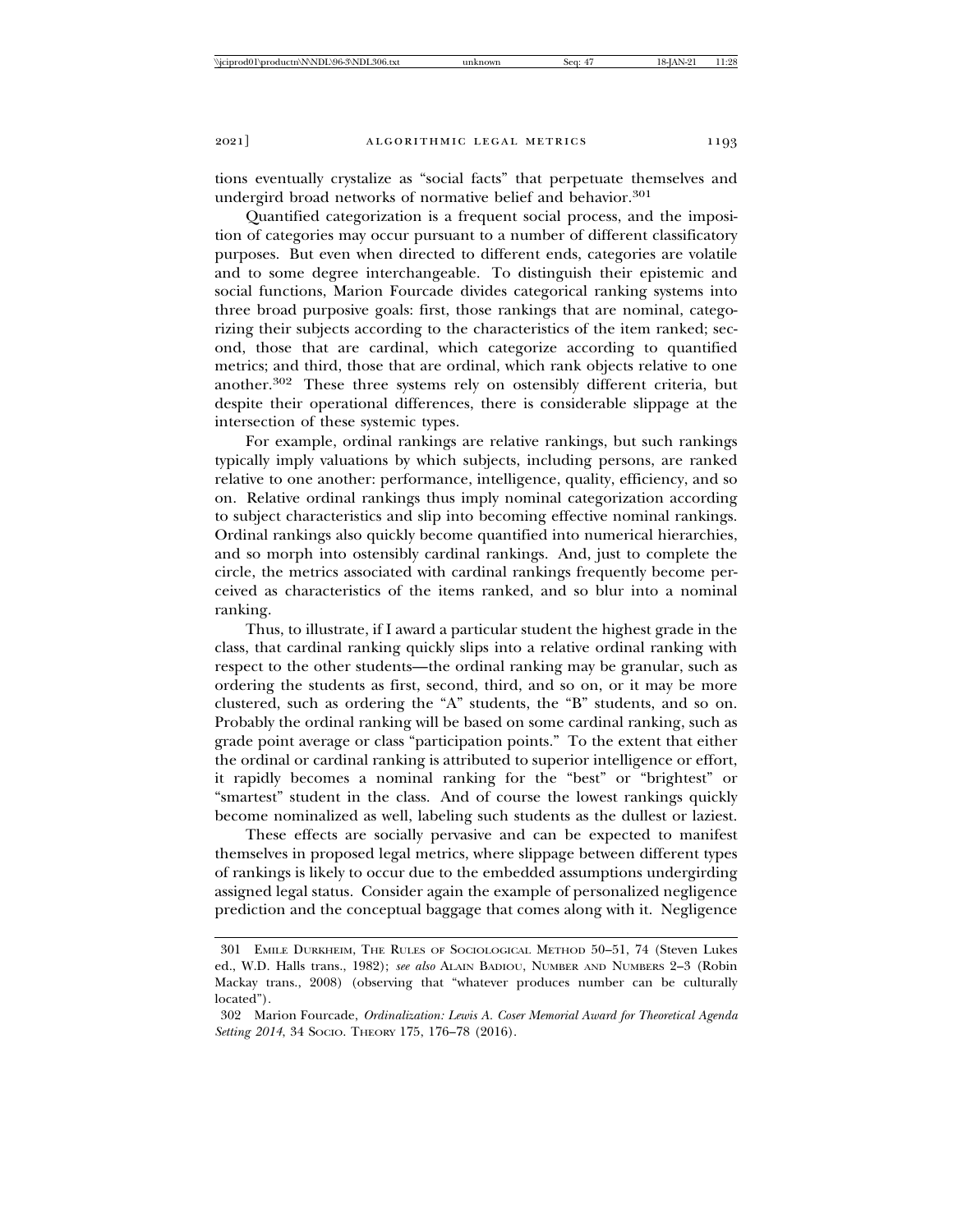tions eventually crystalize as "social facts" that perpetuate themselves and undergird broad networks of normative belief and behavior.[301]

Quantified categorization is a frequent social process, and the imposition of categories may occur pursuant to a number of different classificatory purposes. But even when directed to different ends, categories are volatile and to some degree interchangeable. To distinguish their epistemic and social functions, Marion Fourcade divides categorical ranking systems into three broad purposive goals: first, those rankings that are nominal, categorizing their subjects according to the characteristics of the item ranked; second, those that are cardinal, which categorize according to quantified metrics; and third, those that are ordinal, which rank objects relative to one another.[302] These three systems rely on ostensibly different criteria, but despite their operational differences, there is considerable slippage at the intersection of these systemic types.

For example, ordinal rankings are relative rankings, but such rankings typically imply valuations by which subjects, including persons, are ranked relative to one another: performance, intelligence, quality, efficiency, and so on. Relative ordinal rankings thus imply nominal categorization according to subject characteristics and slip into becoming effective nominal rankings. Ordinal rankings also quickly become quantified into numerical hierarchies, and so morph into ostensibly cardinal rankings. And, just to complete the circle, the metrics associated with cardinal rankings frequently become perceived as characteristics of the items ranked, and so blur into a nominal ranking.

Thus, to illustrate, if I award a particular student the highest grade in the class, that cardinal ranking quickly slips into a relative ordinal ranking with respect to the other students—the ordinal ranking may be granular, such as ordering the students as first, second, third, and so on, or it may be more clustered, such as ordering the "A" students, the "B" students, and so on. Probably the ordinal ranking will be based on some cardinal ranking, such as grade point average or class "participation points." To the extent that either the ordinal or cardinal ranking is attributed to superior intelligence or effort, it rapidly becomes a nominal ranking for the "best" or "brightest" or "smartest" student in the class. And of course the lowest rankings quickly become nominalized as well, labeling such students as the dullest or laziest.

These effects are socially pervasive and can be expected to manifest themselves in proposed legal metrics, where slippage between different types of rankings is likely to occur due to the embedded assumptions undergirding assigned legal status. Consider again the example of personalized negligence prediction and the conceptual baggage that comes along with it. Negligence

---

301 Emile Durkheim, The Rules of Sociological Method 50–51, 74 (Steven Lukes ed., W.D. Halls trans., 1982); *see also* Alain Badiou, Number and Numbers 2–3 (Robin Mackay trans., 2008) (observing that "whatever produces number can be culturally located").

302 Marion Fourcade, *Ordinalization: Lewis A. Coser Memorial Award for Theoretical Agenda Setting 2014*, 34 Socio. Theory 175, 176–78 (2016).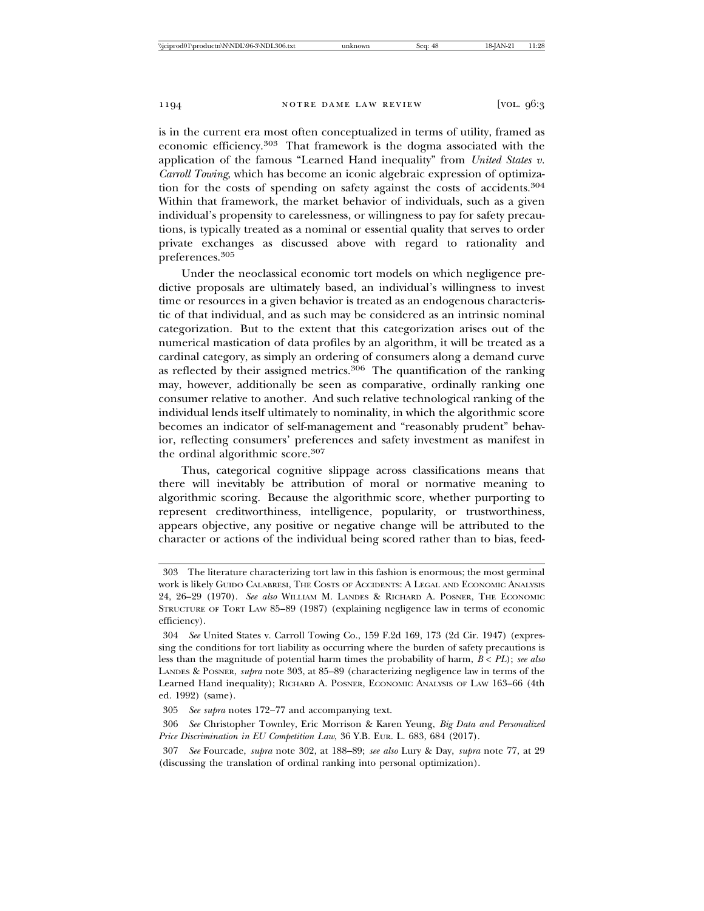is in the current era most often conceptualized in terms of utility, framed as economic efficiency.[303] That framework is the dogma associated with the application of the famous "Learned Hand inequality" from *United States v. Carroll Towing*, which has become an iconic algebraic expression of optimization for the costs of spending on safety against the costs of accidents.[304] Within that framework, the market behavior of individuals, such as a given individual's propensity to carelessness, or willingness to pay for safety precautions, is typically treated as a nominal or essential quality that serves to order private exchanges as discussed above with regard to rationality and preferences.[305]

Under the neoclassical economic tort models on which negligence predictive proposals are ultimately based, an individual's willingness to invest time or resources in a given behavior is treated as an endogenous characteristic of that individual, and as such may be considered as an intrinsic nominal categorization. But to the extent that this categorization arises out of the numerical mastication of data profiles by an algorithm, it will be treated as a cardinal category, as simply an ordering of consumers along a demand curve as reflected by their assigned metrics.[306] The quantification of the ranking may, however, additionally be seen as comparative, ordinally ranking one consumer relative to another. And such relative technological ranking of the individual lends itself ultimately to nominality, in which the algorithmic score becomes an indicator of self-management and "reasonably prudent" behavior, reflecting consumers' preferences and safety investment as manifest in the ordinal algorithmic score.[307]

Thus, categorical cognitive slippage across classifications means that there will inevitably be attribution of moral or normative meaning to algorithmic scoring. Because the algorithmic score, whether purporting to represent creditworthiness, intelligence, popularity, or trustworthiness, appears objective, any positive or negative change will be attributed to the character or actions of the individual being scored rather than to bias, feed-

---

303 The literature characterizing tort law in this fashion is enormous; the most germinal work is likely GUIDO CALABRESI, THE COSTS OF ACCIDENTS: A LEGAL AND ECONOMIC ANALYSIS 24, 26–29 (1970). *See also* WILLIAM M. LANDES & RICHARD A. POSNER, THE ECONOMIC STRUCTURE OF TORT LAW 85–89 (1987) (explaining negligence law in terms of economic efficiency).

304 *See* United States v. Carroll Towing Co., 159 F.2d 169, 173 (2d Cir. 1947) (expressing the conditions for tort liability as occurring where the burden of safety precautions is less than the magnitude of potential harm times the probability of harm, $B < PL$); *see also* LANDES & POSNER, *supra* note 303, at 85–89 (characterizing negligence law in terms of the Learned Hand inequality); RICHARD A. POSNER, ECONOMIC ANALYSIS OF LAW 163–66 (4th ed. 1992) (same).

305 *See supra* notes 172–77 and accompanying text.

306 *See* Christopher Townley, Eric Morrison & Karen Yeung, *Big Data and Personalized Price Discrimination in EU Competition Law*, 36 Y.B. EUR. L. 683, 684 (2017).

307 *See* Fourcade, *supra* note 302, at 188–89; *see also* Lury & Day, *supra* note 77, at 29 (discussing the translation of ordinal ranking into personal optimization).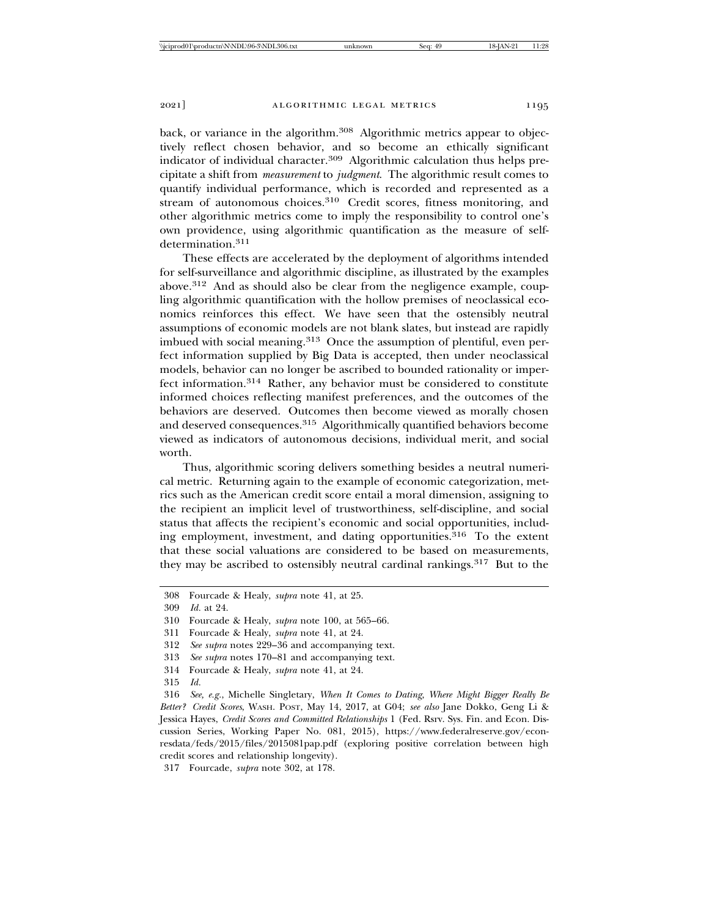back, or variance in the algorithm.[308] Algorithmic metrics appear to objectively reflect chosen behavior, and so become an ethically significant indicator of individual character.[309] Algorithmic calculation thus helps precipitate a shift from *measurement* to *judgment*. The algorithmic result comes to quantify individual performance, which is recorded and represented as a stream of autonomous choices.[310] Credit scores, fitness monitoring, and other algorithmic metrics come to imply the responsibility to control one's own providence, using algorithmic quantification as the measure of self-determination.[311]

These effects are accelerated by the deployment of algorithms intended for self-surveillance and algorithmic discipline, as illustrated by the examples above.[312] And as should also be clear from the negligence example, coupling algorithmic quantification with the hollow premises of neoclassical economics reinforces this effect. We have seen that the ostensibly neutral assumptions of economic models are not blank slates, but instead are rapidly imbued with social meaning.[313] Once the assumption of plentiful, even perfect information supplied by Big Data is accepted, then under neoclassical models, behavior can no longer be ascribed to bounded rationality or imperfect information.[314] Rather, any behavior must be considered to constitute informed choices reflecting manifest preferences, and the outcomes of the behaviors are deserved. Outcomes then become viewed as morally chosen and deserved consequences.[315] Algorithmically quantified behaviors become viewed as indicators of autonomous decisions, individual merit, and social worth.

Thus, algorithmic scoring delivers something besides a neutral numerical metric. Returning again to the example of economic categorization, metrics such as the American credit score entail a moral dimension, assigning to the recipient an implicit level of trustworthiness, self-discipline, and social status that affects the recipient's economic and social opportunities, including employment, investment, and dating opportunities.[316] To the extent that these social valuations are considered to be based on measurements, they may be ascribed to ostensibly neutral cardinal rankings.[317] But to the

---

308 Fourcade & Healy, *supra* note 41, at 25.

309 *Id.* at 24.

310 Fourcade & Healy, *supra* note 100, at 565–66.

311 Fourcade & Healy, *supra* note 41, at 24.

312 *See supra* notes 229–36 and accompanying text.

313 *See supra* notes 170–81 and accompanying text.

314 Fourcade & Healy, *supra* note 41, at 24.

315 *Id.*

316 *See, e.g.*, Michelle Singletary, *When It Comes to Dating, Where Might Bigger Really Be Better? Credit Scores*, WASH. POST, May 14, 2017, at G04; *see also* Jane Dokko, Geng Li & Jessica Hayes, *Credit Scores and Committed Relationships* 1 (Fed. Rsrv. Sys. Fin. and Econ. Discussion Series, Working Paper No. 081, 2015), https://www.federalreserve.gov/econresdata/feds/2015/files/2015081pap.pdf (exploring positive correlation between high credit scores and relationship longevity).

317 Fourcade, *supra* note 302, at 178.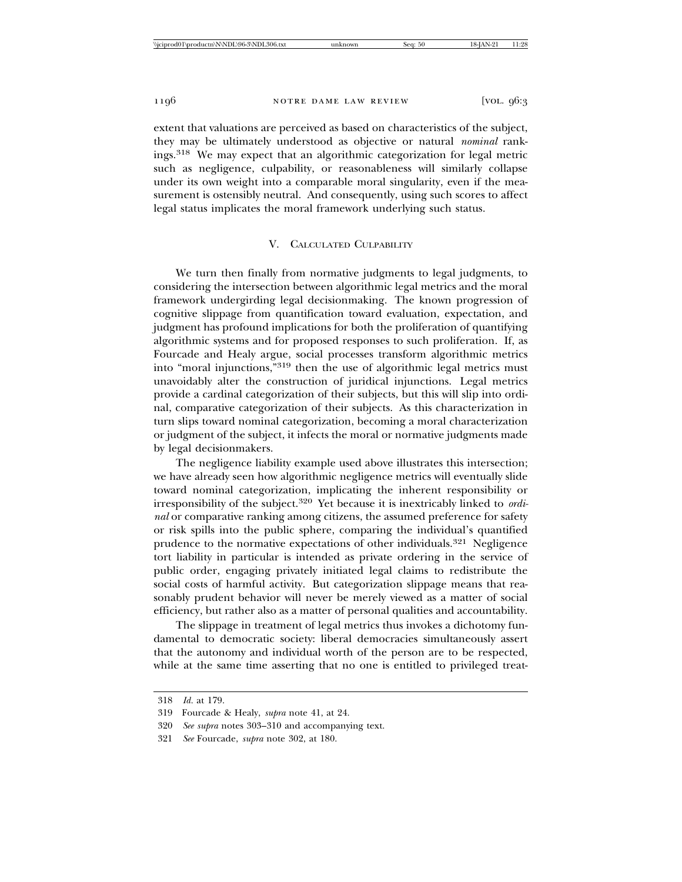extent that valuations are perceived as based on characteristics of the subject, they may be ultimately understood as objective or natural *nominal* rankings.[318] We may expect that an algorithmic categorization for legal metric such as negligence, culpability, or reasonableness will similarly collapse under its own weight into a comparable moral singularity, even if the measurement is ostensibly neutral. And consequently, using such scores to affect legal status implicates the moral framework underlying such status.

## V. Calculated Culpability

We turn then finally from normative judgments to legal judgments, to considering the intersection between algorithmic legal metrics and the moral framework undergirding legal decisionmaking. The known progression of cognitive slippage from quantification toward evaluation, expectation, and judgment has profound implications for both the proliferation of quantifying algorithmic systems and for proposed responses to such proliferation. If, as Fourcade and Healy argue, social processes transform algorithmic metrics into "moral injunctions,"[319] then the use of algorithmic legal metrics must unavoidably alter the construction of juridical injunctions. Legal metrics provide a cardinal categorization of their subjects, but this will slip into ordinal, comparative categorization of their subjects. As this characterization in turn slips toward nominal categorization, becoming a moral characterization or judgment of the subject, it infects the moral or normative judgments made by legal decisionmakers.

The negligence liability example used above illustrates this intersection; we have already seen how algorithmic negligence metrics will eventually slide toward nominal categorization, implicating the inherent responsibility or irresponsibility of the subject.[320] Yet because it is inextricably linked to *ordinal* or comparative ranking among citizens, the assumed preference for safety or risk spills into the public sphere, comparing the individual's quantified prudence to the normative expectations of other individuals.[321] Negligence tort liability in particular is intended as private ordering in the service of public order, engaging privately initiated legal claims to redistribute the social costs of harmful activity. But categorization slippage means that reasonably prudent behavior will never be merely viewed as a matter of social efficiency, but rather also as a matter of personal qualities and accountability.

The slippage in treatment of legal metrics thus invokes a dichotomy fundamental to democratic society: liberal democracies simultaneously assert that the autonomy and individual worth of the person are to be respected, while at the same time asserting that no one is entitled to privileged treat-

---

318 *Id.* at 179.

319 Fourcade & Healy, *supra* note 41, at 24.

320 *See supra* notes 303–310 and accompanying text.

321 *See* Fourcade, *supra* note 302, at 180.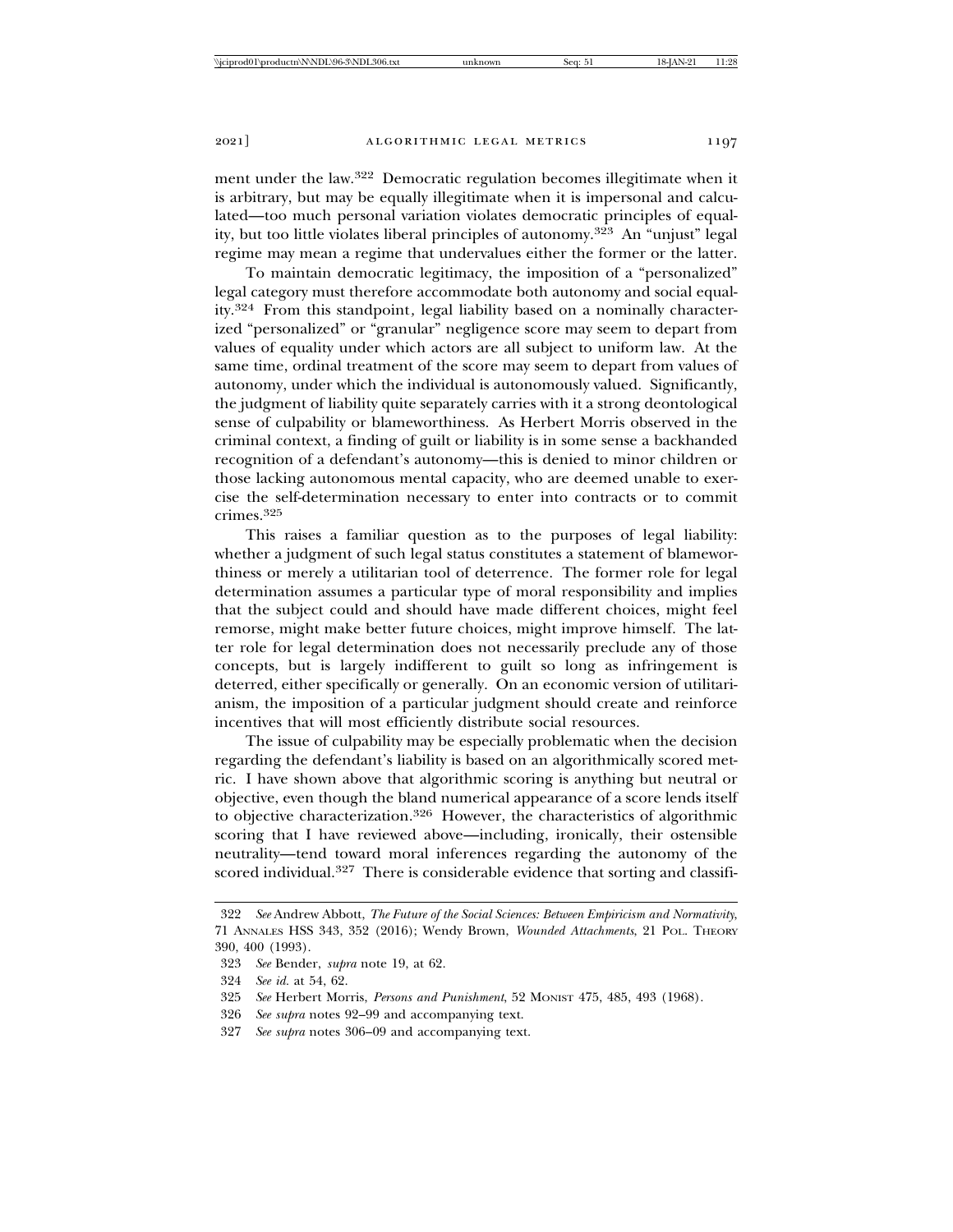ment under the law.[322] Democratic regulation becomes illegitimate when it is arbitrary, but may be equally illegitimate when it is impersonal and calculated—too much personal variation violates democratic principles of equality, but too little violates liberal principles of autonomy.[323] An "unjust" legal regime may mean a regime that undervalues either the former or the latter.

To maintain democratic legitimacy, the imposition of a "personalized" legal category must therefore accommodate both autonomy and social equality.[324] From this standpoint, legal liability based on a nominally characterized "personalized" or "granular" negligence score may seem to depart from values of equality under which actors are all subject to uniform law. At the same time, ordinal treatment of the score may seem to depart from values of autonomy, under which the individual is autonomously valued. Significantly, the judgment of liability quite separately carries with it a strong deontological sense of culpability or blameworthiness. As Herbert Morris observed in the criminal context, a finding of guilt or liability is in some sense a backhanded recognition of a defendant's autonomy—this is denied to minor children or those lacking autonomous mental capacity, who are deemed unable to exercise the self-determination necessary to enter into contracts or to commit crimes.[325]

This raises a familiar question as to the purposes of legal liability: whether a judgment of such legal status constitutes a statement of blameworthiness or merely a utilitarian tool of deterrence. The former role for legal determination assumes a particular type of moral responsibility and implies that the subject could and should have made different choices, might feel remorse, might make better future choices, might improve himself. The latter role for legal determination does not necessarily preclude any of those concepts, but is largely indifferent to guilt so long as infringement is deterred, either specifically or generally. On an economic version of utilitarianism, the imposition of a particular judgment should create and reinforce incentives that will most efficiently distribute social resources.

The issue of culpability may be especially problematic when the decision regarding the defendant's liability is based on an algorithmically scored metric. I have shown above that algorithmic scoring is anything but neutral or objective, even though the bland numerical appearance of a score lends itself to objective characterization.[326] However, the characteristics of algorithmic scoring that I have reviewed above—including, ironically, their ostensible neutrality—tend toward moral inferences regarding the autonomy of the scored individual.[327] There is considerable evidence that sorting and classifi-

---

322 *See* Andrew Abbott, *The Future of the Social Sciences: Between Empiricism and Normativity*, 71 ANNALES HSS 343, 352 (2016); Wendy Brown, *Wounded Attachments*, 21 POL. THEORY 390, 400 (1993).

323 *See* Bender, *supra* note 19, at 62.

324 *See id.* at 54, 62.

325 *See* Herbert Morris, *Persons and Punishment*, 52 MONIST 475, 485, 493 (1968).

326 *See supra* notes 92–99 and accompanying text.

327 *See supra* notes 306–09 and accompanying text.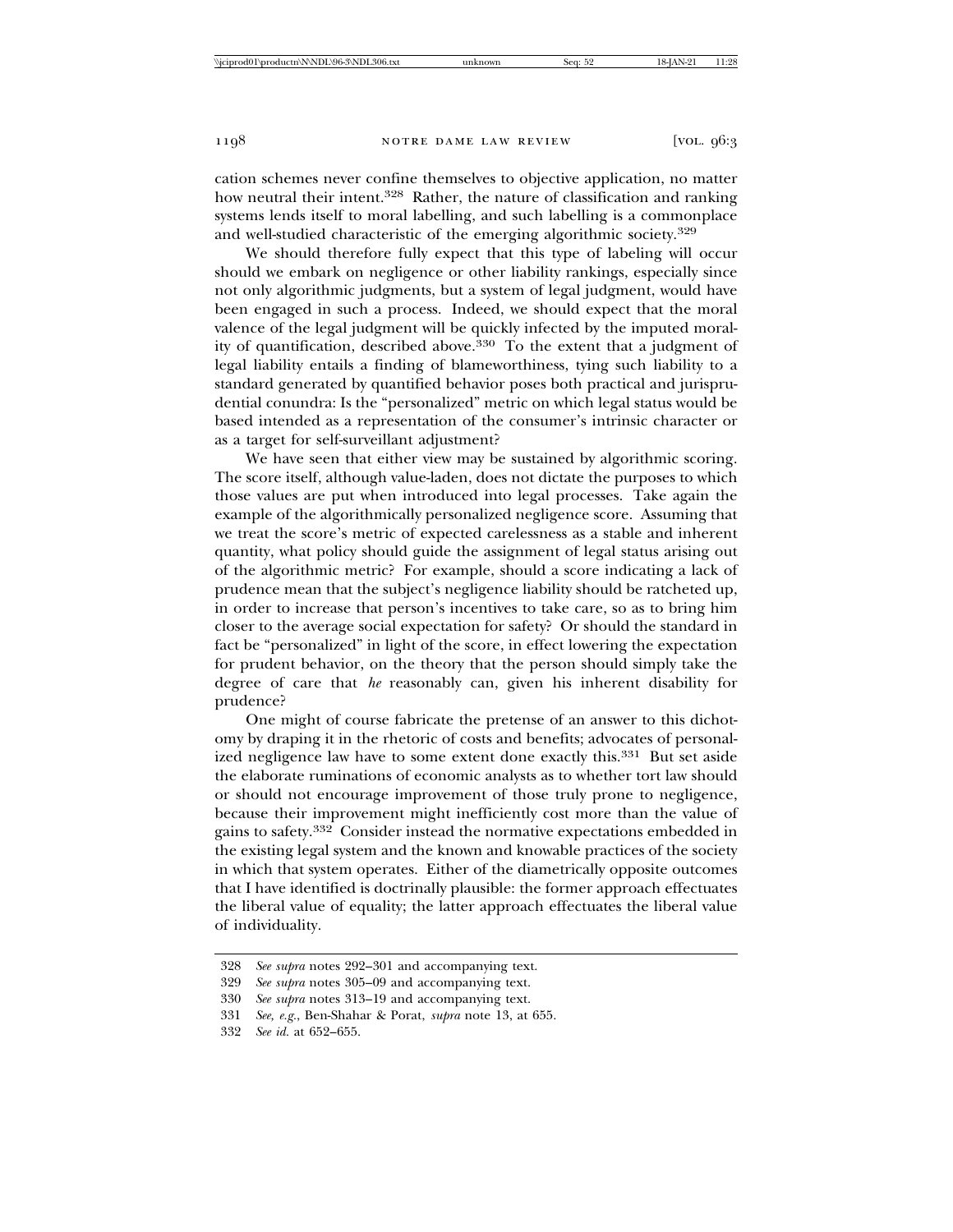cation schemes never confine themselves to objective application, no matter how neutral their intent.[328] Rather, the nature of classification and ranking systems lends itself to moral labelling, and such labelling is a commonplace and well-studied characteristic of the emerging algorithmic society.[329]

We should therefore fully expect that this type of labeling will occur should we embark on negligence or other liability rankings, especially since not only algorithmic judgments, but a system of legal judgment, would have been engaged in such a process. Indeed, we should expect that the moral valence of the legal judgment will be quickly infected by the imputed morality of quantification, described above.[330] To the extent that a judgment of legal liability entails a finding of blameworthiness, tying such liability to a standard generated by quantified behavior poses both practical and jurisprudential conundra: Is the "personalized" metric on which legal status would be based intended as a representation of the consumer's intrinsic character or as a target for self-surveillant adjustment?

We have seen that either view may be sustained by algorithmic scoring. The score itself, although value-laden, does not dictate the purposes to which those values are put when introduced into legal processes. Take again the example of the algorithmically personalized negligence score. Assuming that we treat the score's metric of expected carelessness as a stable and inherent quantity, what policy should guide the assignment of legal status arising out of the algorithmic metric? For example, should a score indicating a lack of prudence mean that the subject's negligence liability should be ratcheted up, in order to increase that person's incentives to take care, so as to bring him closer to the average social expectation for safety? Or should the standard in fact be "personalized" in light of the score, in effect lowering the expectation for prudent behavior, on the theory that the person should simply take the degree of care that *he* reasonably can, given his inherent disability for prudence?

One might of course fabricate the pretense of an answer to this dichotomy by draping it in the rhetoric of costs and benefits; advocates of personalized negligence law have to some extent done exactly this.[331] But set aside the elaborate ruminations of economic analysts as to whether tort law should or should not encourage improvement of those truly prone to negligence, because their improvement might inefficiently cost more than the value of gains to safety.[332] Consider instead the normative expectations embedded in the existing legal system and the known and knowable practices of the society in which that system operates. Either of the diametrically opposite outcomes that I have identified is doctrinally plausible: the former approach effectuates the liberal value of equality; the latter approach effectuates the liberal value of individuality.

---

328 *See supra* notes 292–301 and accompanying text.

329 *See supra* notes 305–09 and accompanying text.

330 *See supra* notes 313–19 and accompanying text.

331 *See, e.g.*, Ben-Shahar & Porat, *supra* note 13, at 655.

332 *See id.* at 652–655.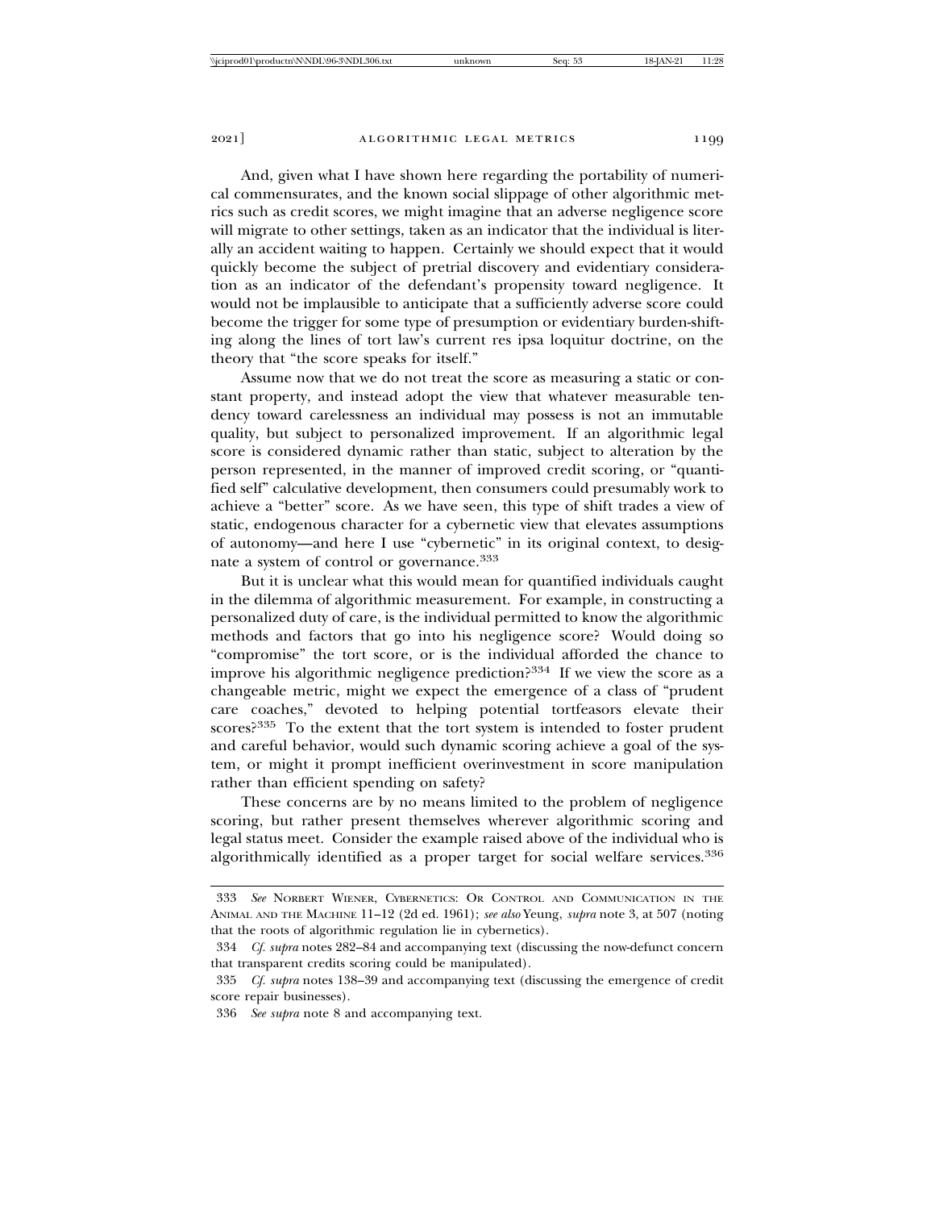And, given what I have shown here regarding the portability of numerical commensurates, and the known social slippage of other algorithmic metrics such as credit scores, we might imagine that an adverse negligence score will migrate to other settings, taken as an indicator that the individual is literally an accident waiting to happen. Certainly we should expect that it would quickly become the subject of pretrial discovery and evidentiary consideration as an indicator of the defendant's propensity toward negligence. It would not be implausible to anticipate that a sufficiently adverse score could become the trigger for some type of presumption or evidentiary burden-shifting along the lines of tort law's current res ipsa loquitur doctrine, on the theory that "the score speaks for itself."

Assume now that we do not treat the score as measuring a static or constant property, and instead adopt the view that whatever measurable tendency toward carelessness an individual may possess is not an immutable quality, but subject to personalized improvement. If an algorithmic legal score is considered dynamic rather than static, subject to alteration by the person represented, in the manner of improved credit scoring, or "quantified self" calculative development, then consumers could presumably work to achieve a "better" score. As we have seen, this type of shift trades a view of static, endogenous character for a cybernetic view that elevates assumptions of autonomy—and here I use "cybernetic" in its original context, to designate a system of control or governance.[333]

But it is unclear what this would mean for quantified individuals caught in the dilemma of algorithmic measurement. For example, in constructing a personalized duty of care, is the individual permitted to know the algorithmic methods and factors that go into his negligence score? Would doing so "compromise" the tort score, or is the individual afforded the chance to improve his algorithmic negligence prediction?[334] If we view the score as a changeable metric, might we expect the emergence of a class of "prudent care coaches," devoted to helping potential tortfeasors elevate their scores?[335] To the extent that the tort system is intended to foster prudent and careful behavior, would such dynamic scoring achieve a goal of the system, or might it prompt inefficient overinvestment in score manipulation rather than efficient spending on safety?

These concerns are by no means limited to the problem of negligence scoring, but rather present themselves wherever algorithmic scoring and legal status meet. Consider the example raised above of the individual who is algorithmically identified as a proper target for social welfare services.[336]

---

333 *See* NORBERT WIENER, CYBERNETICS: OR CONTROL AND COMMUNICATION IN THE ANIMAL AND THE MACHINE 11–12 (2d ed. 1961); *see also* Yeung, *supra* note 3, at 507 (noting that the roots of algorithmic regulation lie in cybernetics).

334 *Cf. supra* notes 282–84 and accompanying text (discussing the now-defunct concern that transparent credits scoring could be manipulated).

335 *Cf. supra* notes 138–39 and accompanying text (discussing the emergence of credit score repair businesses).

336 *See supra* note 8 and accompanying text.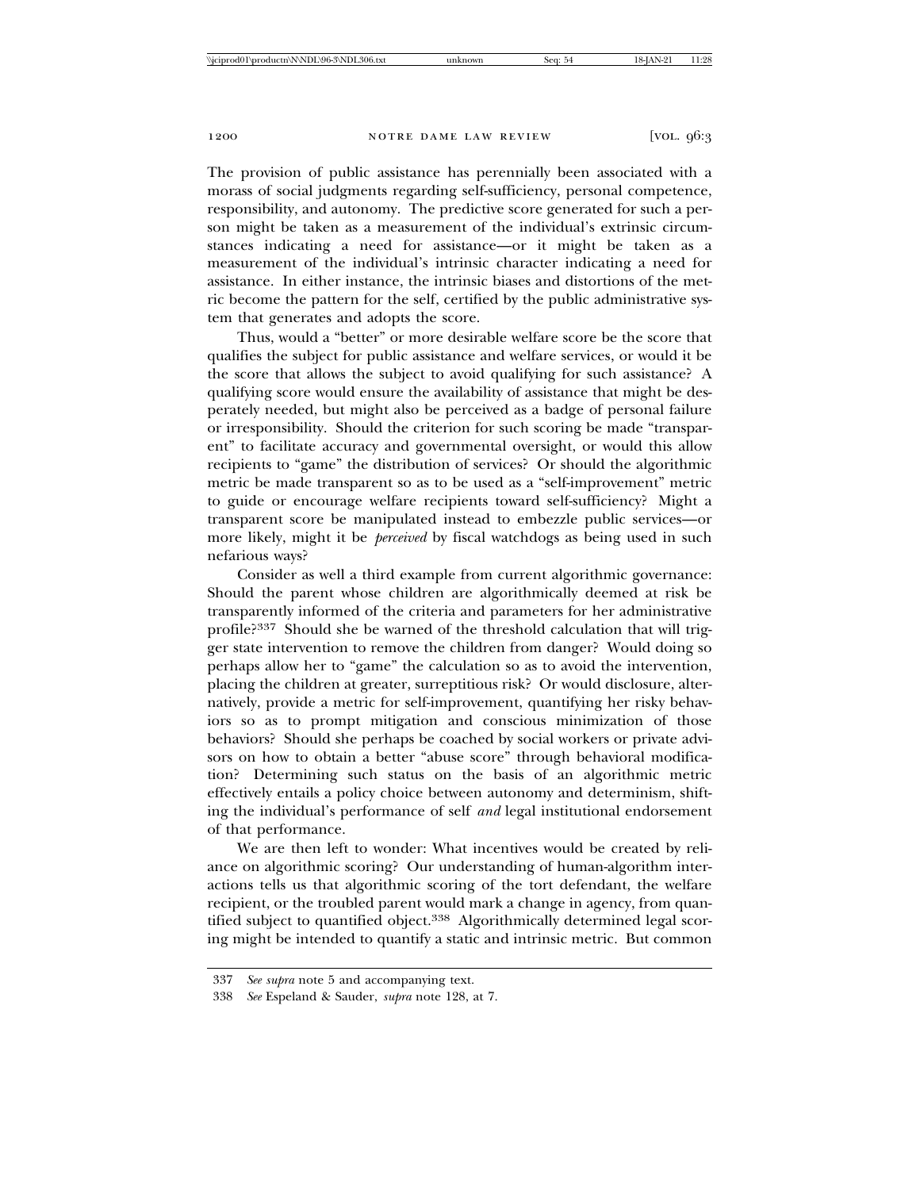The provision of public assistance has perennially been associated with a morass of social judgments regarding self-sufficiency, personal competence, responsibility, and autonomy. The predictive score generated for such a person might be taken as a measurement of the individual's extrinsic circumstances indicating a need for assistance—or it might be taken as a measurement of the individual's intrinsic character indicating a need for assistance. In either instance, the intrinsic biases and distortions of the metric become the pattern for the self, certified by the public administrative system that generates and adopts the score.

Thus, would a "better" or more desirable welfare score be the score that qualifies the subject for public assistance and welfare services, or would it be the score that allows the subject to avoid qualifying for such assistance? A qualifying score would ensure the availability of assistance that might be desperately needed, but might also be perceived as a badge of personal failure or irresponsibility. Should the criterion for such scoring be made "transparent" to facilitate accuracy and governmental oversight, or would this allow recipients to "game" the distribution of services? Or should the algorithmic metric be made transparent so as to be used as a "self-improvement" metric to guide or encourage welfare recipients toward self-sufficiency? Might a transparent score be manipulated instead to embezzle public services—or more likely, might it be *perceived* by fiscal watchdogs as being used in such nefarious ways?

Consider as well a third example from current algorithmic governance: Should the parent whose children are algorithmically deemed at risk be transparently informed of the criteria and parameters for her administrative profile?[337] Should she be warned of the threshold calculation that will trigger state intervention to remove the children from danger? Would doing so perhaps allow her to "game" the calculation so as to avoid the intervention, placing the children at greater, surreptitious risk? Or would disclosure, alternatively, provide a metric for self-improvement, quantifying her risky behaviors so as to prompt mitigation and conscious minimization of those behaviors? Should she perhaps be coached by social workers or private advisors on how to obtain a better "abuse score" through behavioral modification? Determining such status on the basis of an algorithmic metric effectively entails a policy choice between autonomy and determinism, shifting the individual's performance of self *and* legal institutional endorsement of that performance.

We are then left to wonder: What incentives would be created by reliance on algorithmic scoring? Our understanding of human-algorithm interactions tells us that algorithmic scoring of the tort defendant, the welfare recipient, or the troubled parent would mark a change in agency, from quantified subject to quantified object.[338] Algorithmically determined legal scoring might be intended to quantify a static and intrinsic metric. But common

---

337 *See supra* note 5 and accompanying text.

338 *See* Espeland & Sauder, *supra* note 128, at 7.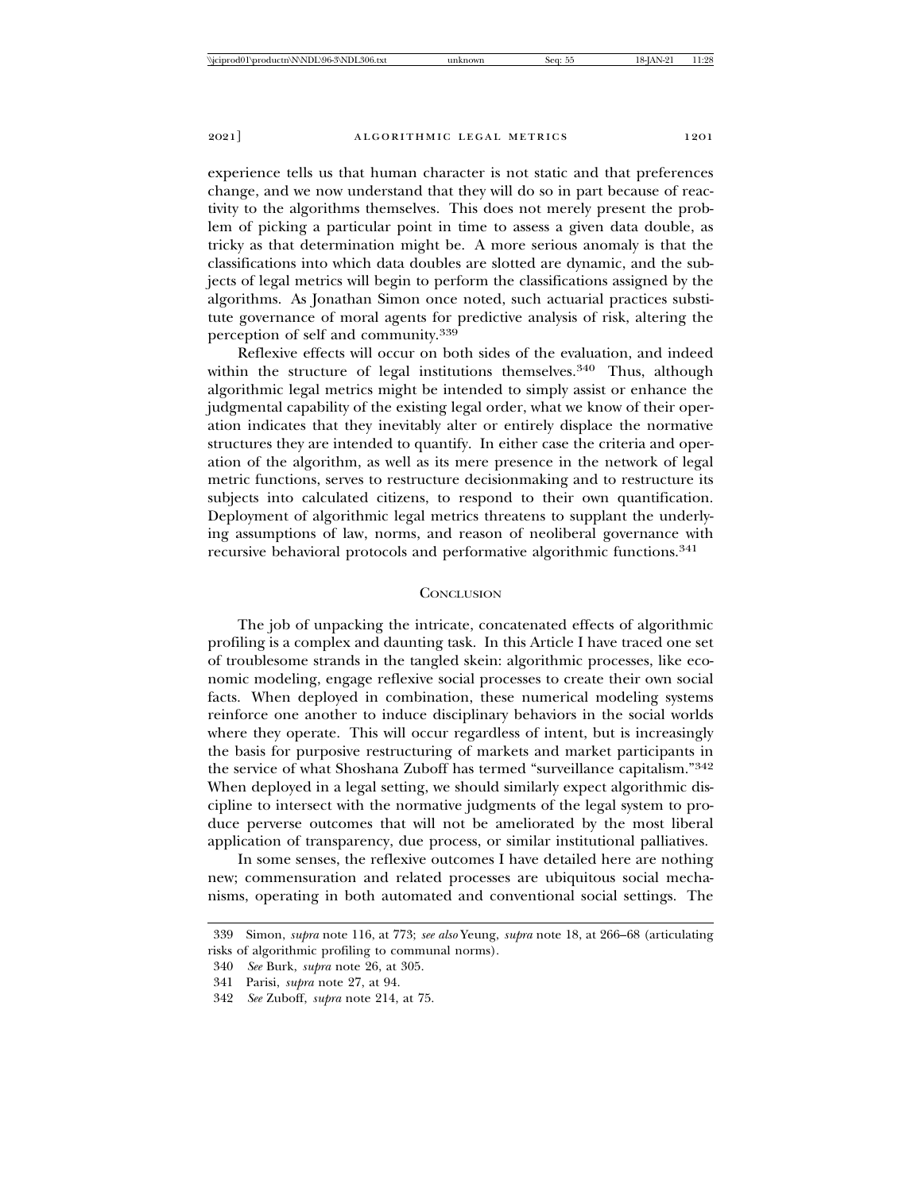experience tells us that human character is not static and that preferences change, and we now understand that they will do so in part because of reactivity to the algorithms themselves. This does not merely present the problem of picking a particular point in time to assess a given data double, as tricky as that determination might be. A more serious anomaly is that the classifications into which data doubles are slotted are dynamic, and the subjects of legal metrics will begin to perform the classifications assigned by the algorithms. As Jonathan Simon once noted, such actuarial practices substitute governance of moral agents for predictive analysis of risk, altering the perception of self and community.[339]

Reflexive effects will occur on both sides of the evaluation, and indeed within the structure of legal institutions themselves.[340] Thus, although algorithmic legal metrics might be intended to simply assist or enhance the judgmental capability of the existing legal order, what we know of their operation indicates that they inevitably alter or entirely displace the normative structures they are intended to quantify. In either case the criteria and operation of the algorithm, as well as its mere presence in the network of legal metric functions, serves to restructure decisionmaking and to restructure its subjects into calculated citizens, to respond to their own quantification. Deployment of algorithmic legal metrics threatens to supplant the underlying assumptions of law, norms, and reason of neoliberal governance with recursive behavioral protocols and performative algorithmic functions.[341]

## Conclusion

The job of unpacking the intricate, concatenated effects of algorithmic profiling is a complex and daunting task. In this Article I have traced one set of troublesome strands in the tangled skein: algorithmic processes, like economic modeling, engage reflexive social processes to create their own social facts. When deployed in combination, these numerical modeling systems reinforce one another to induce disciplinary behaviors in the social worlds where they operate. This will occur regardless of intent, but is increasingly the basis for purposive restructuring of markets and market participants in the service of what Shoshana Zuboff has termed "surveillance capitalism."[342] When deployed in a legal setting, we should similarly expect algorithmic discipline to intersect with the normative judgments of the legal system to produce perverse outcomes that will not be ameliorated by the most liberal application of transparency, due process, or similar institutional palliatives.

In some senses, the reflexive outcomes I have detailed here are nothing new; commensuration and related processes are ubiquitous social mechanisms, operating in both automated and conventional social settings. The

---

339 Simon, *supra* note 116, at 773; *see also* Yeung, *supra* note 18, at 266–68 (articulating risks of algorithmic profiling to communal norms).

340 *See* Burk, *supra* note 26, at 305.

341 Parisi, *supra* note 27, at 94.

342 *See* Zuboff, *supra* note 214, at 75.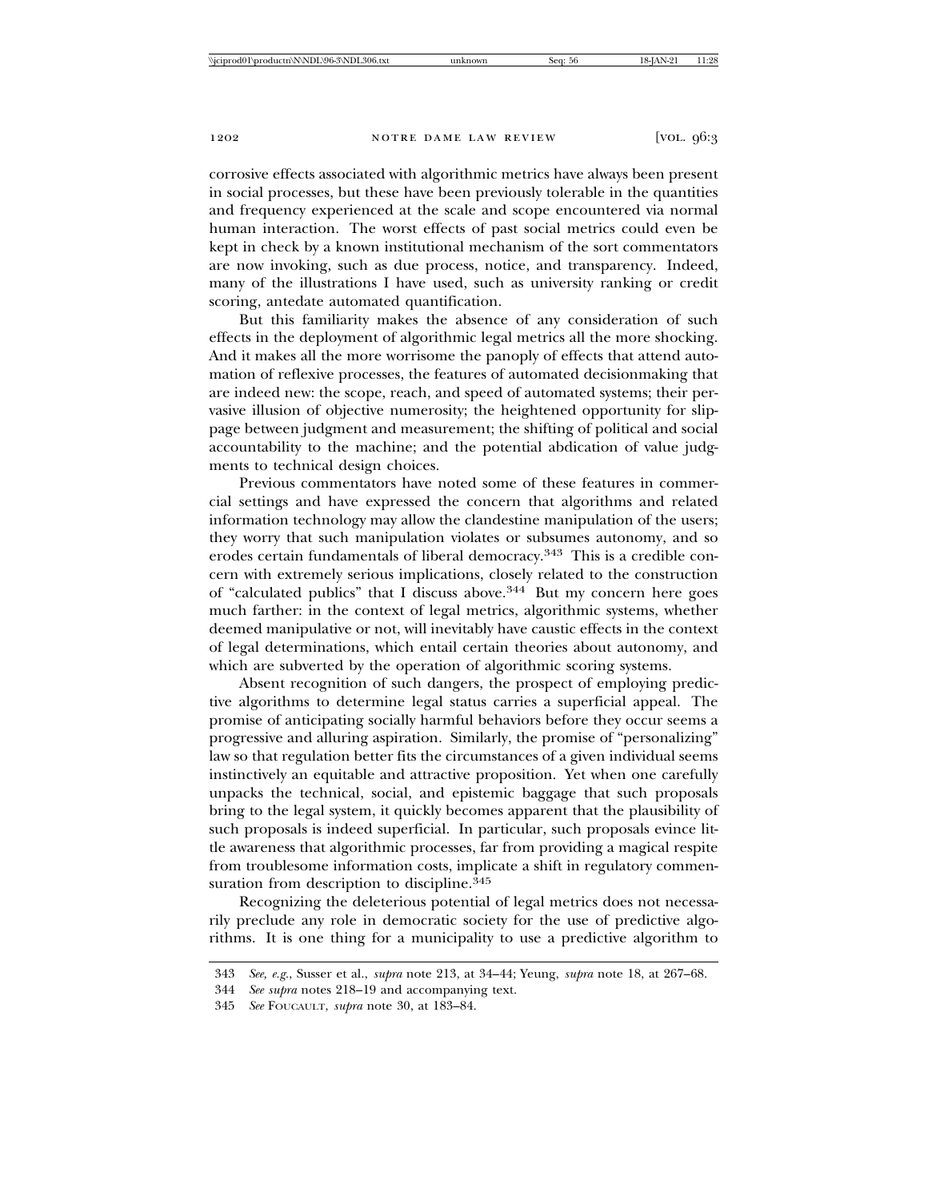corrosive effects associated with algorithmic metrics have always been present in social processes, but these have been previously tolerable in the quantities and frequency experienced at the scale and scope encountered via normal human interaction. The worst effects of past social metrics could even be kept in check by a known institutional mechanism of the sort commentators are now invoking, such as due process, notice, and transparency. Indeed, many of the illustrations I have used, such as university ranking or credit scoring, antedate automated quantification.

But this familiarity makes the absence of any consideration of such effects in the deployment of algorithmic legal metrics all the more shocking. And it makes all the more worrisome the panoply of effects that attend automation of reflexive processes, the features of automated decisionmaking that are indeed new: the scope, reach, and speed of automated systems; their pervasive illusion of objective numerosity; the heightened opportunity for slippage between judgment and measurement; the shifting of political and social accountability to the machine; and the potential abdication of value judgments to technical design choices.

Previous commentators have noted some of these features in commercial settings and have expressed the concern that algorithms and related information technology may allow the clandestine manipulation of the users; they worry that such manipulation violates or subsumes autonomy, and so erodes certain fundamentals of liberal democracy.[343] This is a credible concern with extremely serious implications, closely related to the construction of "calculated publics" that I discuss above.[344] But my concern here goes much farther: in the context of legal metrics, algorithmic systems, whether deemed manipulative or not, will inevitably have caustic effects in the context of legal determinations, which entail certain theories about autonomy, and which are subverted by the operation of algorithmic scoring systems.

Absent recognition of such dangers, the prospect of employing predictive algorithms to determine legal status carries a superficial appeal. The promise of anticipating socially harmful behaviors before they occur seems a progressive and alluring aspiration. Similarly, the promise of "personalizing" law so that regulation better fits the circumstances of a given individual seems instinctively an equitable and attractive proposition. Yet when one carefully unpacks the technical, social, and epistemic baggage that such proposals bring to the legal system, it quickly becomes apparent that the plausibility of such proposals is indeed superficial. In particular, such proposals evince little awareness that algorithmic processes, far from providing a magical respite from troublesome information costs, implicate a shift in regulatory commensuration from description to discipline.[345]

Recognizing the deleterious potential of legal metrics does not necessarily preclude any role in democratic society for the use of predictive algorithms. It is one thing for a municipality to use a predictive algorithm to

---

343 *See, e.g.*, Susser et al., *supra* note 213, at 34–44; Yeung, *supra* note 18, at 267–68.

344 *See supra* notes 218–19 and accompanying text.

345 *See* FOUCAULT, *supra* note 30, at 183–84.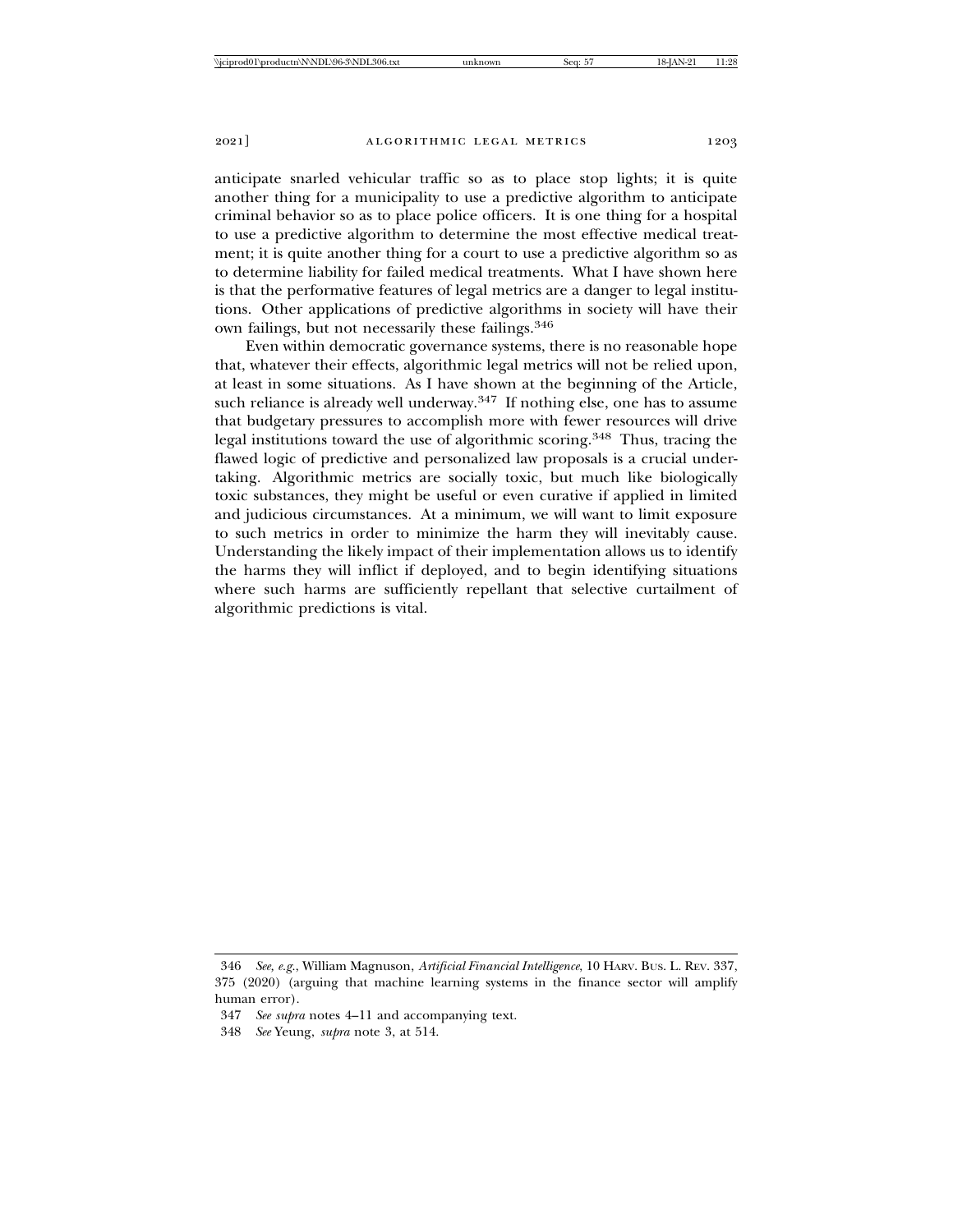anticipate snarled vehicular traffic so as to place stop lights; it is quite another thing for a municipality to use a predictive algorithm to anticipate criminal behavior so as to place police officers. It is one thing for a hospital to use a predictive algorithm to determine the most effective medical treatment; it is quite another thing for a court to use a predictive algorithm so as to determine liability for failed medical treatments. What I have shown here is that the performative features of legal metrics are a danger to legal institutions. Other applications of predictive algorithms in society will have their own failings, but not necessarily these failings.[346]

Even within democratic governance systems, there is no reasonable hope that, whatever their effects, algorithmic legal metrics will not be relied upon, at least in some situations. As I have shown at the beginning of the Article, such reliance is already well underway.[347] If nothing else, one has to assume that budgetary pressures to accomplish more with fewer resources will drive legal institutions toward the use of algorithmic scoring.[348] Thus, tracing the flawed logic of predictive and personalized law proposals is a crucial undertaking. Algorithmic metrics are socially toxic, but much like biologically toxic substances, they might be useful or even curative if applied in limited and judicious circumstances. At a minimum, we will want to limit exposure to such metrics in order to minimize the harm they will inevitably cause. Understanding the likely impact of their implementation allows us to identify the harms they will inflict if deployed, and to begin identifying situations where such harms are sufficiently repellant that selective curtailment of algorithmic predictions is vital.

---

346 *See, e.g.*, William Magnuson, *Artificial Financial Intelligence*, 10 HARV. BUS. L. REV. 337, 375 (2020) (arguing that machine learning systems in the finance sector will amplify human error).

347 *See supra* notes 4–11 and accompanying text.

348 *See* Yeung, *supra* note 3, at 514.